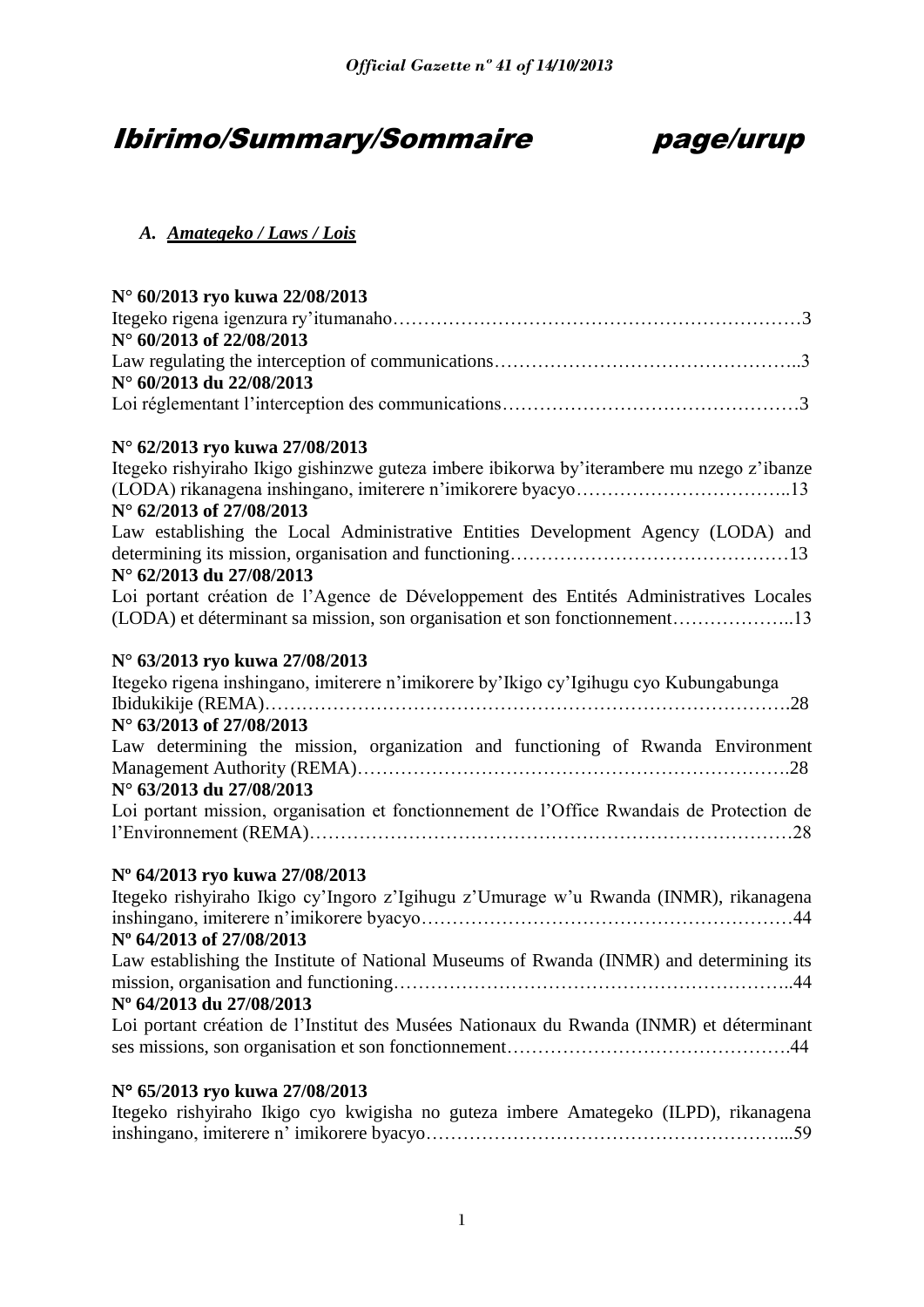# Ibirimo/Summary/Sommaire page/urup

## A. Amategeko / Laws / Lois

**N° 60/2013 ryo kuwa 22/08/2013**
Itegeko rigena igenzura ry'itumanaho…………………………………………………………3
**N° 60/2013 of 22/08/2013**
Law regulating the interception of communications………………………………………..3
**N° 60/2013 du 22/08/2013**
Loi réglementant l'interception des communications………………………………………3

**N° 62/2013 ryo kuwa 27/08/2013**
Itegeko rishyiraho Ikigo gishinzwe guteza imbere ibikorwa by'iterambere mu nzego z'ibanze (LODA) rikanagena inshingano, imiterere n'imikorere byacyo……………………………..13
**N° 62/2013 of 27/08/2013**
Law establishing the Local Administrative Entities Development Agency (LODA) and determining its mission, organisation and functioning………………………………………13
**N° 62/2013 du 27/08/2013**
Loi portant création de l'Agence de Développement des Entités Administratives Locales (LODA) et déterminant sa mission, son organisation et son fonctionnement………………..13

**N° 63/2013 ryo kuwa 27/08/2013**
Itegeko rigena inshingano, imiterere n'imikorere by'Ikigo cy'Igihugu cyo Kubungabunga Ibidukikije (REMA)……………………………………………………………………….28
**N° 63/2013 of 27/08/2013**
Law determining the mission, organization and functioning of Rwanda Environment Management Authority (REMA)………………………………………………………….28
**N° 63/2013 du 27/08/2013**
Loi portant mission, organisation et fonctionnement de l'Office Rwandais de Protection de l'Environnement (REMA)…………………………………………………………………28

**Nº 64/2013 ryo kuwa 27/08/2013**
Itegeko rishyiraho Ikigo cy'Ingoro z'Igihugu z'Umurage w'u Rwanda (INMR), rikanagena inshingano, imiterere n'imikorere byacyo……………………………………………………44
**Nº 64/2013 of 27/08/2013**
Law establishing the Institute of National Museums of Rwanda (INMR) and determining its mission, organisation and functioning……………………………………………………..44
**Nº 64/2013 du 27/08/2013**
Loi portant création de l'Institut des Musées Nationaux du Rwanda (INMR) et déterminant ses missions, son organisation et son fonctionnement……………………………………….44

**N° 65/2013 ryo kuwa 27/08/2013**
Itegeko rishyiraho Ikigo cyo kwigisha no guteza imbere Amategeko (ILPD), rikanagena inshingano, imiterere n' imikorere byacyo…………………………………………………...59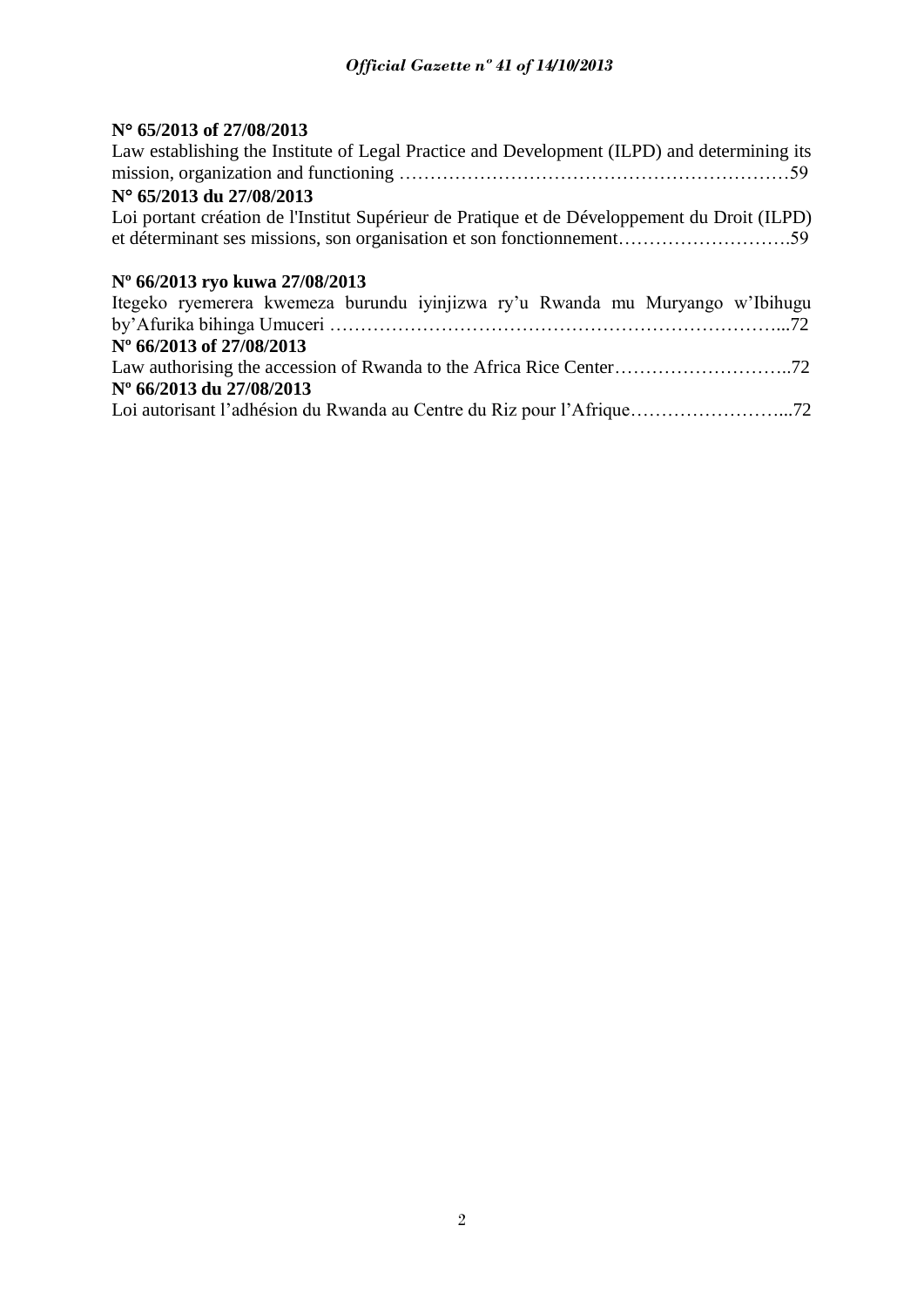**N° 65/2013 of 27/08/2013**
Law establishing the Institute of Legal Practice and Development (ILPD) and determining its mission, organization and functioning ………………………………………………………59

**N° 65/2013 du 27/08/2013**
Loi portant création de l'Institut Supérieur de Pratique et de Développement du Droit (ILPD) et déterminant ses missions, son organisation et son fonctionnement……………………….59

**Nº 66/2013 ryo kuwa 27/08/2013**
Itegeko ryemerera kwemeza burundu iyinjizwa ry'u Rwanda mu Muryango w'Ibihugu by'Afurika bihinga Umuceri ………………………………………………………………...72

**Nº 66/2013 of 27/08/2013**
Law authorising the accession of Rwanda to the Africa Rice Center………………………..72

**Nº 66/2013 du 27/08/2013**
Loi autorisant l'adhésion du Rwanda au Centre du Riz pour l'Afrique……………………...72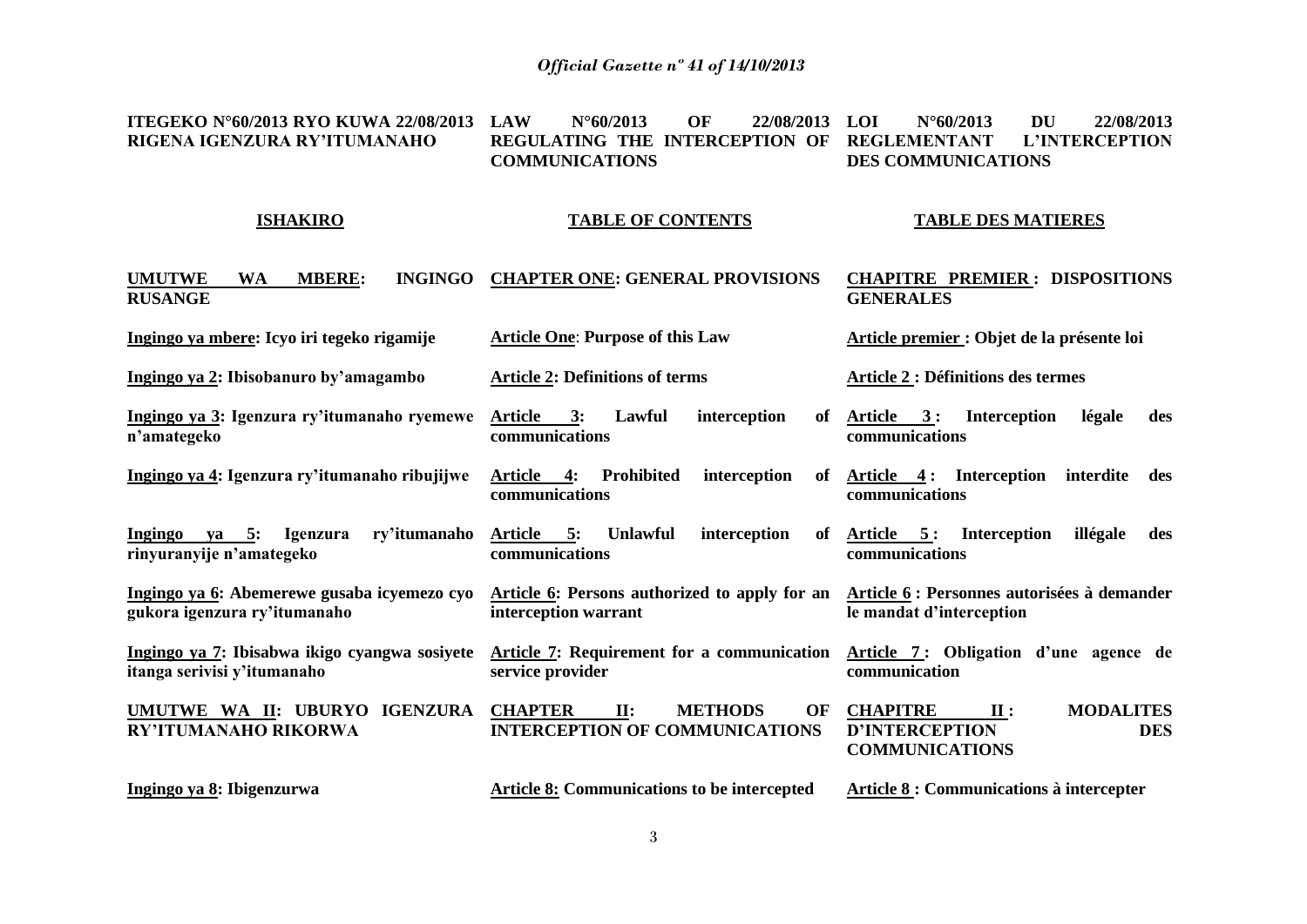**ITEGEKO N°60/2013 RYO KUWA 22/08/2013 RIGENA IGENZURA RY'ITUMANAHO**

**LAW N°60/2013 OF 22/08/2013 REGULATING THE INTERCEPTION OF COMMUNICATIONS**

**LOI N°60/2013 DU 22/08/2013 REGLEMENTANT L'INTERCEPTION DES COMMUNICATIONS**

| **ISHAKIRO** | **TABLE OF CONTENTS** | **TABLE DES MATIERES** |
|---|---|---|
| **UMUTWE WA MBERE: INGINGO RUSANGE** | **CHAPTER ONE: GENERAL PROVISIONS** | **CHAPITRE PREMIER : DISPOSITIONS GENERALES** |
| **Ingingo ya mbere: Icyo iri tegeko rigamije** | **Article One: Purpose of this Law** | **Article premier : Objet de la présente loi** |
| **Ingingo ya 2: Ibisobanuro by'amagambo** | **Article 2: Definitions of terms** | **Article 2 : Définitions des termes** |
| **Ingingo ya 3: Igenzura ry'itumanaho ryemewe n'amategeko** | **Article 3: Lawful interception of communications** | **Article 3 : Interception légale des communications** |
| **Ingingo ya 4: Igenzura ry'itumanaho ribujijwe** | **Article 4: Prohibited interception of communications** | **Article 4 : Interception interdite des communications** |
| **Ingingo ya 5: Igenzura ry'itumanaho rinyuranyije n'amategeko** | **Article 5: Unlawful interception of communications** | **Article 5 : Interception illégale des communications** |
| **Ingingo ya 6: Abemerewe gusaba icyemezo cyo gukora igenzura ry'itumanaho** | **Article 6: Persons authorized to apply for an interception warrant** | **Article 6 : Personnes autorisées à demander le mandat d'interception** |
| **Ingingo ya 7: Ibisabwa ikigo cyangwa sosiyete itanga serivisi y'itumanaho** | **Article 7: Requirement for a communication service provider** | **Article 7 : Obligation d'une agence de communication** |
| **UMUTWE WA II: UBURYO IGENZURA RY'ITUMANAHO RIKORWA** | **CHAPTER II: METHODS OF INTERCEPTION OF COMMUNICATIONS** | **CHAPITRE II : MODALITES D'INTERCEPTION DES COMMUNICATIONS** |
| **Ingingo ya 8: Ibigenzurwa** | **Article 8: Communications to be intercepted** | **Article 8 : Communications à intercepter** |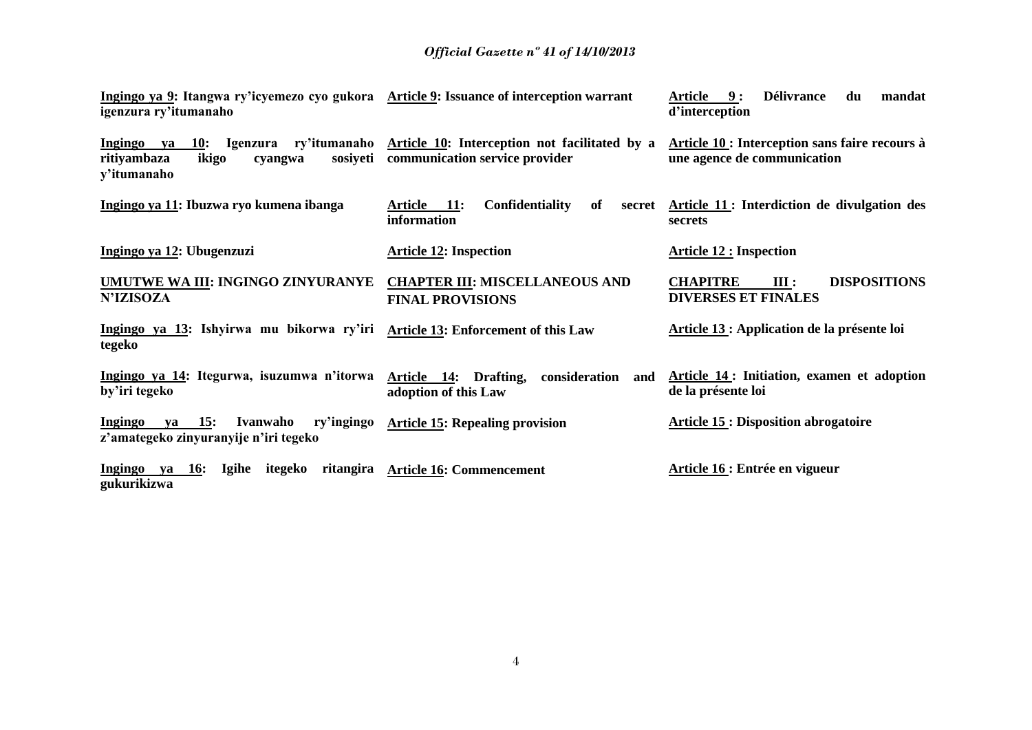**Ingingo ya 9: Itangwa ry'icyemezo cyo gukora igenzura ry'itumanaho**

**Ingingo ya 10: Igenzura ry'itumanaho ritiyambaza ikigo cyangwa sosiyeti y'itumanaho**

**Ingingo ya 11: Ibuzwa ryo kumena ibanga**

**Ingingo ya 12: Ubugenzuzi**

**UMUTWE WA III: INGINGO ZINYURANYE N'IZISOZA**

**Ingingo ya 13: Ishyirwa mu bikorwa ry'iri tegeko**

**Ingingo ya 14: Itegurwa, isuzumwa n'itorwa by'iri tegeko**

**Ingingo ya 15: Ivanwaho ry'ingingo z'amategeko zinyuranyije n'iri tegeko**

**Ingingo ya 16: Igihe itegeko ritangira gukurikizwa**

**Article 9: Issuance of interception warrant**

**Article 10: Interception not facilitated by a communication service provider**

**Article 11: Confidentiality of secret information**

**Article 12: Inspection**

**CHAPTER III: MISCELLANEOUS AND FINAL PROVISIONS**

**Article 13: Enforcement of this Law**

**Article 14: Drafting, consideration and adoption of this Law**

**Article 15: Repealing provision**

**Article 16: Commencement**

**Article 9 : Délivrance du mandat d'interception**

**Article 10 : Interception sans faire recours à une agence de communication**

**Article 11 : Interdiction de divulgation des secrets**

**Article 12 : Inspection**

**CHAPITRE III : DISPOSITIONS DIVERSES ET FINALES**

**Article 13 : Application de la présente loi**

**Article 14 : Initiation, examen et adoption de la présente loi**

**Article 15 : Disposition abrogatoire**

**Article 16 : Entrée en vigueur**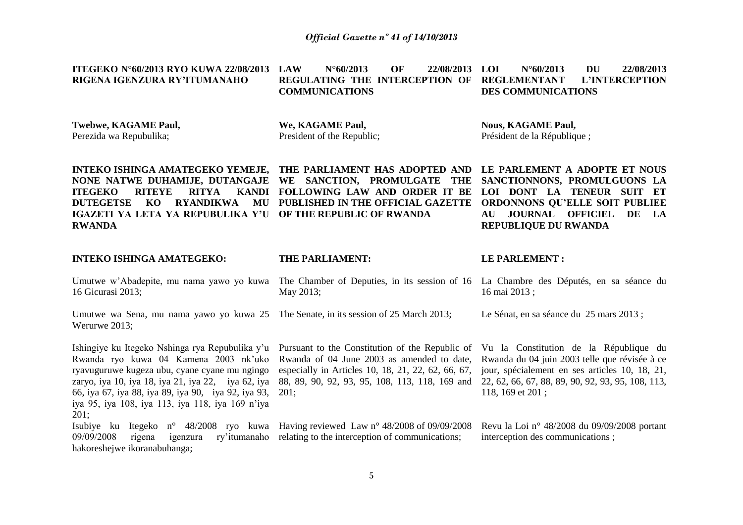**ITEGEKO N°60/2013 RYO KUWA 22/08/2013 RIGENA IGENZURA RY'ITUMANAHO**

**Twebwe, KAGAME Paul,**
Perezida wa Repubulika;

**INTEKO ISHINGA AMATEGEKO YEMEJE, NONE NATWE DUHAMIJE, DUTANGAJE ITEGEKO RITEYE RITYA KANDI DUTEGETSE KO RYANDIKWA MU IGAZETI YA LETA YA REPUBULIKA Y'U RWANDA**

**INTEKO ISHINGA AMATEGEKO:**

Umutwe w'Abadepite, mu nama yawo yo kuwa 16 Gicurasi 2013;

Umutwe wa Sena, mu nama yawo yo kuwa 25 Werurwe 2013;

Ishingiye ku Itegeko Nshinga rya Repubulika y'u Rwanda ryo kuwa 04 Kamena 2003 nk'uko ryavuguruwe kugeza ubu, cyane cyane mu ngingo zaryo, iya 10, iya 18, iya 21, iya 22, iya 62, iya 66, iya 67, iya 88, iya 89, iya 90, iya 92, iya 93, iya 95, iya 108, iya 113, iya 118, iya 169 n'iya 201;

Isubiye ku Itegeko n° 48/2008 ryo kuwa 09/09/2008 rigena igenzura ry'itumanaho hakoreshejwe ikoranabuhanga;

**LAW N°60/2013 OF 22/08/2013 REGULATING THE INTERCEPTION OF COMMUNICATIONS**

**We, KAGAME Paul,**
President of the Republic;

**THE PARLIAMENT HAS ADOPTED AND WE SANCTION, PROMULGATE THE FOLLOWING LAW AND ORDER IT BE PUBLISHED IN THE OFFICIAL GAZETTE OF THE REPUBLIC OF RWANDA**

**THE PARLIAMENT:**

The Chamber of Deputies, in its session of 16 May 2013;

The Senate, in its session of 25 March 2013;

Pursuant to the Constitution of the Republic of Rwanda of 04 June 2003 as amended to date, especially in Articles 10, 18, 21, 22, 62, 66, 67, 88, 89, 90, 92, 93, 95, 108, 113, 118, 169 and 201;

Having reviewed Law n° 48/2008 of 09/09/2008 relating to the interception of communications;

**LOI N°60/2013 DU 22/08/2013 REGLEMENTANT L'INTERCEPTION DES COMMUNICATIONS**

**Nous, KAGAME Paul,**
Président de la République ;

**LE PARLEMENT A ADOPTE ET NOUS SANCTIONNONS, PROMULGUONS LA LOI DONT LA TENEUR SUIT ET ORDONNONS QU'ELLE SOIT PUBLIEE AU JOURNAL OFFICIEL DE LA REPUBLIQUE DU RWANDA**

**LE PARLEMENT :**

La Chambre des Députés, en sa séance du 16 mai 2013 ;

Le Sénat, en sa séance du 25 mars 2013 ;

Vu la Constitution de la République du Rwanda du 04 juin 2003 telle que révisée à ce jour, spécialement en ses articles 10, 18, 21, 22, 62, 66, 67, 88, 89, 90, 92, 93, 95, 108, 113, 118, 169 et 201 ;

Revu la Loi n° 48/2008 du 09/09/2008 portant interception des communications ;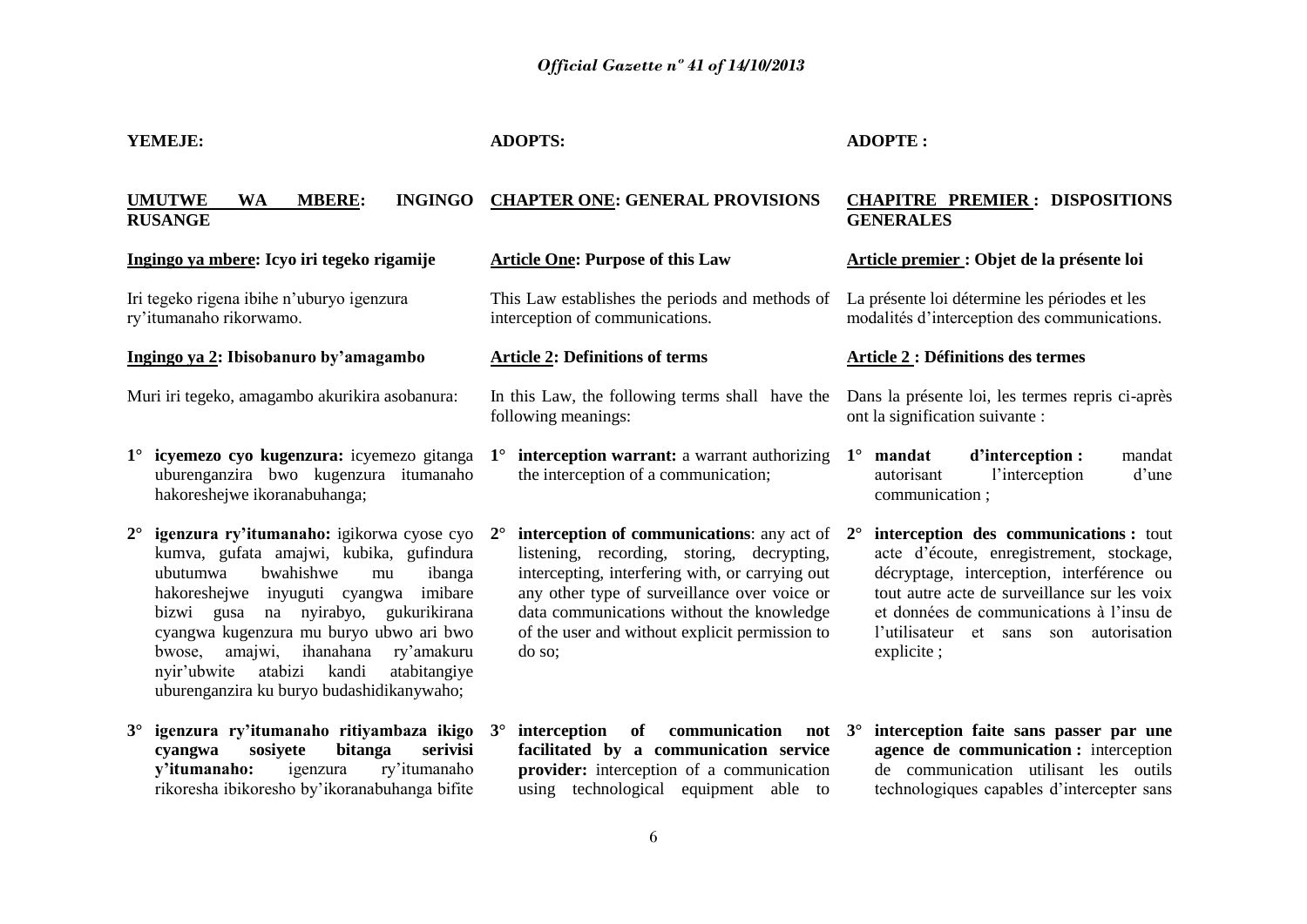**YEMEJE:**

**UMUTWE WA MBERE: INGINGO RUSANGE**

**Ingingo ya mbere: Icyo iri tegeko rigamije**

Iri tegeko rigena ibihe n'uburyo igenzura ry'itumanaho rikorwamo.

**Ingingo ya 2: Ibisobanuro by'amagambo**

Muri iri tegeko, amagambo akurikira asobanura:

1° **icyemezo cyo kugenzura:** icyemezo gitanga uburenganzira bwo kugenzura itumanaho hakoreshejwe ikoranabuhanga;

2° **igenzura ry'itumanaho:** igikorwa cyose cyo kumva, gufata amajwi, kubika, gufindura ubutumwa bwahishwe mu ibanga hakoreshejwe inyuguti cyangwa imibare bizwi gusa na nyirabyo, gukurikirana cyangwa kugenzura mu buryo ubwo ari bwo bwose, amajwi, ihanahana ry'amakuru nyir'ubwite atabizi kandi atabitangiye uburenganzira ku buryo budashidikanywaho;

3° **igenzura ry'itumanaho ritiyambaza ikigo cyangwa sosiyete bitanga serivisi y'itumanaho:** igenzura ry'itumanaho rikoresha ibikoresho by'ikoranabuhanga bifite

**ADOPTS:**

**CHAPTER ONE: GENERAL PROVISIONS**

**Article One: Purpose of this Law**

This Law establishes the periods and methods of interception of communications.

**Article 2: Definitions of terms**

In this Law, the following terms shall have the following meanings:

1° **interception warrant:** a warrant authorizing the interception of a communication;

2° **interception of communications**: any act of listening, recording, storing, decrypting, intercepting, interfering with, or carrying out any other type of surveillance over voice or data communications without the knowledge of the user and without explicit permission to do so;

3° **interception of communication not facilitated by a communication service provider:** interception of a communication using technological equipment able to

**ADOPTE :**

**CHAPITRE PREMIER : DISPOSITIONS GENERALES**

**Article premier : Objet de la présente loi**

La présente loi détermine les périodes et les modalités d'interception des communications.

**Article 2 : Définitions des termes**

Dans la présente loi, les termes repris ci-après ont la signification suivante :

1° **mandat d'interception :** mandat autorisant l'interception d'une communication ;

2° **interception des communications :** tout acte d'écoute, enregistrement, stockage, décryptage, interception, interférence ou tout autre acte de surveillance sur les voix et données de communications à l'insu de l'utilisateur et sans son autorisation explicite ;

3° **interception faite sans passer par une agence de communication :** interception de communication utilisant les outils technologiques capables d'intercepter sans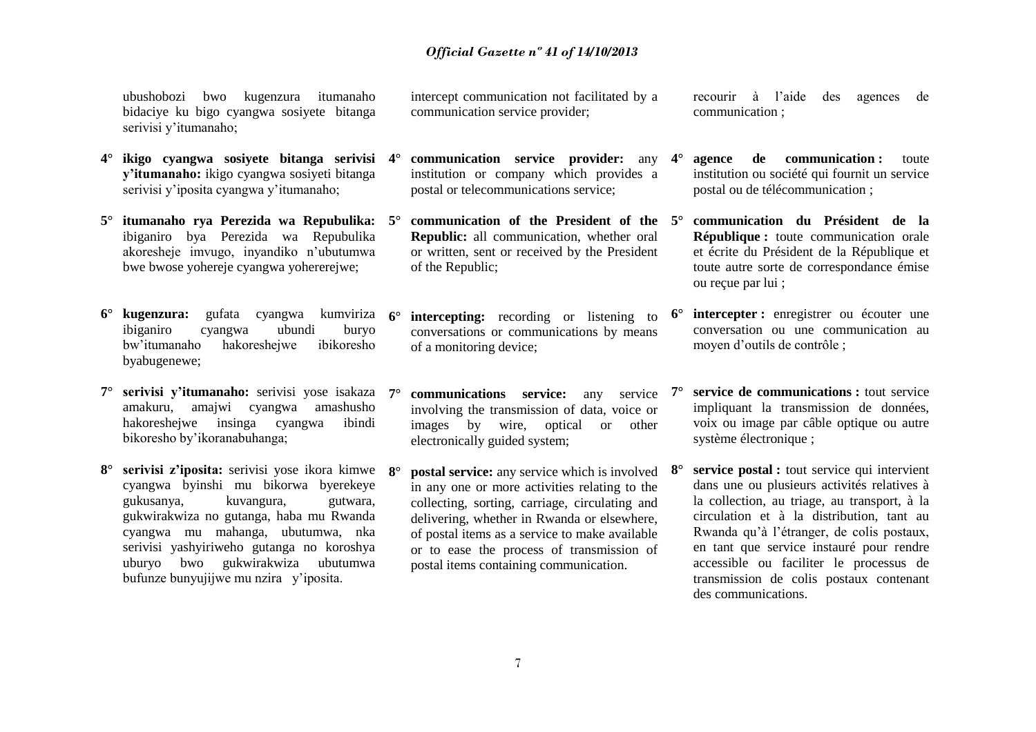ubushobozi bwo kugenzura itumanaho bidaciye ku bigo cyangwa sosiyete bitanga serivisi y'itumanaho;

4° **ikigo cyangwa sosiyete bitanga serivisi y'itumanaho:** ikigo cyangwa sosiyeti bitanga serivisi y'iposita cyangwa y'itumanaho;

5° **itumanaho rya Perezida wa Repubulika:** ibiganiro bya Perezida wa Repubulika akoresheje imvugo, inyandiko n'ubutumwa bwe bwose yohereje cyangwa yohererejwe;

6° **kugenzura:** gufata cyangwa kumviriza ibiganiro cyangwa ubundi buryo bw'itumanaho hakoreshejwe ibikoresho byabugenewe;

7° **serivisi y'itumanaho:** serivisi yose isakaza amakuru, amajwi cyangwa amashusho hakoreshejwe insinga cyangwa ibindi bikoresho by'ikoranabuhanga;

8° **serivisi z'iposita:** serivisi yose ikora kimwe cyangwa byinshi mu bikorwa byerekeye gukusanya, kuvangura, gutwara, gukwirakwiza no gutanga, haba mu Rwanda cyangwa mu mahanga, ubutumwa, nka serivisi yashyiriweho gutanga no koroshya uburyo bwo gukwirakwiza ubutumwa bufunze bunyujijwe mu nzira y'iposita.

intercept communication not facilitated by a communication service provider;

4° **communication service provider:** any institution or company which provides a postal or telecommunications service;

5° **communication of the President of the Republic:** all communication, whether oral or written, sent or received by the President of the Republic;

6° **intercepting:** recording or listening to conversations or communications by means of a monitoring device;

7° **communications service:** any service involving the transmission of data, voice or images by wire, optical or other electronically guided system;

8° **postal service:** any service which is involved in any one or more activities relating to the collecting, sorting, carriage, circulating and delivering, whether in Rwanda or elsewhere, of postal items as a service to make available or to ease the process of transmission of postal items containing communication.

recourir à l'aide des agences de communication ;

4° **agence de communication :** toute institution ou société qui fournit un service postal ou de télécommunication ;

5° **communication du Président de la République :** toute communication orale et écrite du Président de la République et toute autre sorte de correspondance émise ou reçue par lui ;

6° **intercepter :** enregistrer ou écouter une conversation ou une communication au moyen d'outils de contrôle ;

7° **service de communications :** tout service impliquant la transmission de données, voix ou image par câble optique ou autre système électronique ;

8° **service postal :** tout service qui intervient dans une ou plusieurs activités relatives à la collection, au triage, au transport, à la circulation et à la distribution, tant au Rwanda qu'à l'étranger, de colis postaux, en tant que service instauré pour rendre accessible ou faciliter le processus de transmission de colis postaux contenant des communications.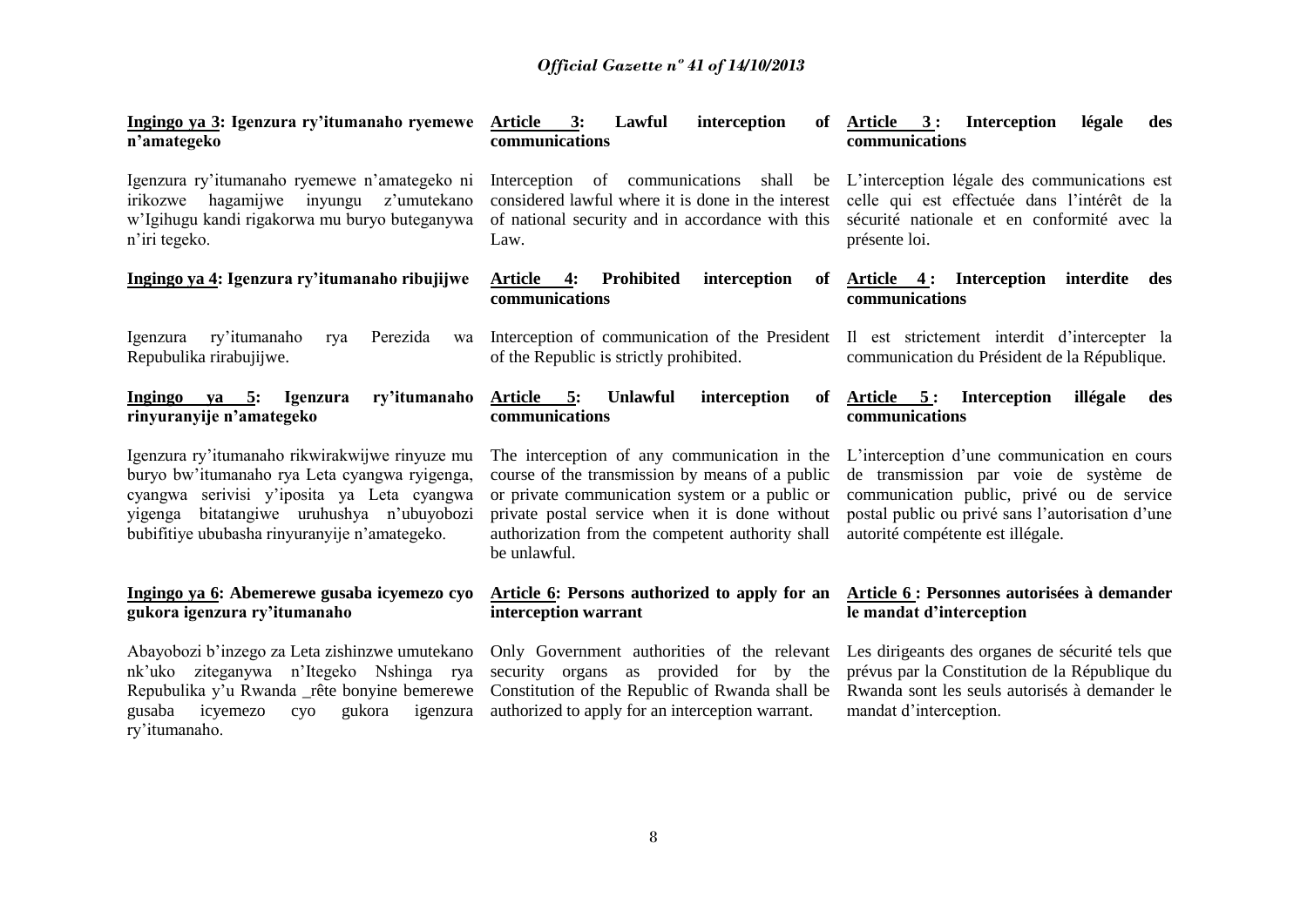**Ingingo ya 3: Igenzura ry'itumanaho ryemewe n'amategeko**

Igenzura ry'itumanaho ryemewe n'amategeko ni irikozwe hagamijwe inyungu z'umutekano w'Igihugu kandi rigakorwa mu buryo buteganywa n'iri tegeko.

**Ingingo ya 4: Igenzura ry'itumanaho ribujijwe**

Igenzura ry'itumanaho rya Perezida wa Repubulika rirabujijwe.

**Ingingo ya 5: Igenzura ry'itumanaho rinyuranyije n'amategeko**

Igenzura ry'itumanaho rikwirakwijwe rinyuze mu buryo bw'itumanaho rya Leta cyangwa ryigenga, cyangwa serivisi y'iposita ya Leta cyangwa yigenga bitatangiwe uruhushya n'ubuyobozi bubifitiye ububasha rinyuranyije n'amategeko.

**Ingingo ya 6: Abemerewe gusaba icyemezo cyo gukora igenzura ry'itumanaho**

Abayobozi b'inzego za Leta zishinzwe umutekano nk'uko ziteganywa n'Itegeko Nshinga rya Repubulika y'u Rwanda _rête bonyine bemerewe gusaba icyemezo cyo gukora igenzura ry'itumanaho.

**Article 3: Lawful interception of communications**

Interception of communications shall be considered lawful where it is done in the interest of national security and in accordance with this Law.

**Article 4: Prohibited interception of communications**

Interception of communication of the President of the Republic is strictly prohibited.

**Article 5: Unlawful interception of communications**

The interception of any communication in the course of the transmission by means of a public or private communication system or a public or private postal service when it is done without authorization from the competent authority shall be unlawful.

**Article 6: Persons authorized to apply for an interception warrant**

Only Government authorities of the relevant security organs as provided for by the Constitution of the Republic of Rwanda shall be authorized to apply for an interception warrant.

**Article 3 : Interception légale des communications**

L'interception légale des communications est celle qui est effectuée dans l'intérêt de la sécurité nationale et en conformité avec la présente loi.

**Article 4 : Interception interdite des communications**

Il est strictement interdit d'intercepter la communication du Président de la République.

**Article 5 : Interception illégale des communications**

L'interception d'une communication en cours de transmission par voie de système de communication public, privé ou de service postal public ou privé sans l'autorisation d'une autorité compétente est illégale.

**Article 6 : Personnes autorisées à demander le mandat d'interception**

Les dirigeants des organes de sécurité tels que prévus par la Constitution de la République du Rwanda sont les seuls autorisés à demander le mandat d'interception.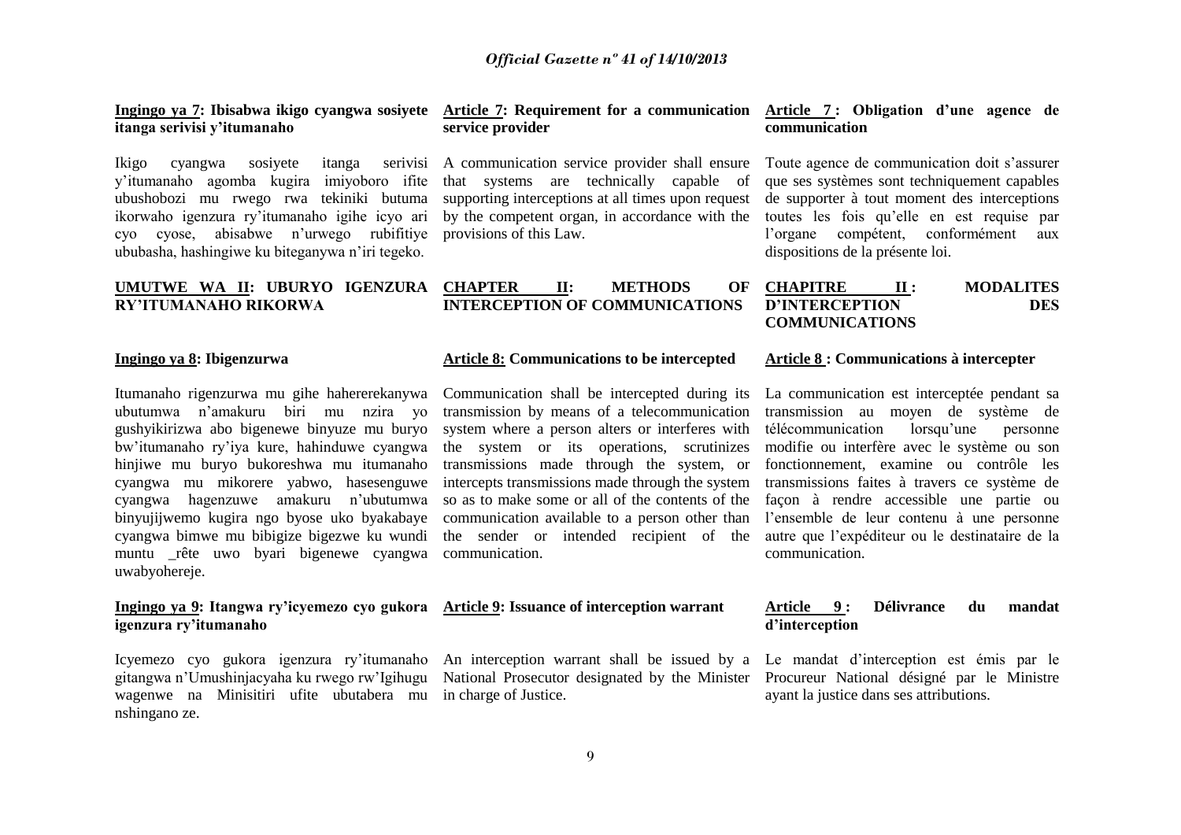**Ingingo ya 7: Ibisabwa ikigo cyangwa sosiyete itanga serivisi y'itumanaho**

Ikigo cyangwa sosiyete itanga serivisi y'itumanaho agomba kugira imiyoboro ifite ubushobozi mu rwego rwa tekiniki butuma ikorwaho igenzura ry'itumanaho igihe icyo ari cyo cyose, abisabwe n'urwego rubifitiye ububasha, hashingiwe ku biteganywa n'iri tegeko.

## UMUTWE WA II: UBURYO IGENZURA RY'ITUMANAHO RIKORWA

**Ingingo ya 8: Ibigenzurwa**

Itumanaho rigenzurwa mu gihe hahererekanywa ubutumwa n'amakuru biri mu nzira yo gushyikirizwa abo bigenewe binyuze mu buryo bw'itumanaho ry'iya kure, hahinduwe cyangwa hinjiwe mu buryo bukoreshwa mu itumanaho cyangwa mu mikorere yabwo, hasesenguwe cyangwa hagenzuwe amakuru n'ubutumwa binyujijwemo kugira ngo byose uko byakabaye cyangwa bimwe mu bibigize bigezwe ku wundi muntu _rête uwo byari bigenewe cyangwa uwabyohereje.

**Ingingo ya 9: Itangwa ry'icyemezo cyo gukora igenzura ry'itumanaho**

Icyemezo cyo gukora igenzura ry'itumanaho gitangwa n'Umushinjacyaha ku rwego rw'Igihugu wagenwe na Minisitiri ufite ubutabera mu nshingano ze.

**Article 7: Requirement for a communication service provider**

A communication service provider shall ensure that systems are technically capable of supporting interceptions at all times upon request by the competent organ, in accordance with the provisions of this Law.

## CHAPTER II: METHODS OF INTERCEPTION OF COMMUNICATIONS

**Article 8: Communications to be intercepted**

Communication shall be intercepted during its transmission by means of a telecommunication system where a person alters or interferes with the system or its operations, scrutinizes transmissions made through the system, or intercepts transmissions made through the system so as to make some or all of the contents of the communication available to a person other than the sender or intended recipient of the communication.

**Article 9: Issuance of interception warrant**

An interception warrant shall be issued by a National Prosecutor designated by the Minister in charge of Justice.

**Article 7 : Obligation d'une agence de communication**

Toute agence de communication doit s'assurer que ses systèmes sont techniquement capables de supporter à tout moment des interceptions toutes les fois qu'elle en est requise par l'organe compétent, conformément aux dispositions de la présente loi.

## CHAPITRE II : MODALITES D'INTERCEPTION DES COMMUNICATIONS

**Article 8 : Communications à intercepter**

La communication est interceptée pendant sa transmission au moyen de système de télécommunication lorsqu'une personne modifie ou interfère avec le système ou son fonctionnement, examine ou contrôle les transmissions faites à travers ce système de façon à rendre accessible une partie ou l'ensemble de leur contenu à une personne autre que l'expéditeur ou le destinataire de la communication.

**Article 9 : Délivrance du mandat d'interception**

Le mandat d'interception est émis par le Procureur National désigné par le Ministre ayant la justice dans ses attributions.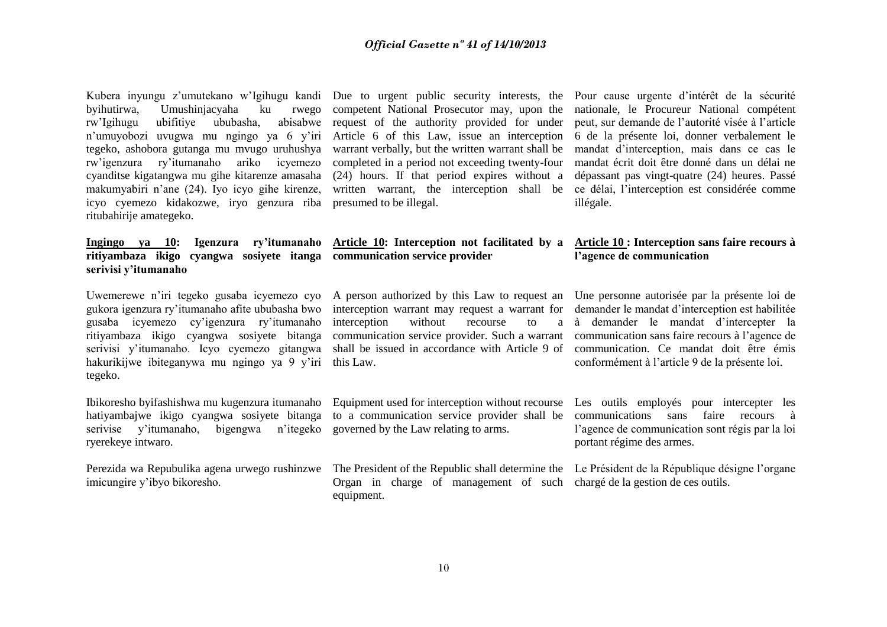Kubera inyungu z'umutekano w'Igihugu kandi byihutirwa, Umushinjacyaha ku rwego rw'Igihugu ubifitiye ububasha, abisabwe n'umuyobozi uvugwa mu ngingo ya 6 y'iri tegeko, ashobora gutanga mu mvugo uruhushya rw'igenzura ry'itumanaho ariko icyemezo cyanditse kigatangwa mu gihe kitarenze amasaha makumyabiri n'ane (24). Iyo icyo gihe kirenze, icyo cyemezo kidakozwe, iryo genzura riba ritubahirije amategeko.

**Ingingo ya 10: Igenzura ry'itumanaho ritiyambaza ikigo cyangwa sosiyete itanga serivisi y'itumanaho**

Uwemerewe n'iri tegeko gusaba icyemezo cyo gukora igenzura ry'itumanaho afite ububasha bwo gusaba icyemezo cy'igenzura ry'itumanaho ritiyambaza ikigo cyangwa sosiyete bitanga serivisi y'itumanaho. Icyo cyemezo gitangwa hakurikijwe ibiteganywa mu ngingo ya 9 y'iri tegeko.

Ibikoresho byifashishwa mu kugenzura itumanaho hatiyambajwe ikigo cyangwa sosiyete bitanga serivise y'itumanaho, bigengwa n'itegeko ryerekeye intwaro.

Perezida wa Repubulika agena urwego rushinzwe imicungire y'ibyo bikoresho.

Due to urgent public security interests, the competent National Prosecutor may, upon the request of the authority provided for under Article 6 of this Law, issue an interception warrant verbally, but the written warrant shall be completed in a period not exceeding twenty-four (24) hours. If that period expires without a written warrant, the interception shall be presumed to be illegal.

**Article 10: Interception not facilitated by a communication service provider**

A person authorized by this Law to request an interception warrant may request a warrant for interception without recourse to a communication service provider. Such a warrant shall be issued in accordance with Article 9 of this Law.

Equipment used for interception without recourse to a communication service provider shall be governed by the Law relating to arms.

The President of the Republic shall determine the Organ in charge of management of such equipment.

Pour cause urgente d'intérêt de la sécurité nationale, le Procureur National compétent peut, sur demande de l'autorité visée à l'article 6 de la présente loi, donner verbalement le mandat d'interception, mais dans ce cas le mandat écrit doit être donné dans un délai ne dépassant pas vingt-quatre (24) heures. Passé ce délai, l'interception est considérée comme illégale.

**Article 10 : Interception sans faire recours à l'agence de communication**

Une personne autorisée par la présente loi de demander le mandat d'interception est habilitée à demander le mandat d'intercepter la communication sans faire recours à l'agence de communication. Ce mandat doit être émis conformément à l'article 9 de la présente loi.

Les outils employés pour intercepter les communications sans faire recours à l'agence de communication sont régis par la loi portant régime des armes.

Le Président de la République désigne l'organe chargé de la gestion de ces outils.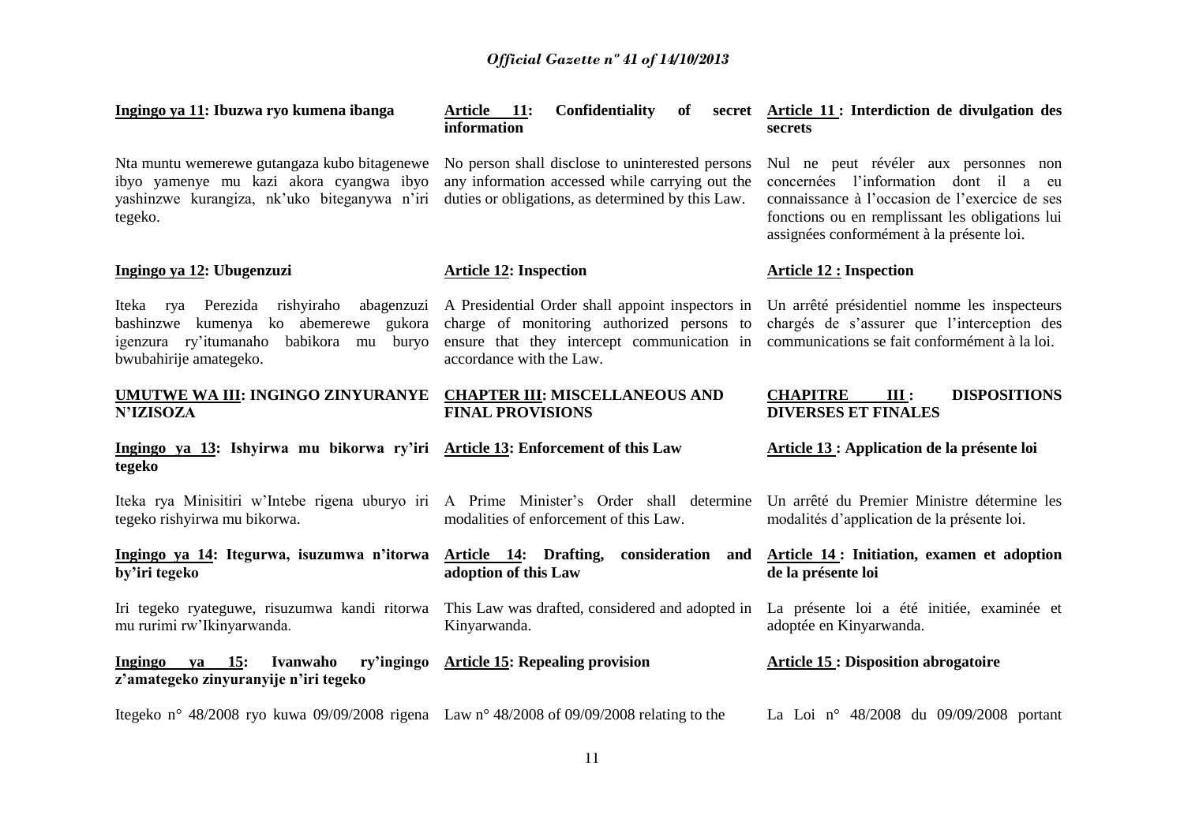**Ingingo ya 11: Ibuzwa ryo kumena ibanga**

Nta muntu wemerewe gutangaza kubo bitagenewe ibyo yamenye mu kazi akora cyangwa ibyo yashinzwe kurangiza, nk'uko biteganywa n'iri tegeko.

**Ingingo ya 12: Ubugenzuzi**

Iteka rya Perezida rishyiraho abagenzuzi bashinzwe kumenya ko abemerewe gukora igenzura ry'itumanaho babikora mu buryo bwubahirije amategeko.

**UMUTWE WA III: INGINGO ZINYURANYE N'IZISOZA**

**Ingingo ya 13: Ishyirwa mu bikorwa ry'iri tegeko**

Iteka rya Minisitiri w'Intebe rigena uburyo iri tegeko rishyirwa mu bikorwa.

**Ingingo ya 14: Itegurwa, isuzumwa n'itorwa by'iri tegeko**

Iri tegeko ryateguwe, risuzumwa kandi ritorwa mu rurimi rw'Ikinyarwanda.

**Ingingo ya 15: Ivanwaho ry'ingingo z'amategeko zinyuranyije n'iri tegeko**

Itegeko n° 48/2008 ryo kuwa 09/09/2008 rigena

**Article 11: Confidentiality of secret information**

No person shall disclose to uninterested persons any information accessed while carrying out the duties or obligations, as determined by this Law.

**Article 12: Inspection**

A Presidential Order shall appoint inspectors in charge of monitoring authorized persons to ensure that they intercept communication in accordance with the Law.

**CHAPTER III: MISCELLANEOUS AND FINAL PROVISIONS**

**Article 13: Enforcement of this Law**

A Prime Minister's Order shall determine modalities of enforcement of this Law.

**Article 14: Drafting, consideration and adoption of this Law**

This Law was drafted, considered and adopted in Kinyarwanda.

**Article 15: Repealing provision**

Law n° 48/2008 of 09/09/2008 relating to the

**Article 11 : Interdiction de divulgation des secrets**

Nul ne peut révéler aux personnes non concernées l'information dont il a eu connaissance à l'occasion de l'exercice de ses fonctions ou en remplissant les obligations lui assignées conformément à la présente loi.

**Article 12 : Inspection**

Un arrêté présidentiel nomme les inspecteurs chargés de s'assurer que l'interception des communications se fait conformément à la loi.

**CHAPITRE III : DISPOSITIONS DIVERSES ET FINALES**

**Article 13 : Application de la présente loi**

Un arrêté du Premier Ministre détermine les modalités d'application de la présente loi.

**Article 14 : Initiation, examen et adoption de la présente loi**

La présente loi a été initiée, examinée et adoptée en Kinyarwanda.

**Article 15 : Disposition abrogatoire**

La Loi n° 48/2008 du 09/09/2008 portant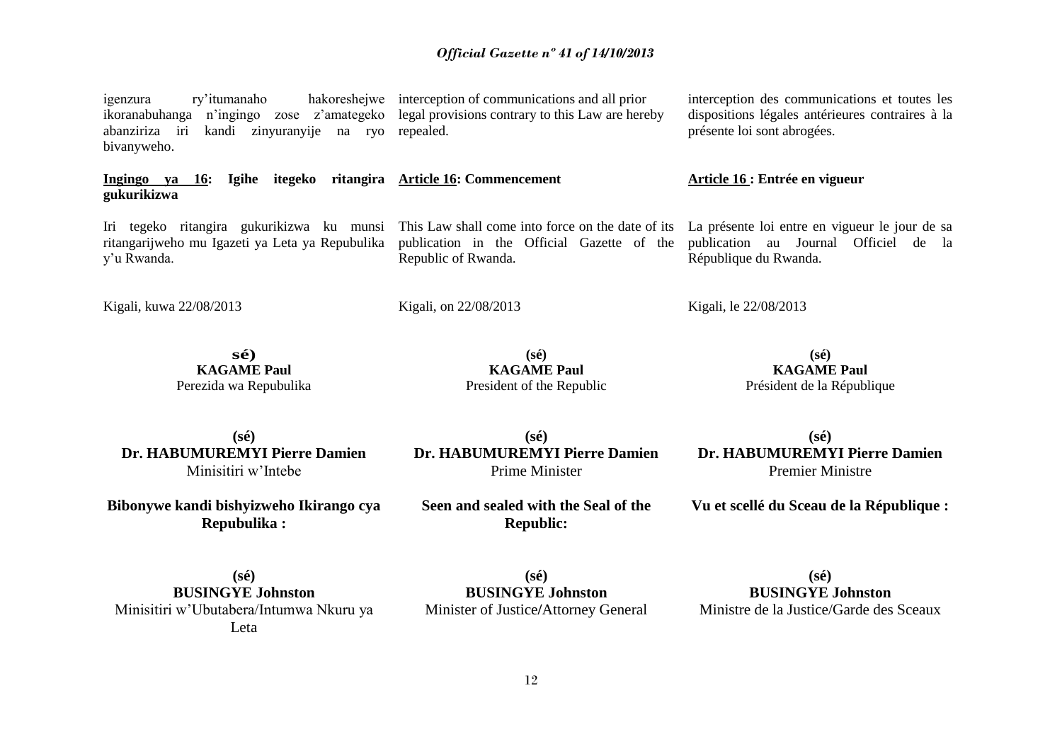igenzura ry'itumanaho hakoreshejwe ikoranabuhanga n'ingingo zose z'amategeko abanziriza iri kandi zinyuranyije na ryo bivanyweho.

**Ingingo ya 16: Igihe itegeko ritangira gukurikizwa**

Iri tegeko ritangira gukurikizwa ku munsi ritangarijweho mu Igazeti ya Leta ya Repubulika y'u Rwanda.

Kigali, kuwa 22/08/2013

**sé)**
**KAGAME Paul**
Perezida wa Repubulika

**(sé)**
**Dr. HABUMUREMYI Pierre Damien**
Minisitiri w'Intebe

**Bibonywe kandi bishyizweho Ikirango cya Repubulika :**

**(sé)**
**BUSINGYE Johnston**
Minisitiri w'Ubutabera/Intumwa Nkuru ya Leta

interception of communications and all prior legal provisions contrary to this Law are hereby repealed.

**Article 16: Commencement**

This Law shall come into force on the date of its publication in the Official Gazette of the Republic of Rwanda.

Kigali, on 22/08/2013

**(sé)**
**KAGAME Paul**
President of the Republic

**(sé)**
**Dr. HABUMUREMYI Pierre Damien**
Prime Minister

**Seen and sealed with the Seal of the Republic:**

**(sé)**
**BUSINGYE Johnston**
Minister of Justice/Attorney General

interception des communications et toutes les dispositions légales antérieures contraires à la présente loi sont abrogées.

**Article 16 : Entrée en vigueur**

La présente loi entre en vigueur le jour de sa publication au Journal Officiel de la République du Rwanda.

Kigali, le 22/08/2013

**(sé)**
**KAGAME Paul**
Président de la République

**(sé)**
**Dr. HABUMUREMYI Pierre Damien**
Premier Ministre

**Vu et scellé du Sceau de la République :**

**(sé)**
**BUSINGYE Johnston**
Ministre de la Justice/Garde des Sceaux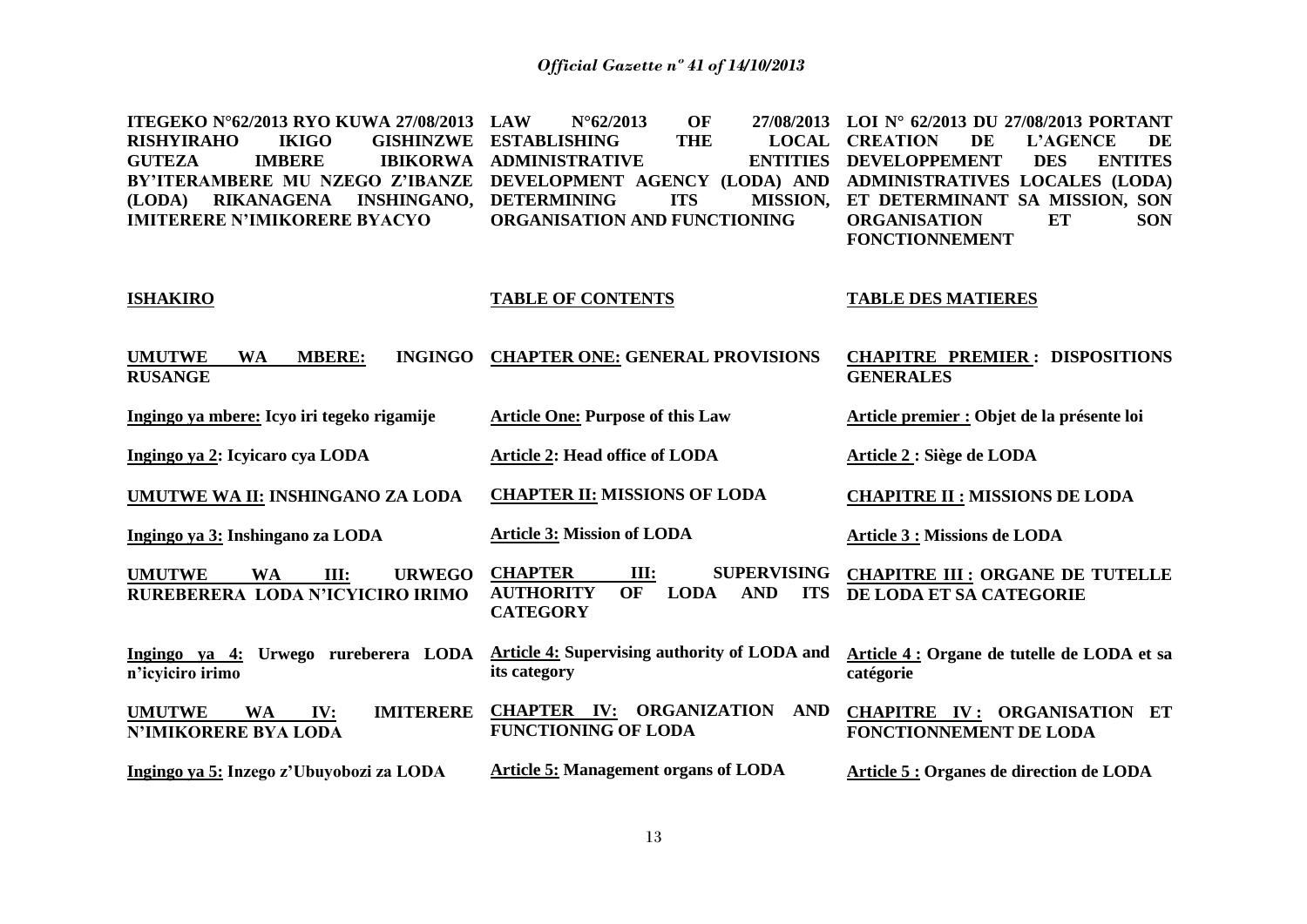**ITEGEKO N°62/2013 RYO KUWA 27/08/2013 RISHYIRAHO IKIGO GISHINZWE GUTEZA IMBERE IBIKORWA BY'ITERAMBERE MU NZEGO Z'IBANZE (LODA) RIKANAGENA INSHINGANO, IMITERERE N'IMIKORERE BYACYO**

**LAW N°62/2013 OF 27/08/2013 ESTABLISHING THE LOCAL ADMINISTRATIVE ENTITIES DEVELOPMENT AGENCY (LODA) AND DETERMINING ITS MISSION, ORGANISATION AND FUNCTIONING**

**LOI N° 62/2013 DU 27/08/2013 PORTANT CREATION DE L'AGENCE DE DEVELOPPEMENT DES ENTITES ADMINISTRATIVES LOCALES (LODA) ET DETERMINANT SA MISSION, SON ORGANISATION ET SON FONCTIONNEMENT**

| **ISHAKIRO** | **TABLE OF CONTENTS** | **TABLE DES MATIERES** |
|---|---|---|
| **UMUTWE WA MBERE: INGINGO RUSANGE** | **CHAPTER ONE: GENERAL PROVISIONS** | **CHAPITRE PREMIER : DISPOSITIONS GENERALES** |
| **Ingingo ya mbere: Icyo iri tegeko rigamije** | **Article One: Purpose of this Law** | **Article premier : Objet de la présente loi** |
| **Ingingo ya 2: Icyicaro cya LODA** | **Article 2: Head office of LODA** | **Article 2 : Siège de LODA** |
| **UMUTWE WA II: INSHINGANO ZA LODA** | **CHAPTER II: MISSIONS OF LODA** | **CHAPITRE II : MISSIONS DE LODA** |
| **Ingingo ya 3: Inshingano za LODA** | **Article 3: Mission of LODA** | **Article 3 : Missions de LODA** |
| **UMUTWE WA III: URWEGO RUREBERERA LODA N'ICYICIRO IRIMO** | **CHAPTER III: SUPERVISING AUTHORITY OF LODA AND ITS CATEGORY** | **CHAPITRE III : ORGANE DE TUTELLE DE LODA ET SA CATEGORIE** |
| **Ingingo ya 4: Urwego rureberera LODA n'icyiciro irimo** | **Article 4: Supervising authority of LODA and its category** | **Article 4 : Organe de tutelle de LODA et sa catégorie** |
| **UMUTWE WA IV: IMITERERE N'IMIKORERE BYA LODA** | **CHAPTER IV: ORGANIZATION AND FUNCTIONING OF LODA** | **CHAPITRE IV : ORGANISATION ET FONCTIONNEMENT DE LODA** |
| **Ingingo ya 5: Inzego z'Ubuyobozi za LODA** | **Article 5: Management organs of LODA** | **Article 5 : Organes de direction de LODA** |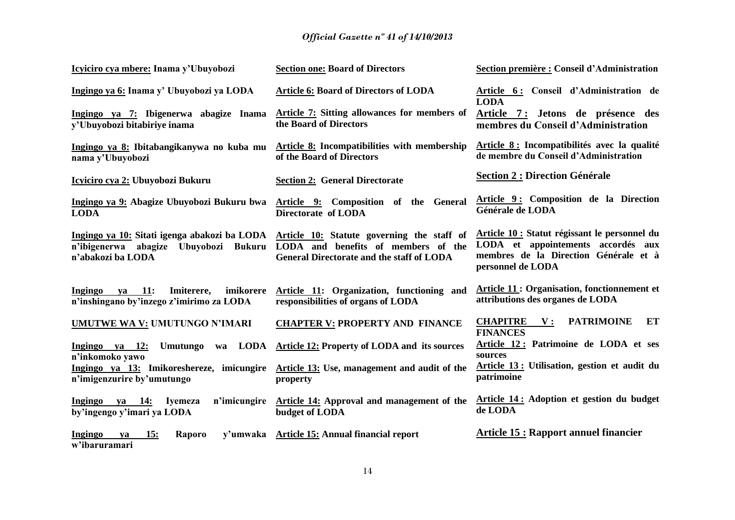| Kinyarwanda | English | Français |
|---|---|---|
| **Icyiciro cya mbere: Inama y'Ubuyobozi** | **Section one: Board of Directors** | **Section première : Conseil d'Administration** |
| **Ingingo ya 6: Inama y' Ubuyobozi ya LODA** | **Article 6: Board of Directors of LODA** | **Article 6 : Conseil d'Administration de LODA** |
| **Ingingo ya 7: Ibigenerwa abagize Inama y'Ubuyobozi bitabiriye inama** | **Article 7: Sitting allowances for members of the Board of Directors** | **Article 7 : Jetons de présence des membres du Conseil d'Administration** |
| **Ingingo ya 8: Ibitabangikanywa no kuba mu nama y'Ubuyobozi** | **Article 8: Incompatibilities with membership of the Board of Directors** | **Article 8 : Incompatibilités avec la qualité de membre du Conseil d'Administration** |
| **Icyiciro cya 2: Ubuyobozi Bukuru** | **Section 2: General Directorate** | **Section 2 : Direction Générale** |
| **Ingingo ya 9: Abagize Ubuyobozi Bukuru bwa LODA** | **Article 9: Composition of the General Directorate of LODA** | **Article 9 : Composition de la Direction Générale de LODA** |
| **Ingingo ya 10: Sitati igenga abakozi ba LODA n'ibigenerwa abagize Ubuyobozi Bukuru n'abakozi ba LODA** | **Article 10: Statute governing the staff of LODA and benefits of members of the General Directorate and the staff of LODA** | **Article 10 : Statut régissant le personnel du LODA et appointements accordés aux membres de la Direction Générale et à personnel de LODA** |
| **Ingingo ya 11: Imiterere, imikorere n'inshingano by'inzego z'imirimo za LODA** | **Article 11: Organization, functioning and responsibilities of organs of LODA** | **Article 11 : Organisation, fonctionnement et attributions des organes de LODA** |
| **UMUTWE WA V: UMUTUNGO N'IMARI** | **CHAPTER V: PROPERTY AND FINANCE** | **CHAPITRE V : PATRIMOINE ET FINANCES** |
| **Ingingo ya 12: Umutungo wa LODA n'inkomoko yawo** | **Article 12: Property of LODA and its sources** | **Article 12 : Patrimoine de LODA et ses sources** |
| **Ingingo ya 13: Imikoreshereze, imicungire n'imigenzurire by'umutungo** | **Article 13: Use, management and audit of the property** | **Article 13 : Utilisation, gestion et audit du patrimoine** |
| **Ingingo ya 14: Iyemeza n'imicungire by'ingengo y'imari ya LODA** | **Article 14: Approval and management of the budget of LODA** | **Article 14 : Adoption et gestion du budget de LODA** |
| **Ingingo ya 15: Raporo y'umwaka w'ibaruramari** | **Article 15: Annual financial report** | **Article 15 : Rapport annuel financier** |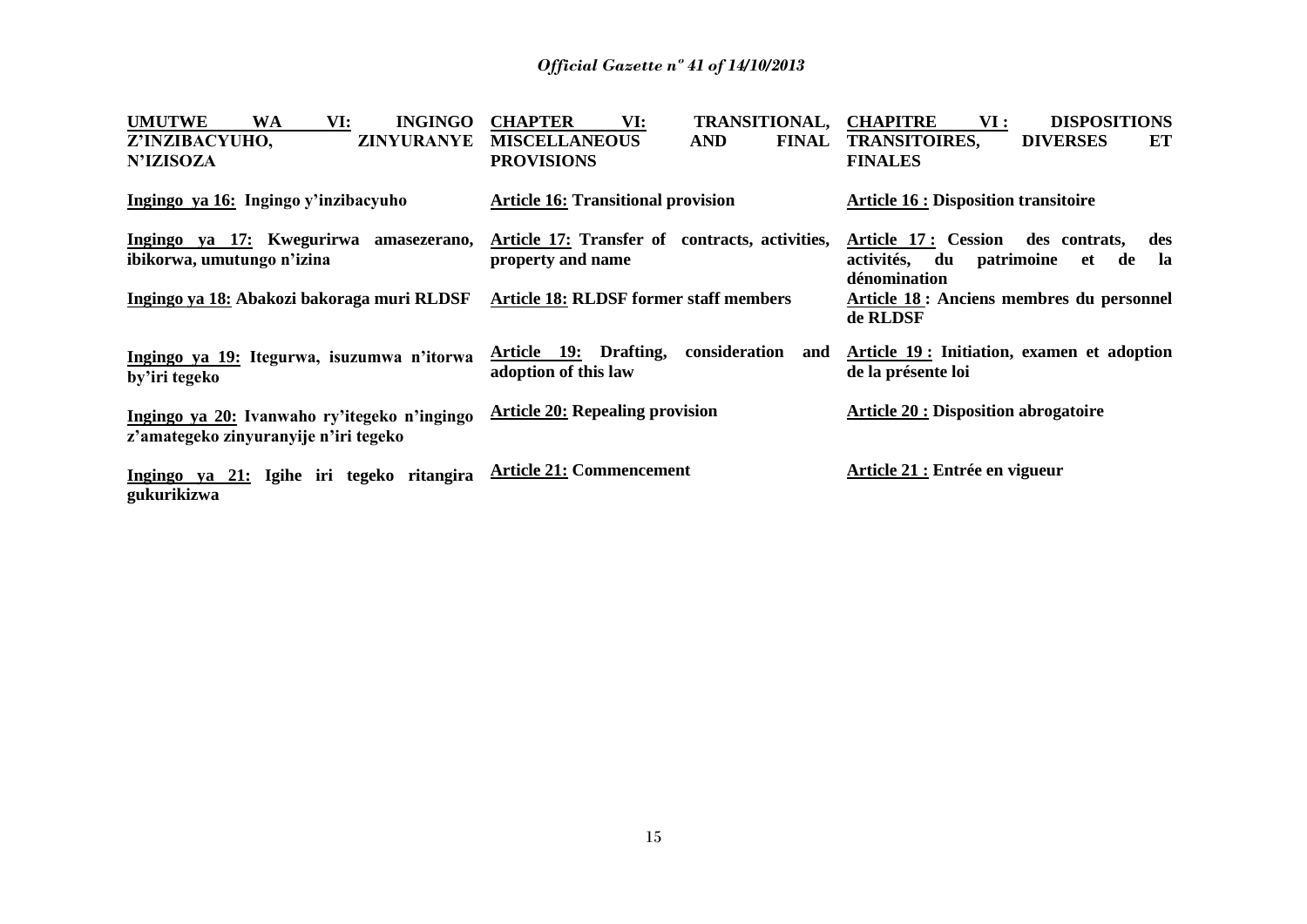| **UMUTWE WA VI: INGINGO Z'INZIBACYUHO, ZINYURANYE N'IZISOZA** | **CHAPTER VI: TRANSITIONAL, MISCELLANEOUS AND FINAL PROVISIONS** | **CHAPITRE VI : DISPOSITIONS TRANSITOIRES, DIVERSES ET FINALES** |
|---|---|---|
| **Ingingo ya 16: Ingingo y'inzibacyuho** | **Article 16: Transitional provision** | **Article 16 : Disposition transitoire** |
| **Ingingo ya 17: Kwegurirwa amasezerano, ibikorwa, umutungo n'izina** | **Article 17: Transfer of contracts, activities, property and name** | **Article 17 : Cession des contrats, des activités, du patrimoine et de la dénomination** |
| **Ingingo ya 18: Abakozi bakoraga muri RLDSF** | **Article 18: RLDSF former staff members** | **Article 18 : Anciens membres du personnel de RLDSF** |
| **Ingingo ya 19: Itegurwa, isuzumwa n'itorwa by'iri tegeko** | **Article 19: Drafting, consideration and adoption of this law** | **Article 19 : Initiation, examen et adoption de la présente loi** |
| **Ingingo ya 20: Ivanwaho ry'itegeko n'ingingo z'amategeko zinyuranyije n'iri tegeko** | **Article 20: Repealing provision** | **Article 20 : Disposition abrogatoire** |
| **Ingingo ya 21: Igihe iri tegeko ritangira gukurikizwa** | **Article 21: Commencement** | **Article 21 : Entrée en vigueur** |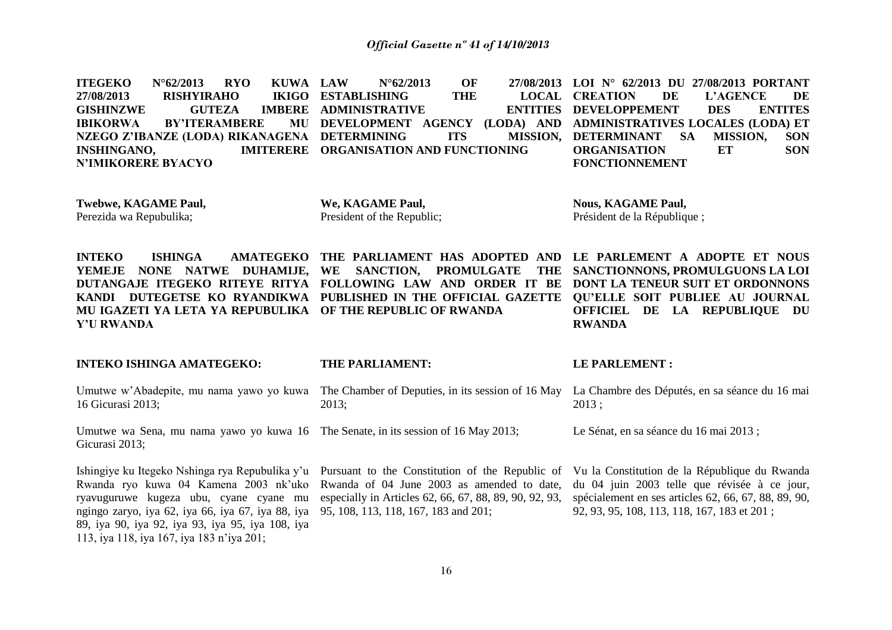**ITEGEKO N°62/2013 RYO KUWA 27/08/2013 RISHYIRAHO IKIGO GISHINZWE GUTEZA IMBERE IBIKORWA BY'ITERAMBERE MU NZEGO Z'IBANZE (LODA) RIKANAGENA INSHINGANO, IMITERERE N'IMIKORERE BYACYO**

**Twebwe, KAGAME Paul,**
Perezida wa Repubulika;

**INTEKO ISHINGA AMATEGEKO YEMEJE NONE NATWE DUHAMIJE, DUTANGAJE ITEGEKO RITEYE RITYA KANDI DUTEGETSE KO RYANDIKWA MU IGAZETI YA LETA YA REPUBULIKA Y'U RWANDA**

**INTEKO ISHINGA AMATEGEKO:**

Umutwe w'Abadepite, mu nama yawo yo kuwa 16 Gicurasi 2013;

Umutwe wa Sena, mu nama yawo yo kuwa 16 Gicurasi 2013;

Ishingiye ku Itegeko Nshinga rya Repubulika y'u Rwanda ryo kuwa 04 Kamena 2003 nk'uko ryavuguruwe kugeza ubu, cyane cyane mu ngingo zaryo, iya 62, iya 66, iya 67, iya 88, iya 89, iya 90, iya 92, iya 93, iya 95, iya 108, iya 113, iya 118, iya 167, iya 183 n'iya 201;

**LAW N°62/2013 OF 27/08/2013 ESTABLISHING THE LOCAL ADMINISTRATIVE ENTITIES DEVELOPMENT AGENCY (LODA) AND DETERMINING ITS MISSION, ORGANISATION AND FUNCTIONING**

**We, KAGAME Paul,**
President of the Republic;

**THE PARLIAMENT HAS ADOPTED AND WE SANCTION, PROMULGATE THE FOLLOWING LAW AND ORDER IT BE PUBLISHED IN THE OFFICIAL GAZETTE OF THE REPUBLIC OF RWANDA**

**THE PARLIAMENT:**

The Chamber of Deputies, in its session of 16 May 2013;

The Senate, in its session of 16 May 2013;

Pursuant to the Constitution of the Republic of Rwanda of 04 June 2003 as amended to date, especially in Articles 62, 66, 67, 88, 89, 90, 92, 93, 95, 108, 113, 118, 167, 183 and 201;

**LOI N° 62/2013 DU 27/08/2013 PORTANT CREATION DE L'AGENCE DE DEVELOPPEMENT DES ENTITES ADMINISTRATIVES LOCALES (LODA) ET DETERMINANT SA MISSION, SON ORGANISATION ET SON FONCTIONNEMENT**

**Nous, KAGAME Paul,**
Président de la République ;

**LE PARLEMENT A ADOPTE ET NOUS SANCTIONNONS, PROMULGUONS LA LOI DONT LA TENEUR SUIT ET ORDONNONS QU'ELLE SOIT PUBLIEE AU JOURNAL OFFICIEL DE LA REPUBLIQUE DU RWANDA**

**LE PARLEMENT :**

La Chambre des Députés, en sa séance du 16 mai 2013 ;

Le Sénat, en sa séance du 16 mai 2013 ;

Vu la Constitution de la République du Rwanda du 04 juin 2003 telle que révisée à ce jour, spécialement en ses articles 62, 66, 67, 88, 89, 90, 92, 93, 95, 108, 113, 118, 167, 183 et 201 ;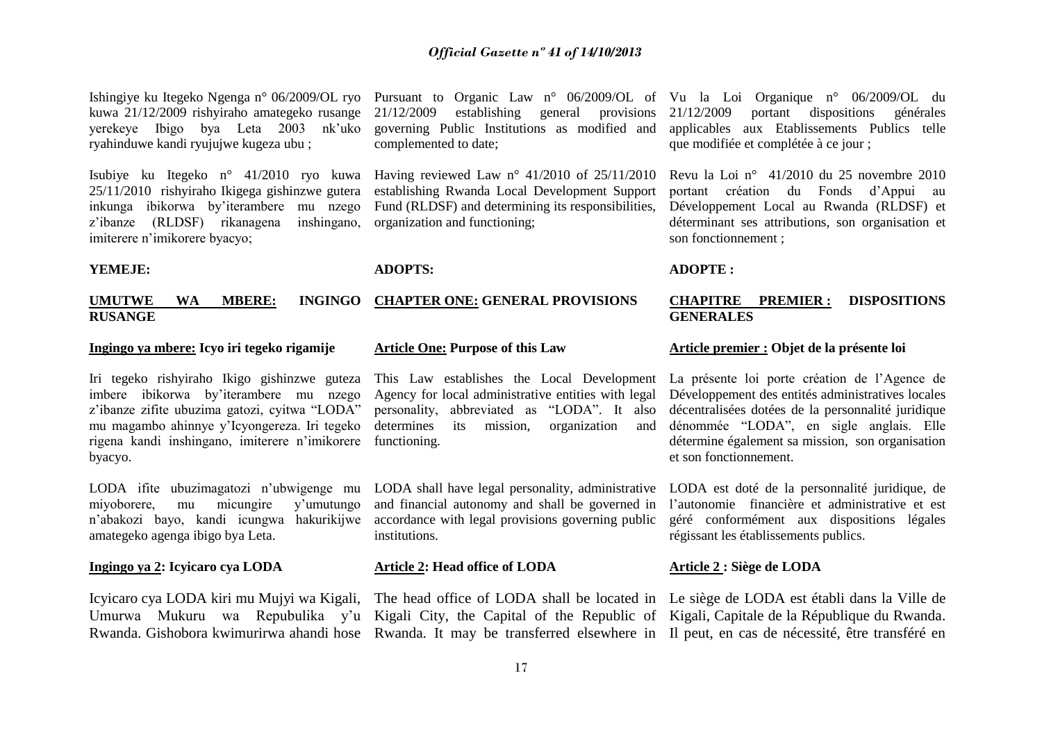Ishingiye ku Itegeko Ngenga n° 06/2009/OL ryo kuwa 21/12/2009 rishyiraho amategeko rusange yerekeye Ibigo bya Leta 2003 nk'uko ryahinduwe kandi ryujujwe kugeza ubu ;

Isubiye ku Itegeko n° 41/2010 ryo kuwa 25/11/2010 rishyiraho Ikigega gishinzwe gutera inkunga ibikorwa by'iterambere mu nzego z'ibanze (RLDSF) rikanagena inshingano, imiterere n'imikorere byacyo;

**YEMEJE:**

**UMUTWE WA MBERE: INGINGO RUSANGE**

**Ingingo ya mbere: Icyo iri tegeko rigamije**

Iri tegeko rishyiraho Ikigo gishinzwe guteza imbere ibikorwa by'iterambere mu nzego z'ibanze zifite ubuzima gatozi, cyitwa "LODA" mu magambo ahinnye y'Icyongereza. Iri tegeko rigena kandi inshingano, imiterere n'imikorere byacyo.

LODA ifite ubuzimagatozi n'ubwigenge mu miyoborere, mu micungire y'umutungo n'abakozi bayo, kandi icungwa hakurikijwe amategeko agenga ibigo bya Leta.

**Ingingo ya 2: Icyicaro cya LODA**

Icyicaro cya LODA kiri mu Mujyi wa Kigali, Umurwa Mukuru wa Repubulika y'u Rwanda. Gishobora kwimurirwa ahandi hose

Pursuant to Organic Law n° 06/2009/OL of 21/12/2009 establishing general provisions governing Public Institutions as modified and complemented to date;

Having reviewed Law n° 41/2010 of 25/11/2010 establishing Rwanda Local Development Support Fund (RLDSF) and determining its responsibilities, organization and functioning;

**ADOPTS:**

**CHAPTER ONE: GENERAL PROVISIONS**

**Article One: Purpose of this Law**

This Law establishes the Local Development Agency for local administrative entities with legal personality, abbreviated as "LODA". It also determines its mission, organization and functioning.

LODA shall have legal personality, administrative and financial autonomy and shall be governed in accordance with legal provisions governing public institutions.

**Article 2: Head office of LODA**

The head office of LODA shall be located in Kigali City, the Capital of the Republic of Rwanda. It may be transferred elsewhere in

Vu la Loi Organique n° 06/2009/OL du 21/12/2009 portant dispositions générales applicables aux Etablissements Publics telle que modifiée et complétée à ce jour ;

Revu la Loi n° 41/2010 du 25 novembre 2010 portant création du Fonds d'Appui au Développement Local au Rwanda (RLDSF) et déterminant ses attributions, son organisation et son fonctionnement ;

**ADOPTE :**

**CHAPITRE PREMIER : DISPOSITIONS GENERALES**

**Article premier : Objet de la présente loi**

La présente loi porte création de l'Agence de Développement des entités administratives locales décentralisées dotées de la personnalité juridique dénommée "LODA", en sigle anglais. Elle détermine également sa mission, son organisation et son fonctionnement.

LODA est doté de la personnalité juridique, de l'autonomie financière et administrative et est géré conformément aux dispositions légales régissant les établissements publics.

**Article 2 : Siège de LODA**

Le siège de LODA est établi dans la Ville de Kigali, Capitale de la République du Rwanda. Il peut, en cas de nécessité, être transféré en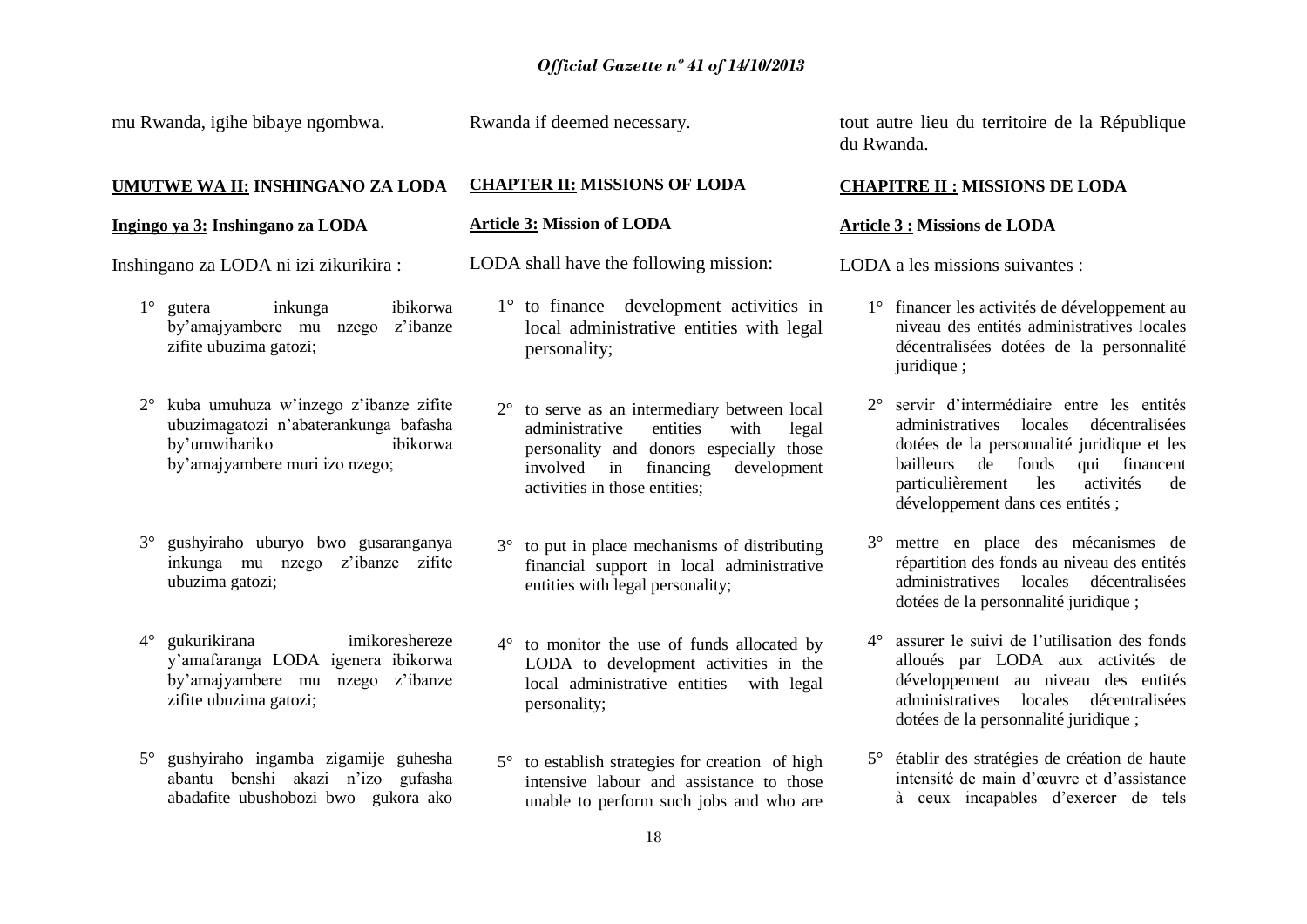mu Rwanda, igihe bibaye ngombwa.

**UMUTWE WA II: INSHINGANO ZA LODA**

**Ingingo ya 3: Inshingano za LODA**

Inshingano za LODA ni izi zikurikira :

1° gutera inkunga ibikorwa by'amajyambere mu nzego z'ibanze zifite ubuzima gatozi;

2° kuba umuhuza w'inzego z'ibanze zifite ubuzimagatozi n'abaterankunga bafasha by'umwihariko ibikorwa by'amajyambere muri izo nzego;

3° gushyiraho uburyo bwo gusaranganya inkunga mu nzego z'ibanze zifite ubuzima gatozi;

4° gukurikirana imikoreshereze y'amafaranga LODA igenera ibikorwa by'amajyambere mu nzego z'ibanze zifite ubuzima gatozi;

5° gushyiraho ingamba zigamije guhesha abantu benshi akazi n'izo gufasha abadafite ubushobozi bwo gukora ako

Rwanda if deemed necessary.

**CHAPTER II: MISSIONS OF LODA**

**Article 3: Mission of LODA**

LODA shall have the following mission:

1° to finance development activities in local administrative entities with legal personality;

2° to serve as an intermediary between local administrative entities with legal personality and donors especially those involved in financing development activities in those entities;

3° to put in place mechanisms of distributing financial support in local administrative entities with legal personality;

4° to monitor the use of funds allocated by LODA to development activities in the local administrative entities with legal personality;

5° to establish strategies for creation of high intensive labour and assistance to those unable to perform such jobs and who are

tout autre lieu du territoire de la République du Rwanda.

**CHAPITRE II : MISSIONS DE LODA**

**Article 3 : Missions de LODA**

LODA a les missions suivantes :

1° financer les activités de développement au niveau des entités administratives locales décentralisées dotées de la personnalité juridique ;

2° servir d'intermédiaire entre les entités administratives locales décentralisées dotées de la personnalité juridique et les bailleurs de fonds qui financent particulièrement les activités de développement dans ces entités ;

3° mettre en place des mécanismes de répartition des fonds au niveau des entités administratives locales décentralisées dotées de la personnalité juridique ;

4° assurer le suivi de l'utilisation des fonds alloués par LODA aux activités de développement au niveau des entités administratives locales décentralisées dotées de la personnalité juridique ;

5° établir des stratégies de création de haute intensité de main d'œuvre et d'assistance à ceux incapables d'exercer de tels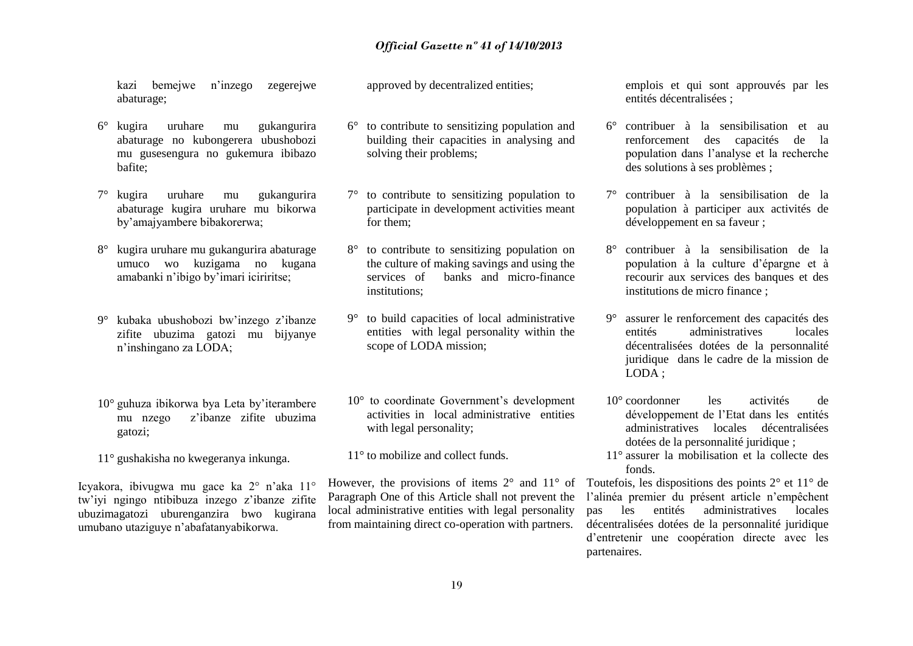kazi bemejwe n'inzego zegerejwe abaturage;

6° kugira uruhare mu gukangurira abaturage no kubongerera ubushobozi mu gusesengura no gukemura ibibazo bafite;

7° kugira uruhare mu gukangurira abaturage kugira uruhare mu bikorwa by'amajyambere bibakorerwa;

8° kugira uruhare mu gukangurira abaturage umuco wo kuzigama no kugana amabanki n'ibigo by'imari iciriritse;

9° kubaka ubushobozi bw'inzego z'ibanze zifite ubuzima gatozi mu bijyanye n'inshingano za LODA;

10° guhuza ibikorwa bya Leta by'iterambere mu nzego z'ibanze zifite ubuzima gatozi;

11° gushakisha no kwegeranya inkunga.

Icyakora, ibivugwa mu gace ka 2° n'aka 11° tw'iyi ngingo ntibibuza inzego z'ibanze zifite ubuzimagatozi uburenganzira bwo kugirana umubano utaziguye n'abafatanyabikorwa.

approved by decentralized entities;

6° to contribute to sensitizing population and building their capacities in analysing and solving their problems;

7° to contribute to sensitizing population to participate in development activities meant for them;

8° to contribute to sensitizing population on the culture of making savings and using the services of banks and micro-finance institutions;

9° to build capacities of local administrative entities with legal personality within the scope of LODA mission;

10° to coordinate Government's development activities in local administrative entities with legal personality;

11° to mobilize and collect funds.

However, the provisions of items 2° and 11° of Paragraph One of this Article shall not prevent the local administrative entities with legal personality from maintaining direct co-operation with partners.

emplois et qui sont approuvés par les entités décentralisées ;

6° contribuer à la sensibilisation et au renforcement des capacités de la population dans l'analyse et la recherche des solutions à ses problèmes ;

7° contribuer à la sensibilisation de la population à participer aux activités de développement en sa faveur ;

8° contribuer à la sensibilisation de la population à la culture d'épargne et à recourir aux services des banques et des institutions de micro finance ;

9° assurer le renforcement des capacités des entités administratives locales décentralisées dotées de la personnalité juridique dans le cadre de la mission de LODA ;

10° coordonner les activités de développement de l'Etat dans les entités administratives locales décentralisées dotées de la personnalité juridique ;

11° assurer la mobilisation et la collecte des fonds.

Toutefois, les dispositions des points 2° et 11° de l'alinéa premier du présent article n'empêchent pas les entités administratives locales décentralisées dotées de la personnalité juridique d'entretenir une coopération directe avec les partenaires.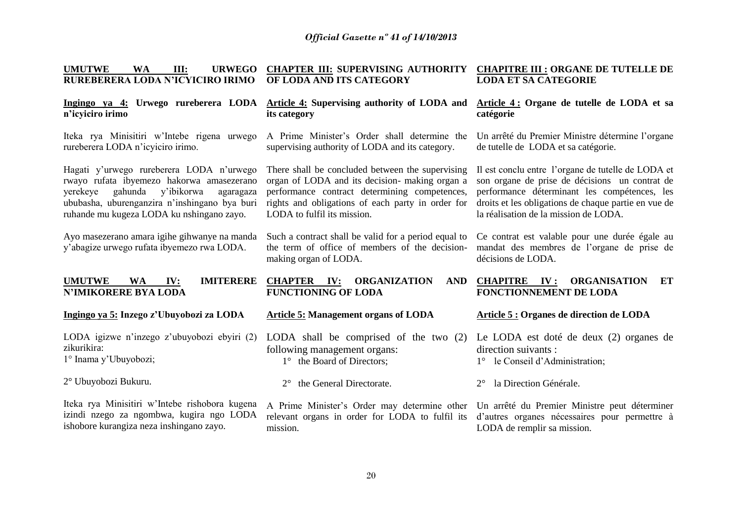**UMUTWE WA III: URWEGO RUREBERERA LODA N'ICYICIRO IRIMO**

**Ingingo ya 4: Urwego rureberera LODA n'icyiciro irimo**

Iteka rya Minisitiri w'Intebe rigena urwego rureberera LODA n'icyiciro irimo.

Hagati y'urwego rureberera LODA n'urwego rwayo rufata ibyemezo hakorwa amasezerano yerekeye gahunda y'ibikorwa agaragaza ububasha, uburenganzira n'inshingano bya buri ruhande mu kugeza LODA ku nshingano zayo.

Ayo masezerano amara igihe gihwanye na manda y'abagize urwego rufata ibyemezo rwa LODA.

**UMUTWE WA IV: IMITERERE N'IMIKORERE BYA LODA**

**Ingingo ya 5: Inzego z'Ubuyobozi za LODA**

LODA igizwe n'inzego z'ubuyobozi ebyiri (2) zikurikira:

1° Inama y'Ubuyobozi;

2° Ubuyobozi Bukuru.

Iteka rya Minisitiri w'Intebe rishobora kugena izindi nzego za ngombwa, kugira ngo LODA ishobore kurangiza neza inshingano zayo.

**CHAPTER III: SUPERVISING AUTHORITY OF LODA AND ITS CATEGORY**

**Article 4: Supervising authority of LODA and its category**

A Prime Minister's Order shall determine the supervising authority of LODA and its category.

There shall be concluded between the supervising organ of LODA and its decision- making organ a performance contract determining competences, rights and obligations of each party in order for LODA to fulfil its mission.

Such a contract shall be valid for a period equal to the term of office of members of the decision-making organ of LODA.

**CHAPTER IV: ORGANIZATION AND FUNCTIONING OF LODA**

**Article 5: Management organs of LODA**

LODA shall be comprised of the two (2) following management organs:

1° the Board of Directors;

2° the General Directorate.

A Prime Minister's Order may determine other relevant organs in order for LODA to fulfil its mission.

**CHAPITRE III : ORGANE DE TUTELLE DE LODA ET SA CATEGORIE**

**Article 4 : Organe de tutelle de LODA et sa catégorie**

Un arrêté du Premier Ministre détermine l'organe de tutelle de LODA et sa catégorie.

Il est conclu entre l'organe de tutelle de LODA et son organe de prise de décisions un contrat de performance déterminant les compétences, les droits et les obligations de chaque partie en vue de la réalisation de la mission de LODA.

Ce contrat est valable pour une durée égale au mandat des membres de l'organe de prise de décisions de LODA.

**CHAPITRE IV : ORGANISATION ET FONCTIONNEMENT DE LODA**

**Article 5 : Organes de direction de LODA**

Le LODA est doté de deux (2) organes de direction suivants :

1° le Conseil d'Administration;

2° la Direction Générale.

Un arrêté du Premier Ministre peut déterminer d'autres organes nécessaires pour permettre à LODA de remplir sa mission.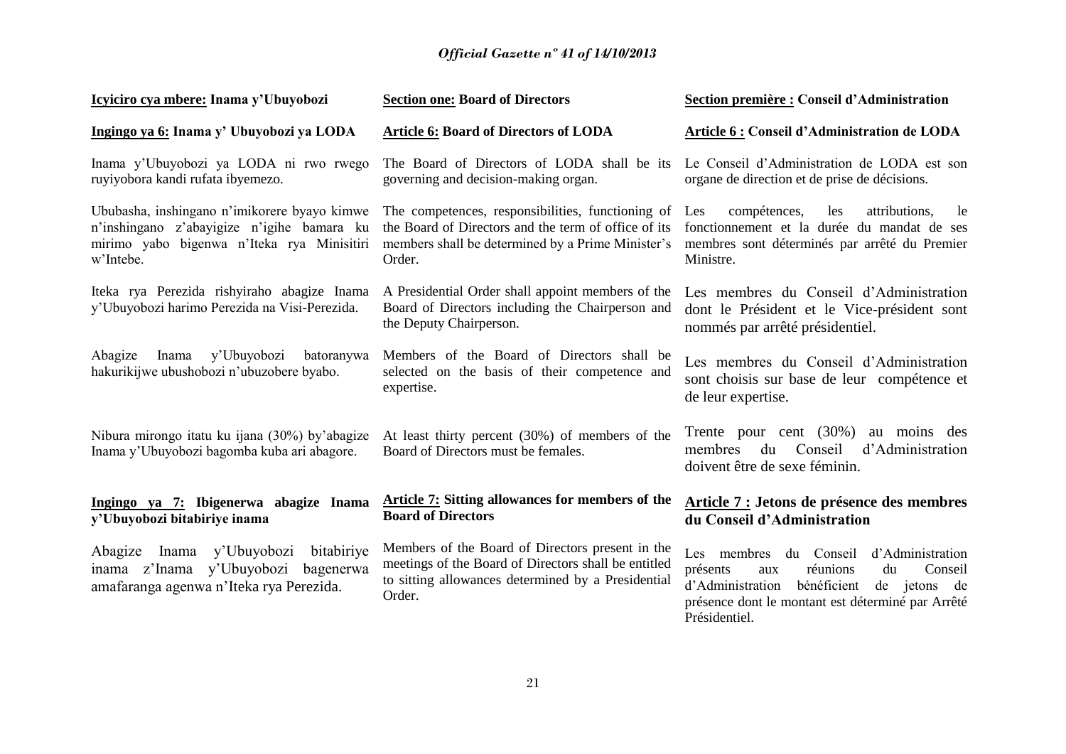**Icyiciro cya mbere: Inama y'Ubuyobozi**

**Ingingo ya 6: Inama y' Ubuyobozi ya LODA**

Inama y'Ubuyobozi ya LODA ni rwo rwego ruyiyobora kandi rufata ibyemezo.

Ububasha, inshingano n'imikorere byayo kimwe n'inshingano z'abayigize n'igihe bamara ku mirimo yabo bigenwa n'Iteka rya Minisitiri w'Intebe.

Iteka rya Perezida rishyiraho abagize Inama y'Ubuyobozi harimo Perezida na Visi-Perezida.

Abagize Inama y'Ubuyobozi batoranywa hakurikijwe ubushobozi n'ubuzobere byabo.

Nibura mirongo itatu ku ijana (30%) by'abagize Inama y'Ubuyobozi bagomba kuba ari abagore.

**Ingingo ya 7: Ibigenerwa abagize Inama y'Ubuyobozi bitabiriye inama**

Abagize Inama y'Ubuyobozi bitabiriye inama z'Inama y'Ubuyobozi bagenerwa amafaranga agenwa n'Iteka rya Perezida.

**Section one: Board of Directors**

**Article 6: Board of Directors of LODA**

The Board of Directors of LODA shall be its governing and decision-making organ.

The competences, responsibilities, functioning of the Board of Directors and the term of office of its members shall be determined by a Prime Minister's Order.

A Presidential Order shall appoint members of the Board of Directors including the Chairperson and the Deputy Chairperson.

Members of the Board of Directors shall be selected on the basis of their competence and expertise.

At least thirty percent (30%) of members of the Board of Directors must be females.

**Article 7: Sitting allowances for members of the Board of Directors**

Members of the Board of Directors present in the meetings of the Board of Directors shall be entitled to sitting allowances determined by a Presidential Order.

**Section première : Conseil d'Administration**

**Article 6 : Conseil d'Administration de LODA**

Le Conseil d'Administration de LODA est son organe de direction et de prise de décisions.

Les compétences, les attributions, le fonctionnement et la durée du mandat de ses membres sont déterminés par arrêté du Premier Ministre.

Les membres du Conseil d'Administration dont le Président et le Vice-président sont nommés par arrêté présidentiel.

Les membres du Conseil d'Administration sont choisis sur base de leur compétence et de leur expertise.

Trente pour cent (30%) au moins des membres du Conseil d'Administration doivent être de sexe féminin.

**Article 7 : Jetons de présence des membres du Conseil d'Administration**

Les membres du Conseil d'Administration présents aux réunions du Conseil d'Administration bénéficient de jetons de présence dont le montant est déterminé par Arrêté Présidentiel.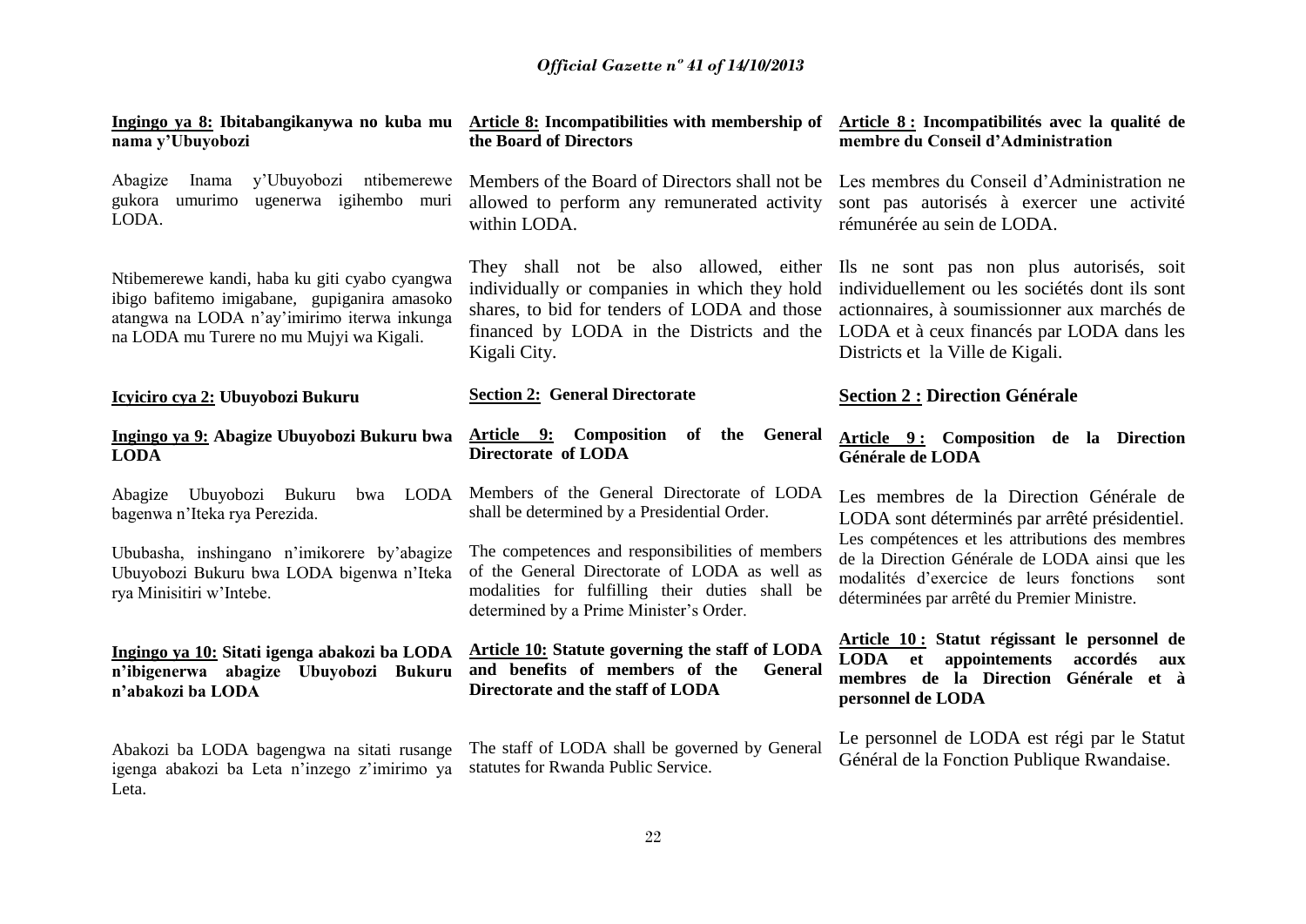**Ingingo ya 8: Ibitabangikanywa no kuba mu nama y'Ubuyobozi**

Abagize Inama y'Ubuyobozi ntibemerewe gukora umurimo ugenerwa igihembo muri LODA.

Ntibemerewe kandi, haba ku giti cyabo cyangwa ibigo bafitemo imigabane, gupiganira amasoko atangwa na LODA n'ay'imirimo iterwa inkunga na LODA mu Turere no mu Mujyi wa Kigali.

**Icyiciro cya 2: Ubuyobozi Bukuru**

**Ingingo ya 9: Abagize Ubuyobozi Bukuru bwa LODA**

Abagize Ubuyobozi Bukuru bwa LODA bagenwa n'Iteka rya Perezida.

Ububasha, inshingano n'imikorere by'abagize Ubuyobozi Bukuru bwa LODA bigenwa n'Iteka rya Minisitiri w'Intebe.

**Ingingo ya 10: Sitati igenga abakozi ba LODA n'ibigenerwa abagize Ubuyobozi Bukuru n'abakozi ba LODA**

Abakozi ba LODA bagengwa na sitati rusange igenga abakozi ba Leta n'inzego z'imirimo ya Leta.

**Article 8: Incompatibilities with membership of the Board of Directors**

Members of the Board of Directors shall not be allowed to perform any remunerated activity within LODA.

They shall not be also allowed, either individually or companies in which they hold shares, to bid for tenders of LODA and those financed by LODA in the Districts and the Kigali City.

**Section 2: General Directorate**

**Article 9: Composition of the General Directorate of LODA**

Members of the General Directorate of LODA shall be determined by a Presidential Order.

The competences and responsibilities of members of the General Directorate of LODA as well as modalities for fulfilling their duties shall be determined by a Prime Minister's Order.

**Article 10: Statute governing the staff of LODA and benefits of members of the General Directorate and the staff of LODA**

The staff of LODA shall be governed by General statutes for Rwanda Public Service.

**Article 8 : Incompatibilités avec la qualité de membre du Conseil d'Administration**

Les membres du Conseil d'Administration ne sont pas autorisés à exercer une activité rémunérée au sein de LODA.

Ils ne sont pas non plus autorisés, soit individuellement ou les sociétés dont ils sont actionnaires, à soumissionner aux marchés de LODA et à ceux financés par LODA dans les Districts et la Ville de Kigali.

**Section 2 : Direction Générale**

**Article 9 : Composition de la Direction Générale de LODA**

Les membres de la Direction Générale de LODA sont déterminés par arrêté présidentiel.

Les compétences et les attributions des membres de la Direction Générale de LODA ainsi que les modalités d'exercice de leurs fonctions sont déterminées par arrêté du Premier Ministre.

**Article 10 : Statut régissant le personnel de LODA et appointements accordés aux membres de la Direction Générale et à personnel de LODA**

Le personnel de LODA est régi par le Statut Général de la Fonction Publique Rwandaise.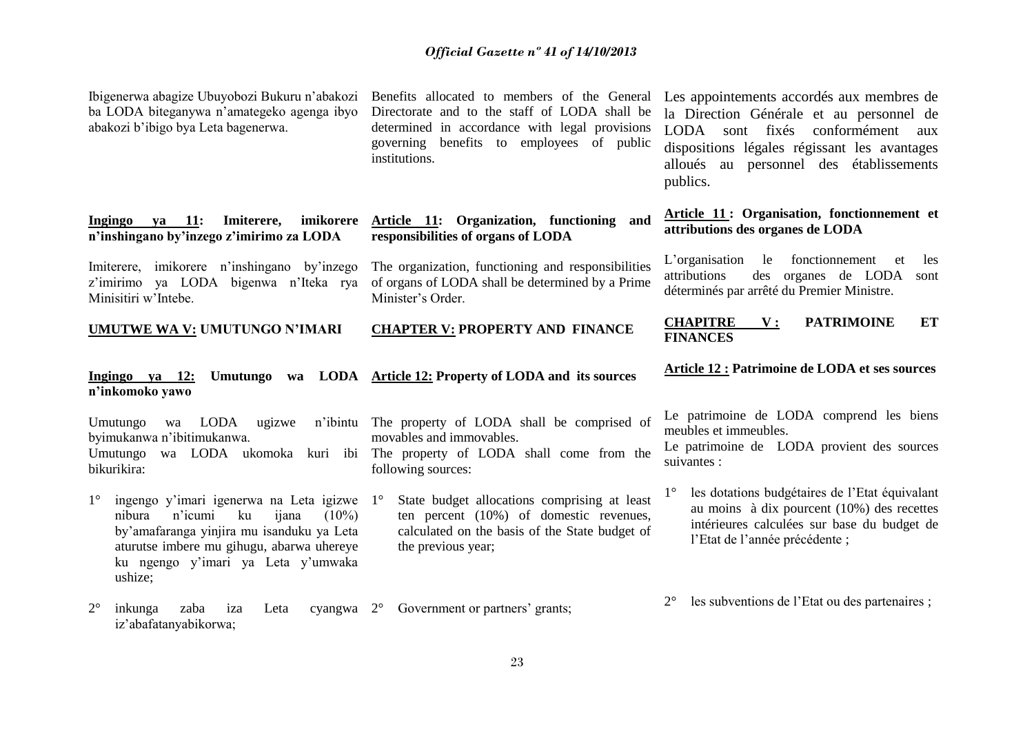Ibigenerwa abagize Ubuyobozi Bukuru n'abakozi ba LODA biteganywa n'amategeko agenga ibyo abakozi b'ibigo bya Leta bagenerwa.

**Ingingo ya 11: Imiterere, imikorere n'inshingano by'inzego z'imirimo za LODA**

Imiterere, imikorere n'inshingano by'inzego z'imirimo ya LODA bigenwa n'Iteka rya Minisitiri w'Intebe.

**UMUTWE WA V: UMUTUNGO N'IMARI**

**Ingingo ya 12: Umutungo wa LODA n'inkomoko yawo**

Umutungo wa LODA ugizwe n'ibintu byimukanwa n'ibitimukanwa.

Umutungo wa LODA ukomoka kuri ibi bikurikira:

1° ingengo y'imari igenerwa na Leta igizwe nibura n'icumi ku ijana (10%) by'amafaranga yinjira mu isanduku ya Leta aturutse imbere mu gihugu, abarwa uhereye ku ngengo y'imari ya Leta y'umwaka ushize;

2° inkunga zaba iza Leta cyangwa iz'abafatanyabikorwa;

Benefits allocated to members of the General Directorate and to the staff of LODA shall be determined in accordance with legal provisions governing benefits to employees of public institutions.

**Article 11: Organization, functioning and responsibilities of organs of LODA**

The organization, functioning and responsibilities of organs of LODA shall be determined by a Prime Minister's Order.

**CHAPTER V: PROPERTY AND FINANCE**

**Article 12: Property of LODA and its sources**

The property of LODA shall be comprised of movables and immovables.

The property of LODA shall come from the following sources:

1° State budget allocations comprising at least ten percent (10%) of domestic revenues, calculated on the basis of the State budget of the previous year;

2° Government or partners' grants;

Les appointements accordés aux membres de la Direction Générale et au personnel de LODA sont fixés conformément aux dispositions légales régissant les avantages alloués au personnel des établissements publics.

**Article 11 : Organisation, fonctionnement et attributions des organes de LODA**

L'organisation le fonctionnement et les attributions des organes de LODA sont déterminés par arrêté du Premier Ministre.

**CHAPITRE V : PATRIMOINE ET FINANCES**

**Article 12 : Patrimoine de LODA et ses sources**

Le patrimoine de LODA comprend les biens meubles et immeubles.

Le patrimoine de LODA provient des sources suivantes :

1° les dotations budgétaires de l'Etat équivalant au moins à dix pourcent (10%) des recettes intérieures calculées sur base du budget de l'Etat de l'année précédente ;

2° les subventions de l'Etat ou des partenaires ;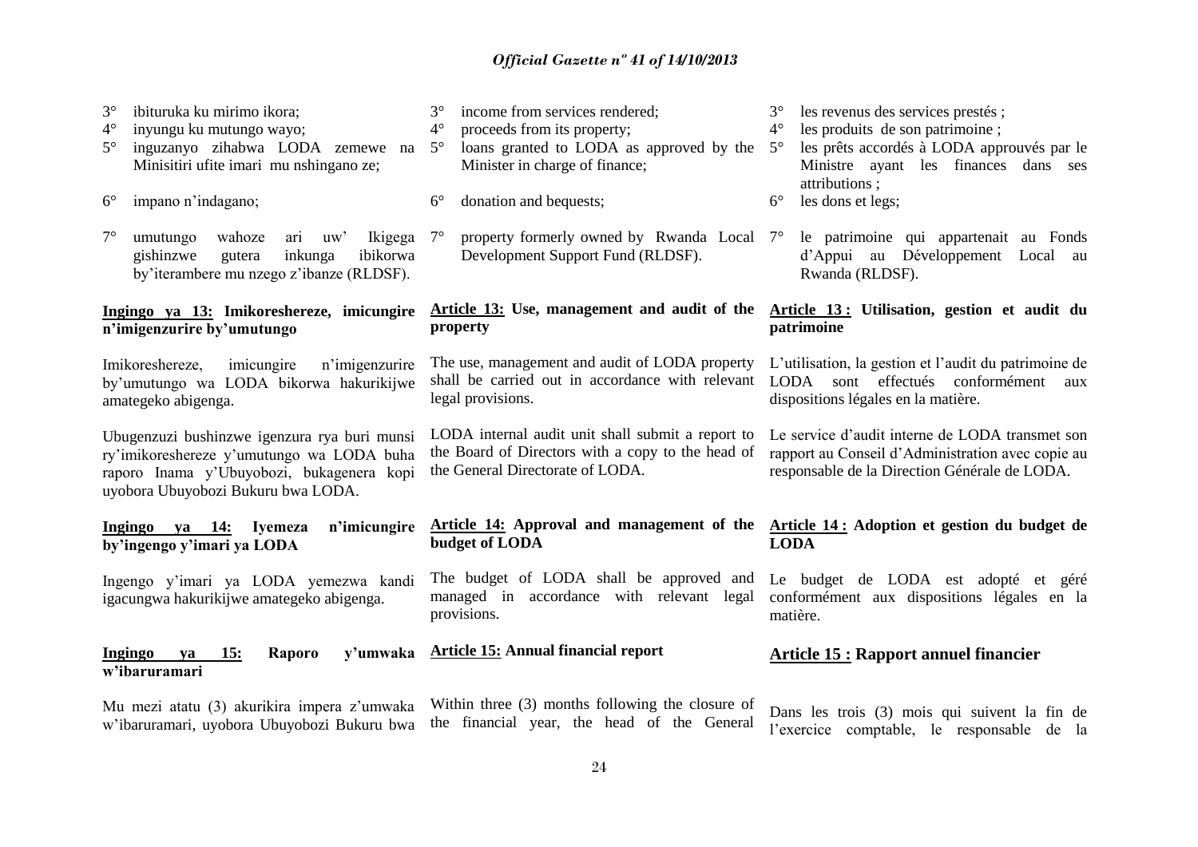3° ibituruka ku mirimo ikora;
4° inyungu ku mutungo wayo;
5° inguzanyo zihabwa LODA zemewe na Minisitiri ufite imari mu nshingano ze;
6° impano n'indagano;
7° umutungo wahoze ari uw' Ikigega gishinzwe gutera inkunga ibikorwa by'iterambere mu nzego z'ibanze (RLDSF).

**Ingingo ya 13: Imikoreshereze, imicungire n'imigenzurire by'umutungo**

Imikoreshereze, imicungire n'imigenzurire by'umutungo wa LODA bikorwa hakurikijwe amategeko abigenga.

Ubugenzuzi bushinzwe igenzura rya buri munsi ry'imikoreshereze y'umutungo wa LODA buha raporo Inama y'Ubuyobozi, bukagenera kopi uyobora Ubuyobozi Bukuru bwa LODA.

**Ingingo ya 14: Iyemeza n'imicungire by'ingengo y'imari ya LODA**

Ingengo y'imari ya LODA yemezwa kandi igacungwa hakurikijwe amategeko abigenga.

**Ingingo ya 15: Raporo y'umwaka w'ibaruramari**

Mu mezi atatu (3) akurikira impera z'umwaka w'ibaruramari, uyobora Ubuyobozi Bukuru bwa

3° income from services rendered;
4° proceeds from its property;
5° loans granted to LODA as approved by the Minister in charge of finance;
6° donation and bequests;
7° property formerly owned by Rwanda Local Development Support Fund (RLDSF).

**Article 13: Use, management and audit of the property**

The use, management and audit of LODA property shall be carried out in accordance with relevant legal provisions.

LODA internal audit unit shall submit a report to the Board of Directors with a copy to the head of the General Directorate of LODA.

**Article 14: Approval and management of the budget of LODA**

The budget of LODA shall be approved and managed in accordance with relevant legal provisions.

**Article 15: Annual financial report**

Within three (3) months following the closure of the financial year, the head of the General

3° les revenus des services prestés ;
4° les produits de son patrimoine ;
5° les prêts accordés à LODA approuvés par le Ministre ayant les finances dans ses attributions ;
6° les dons et legs;
7° le patrimoine qui appartenait au Fonds d'Appui au Développement Local au Rwanda (RLDSF).

**Article 13 : Utilisation, gestion et audit du patrimoine**

L'utilisation, la gestion et l'audit du patrimoine de LODA sont effectués conformément aux dispositions légales en la matière.

Le service d'audit interne de LODA transmet son rapport au Conseil d'Administration avec copie au responsable de la Direction Générale de LODA.

**Article 14 : Adoption et gestion du budget de LODA**

Le budget de LODA est adopté et géré conformément aux dispositions légales en la matière.

**Article 15 : Rapport annuel financier**

Dans les trois (3) mois qui suivent la fin de l'exercice comptable, le responsable de la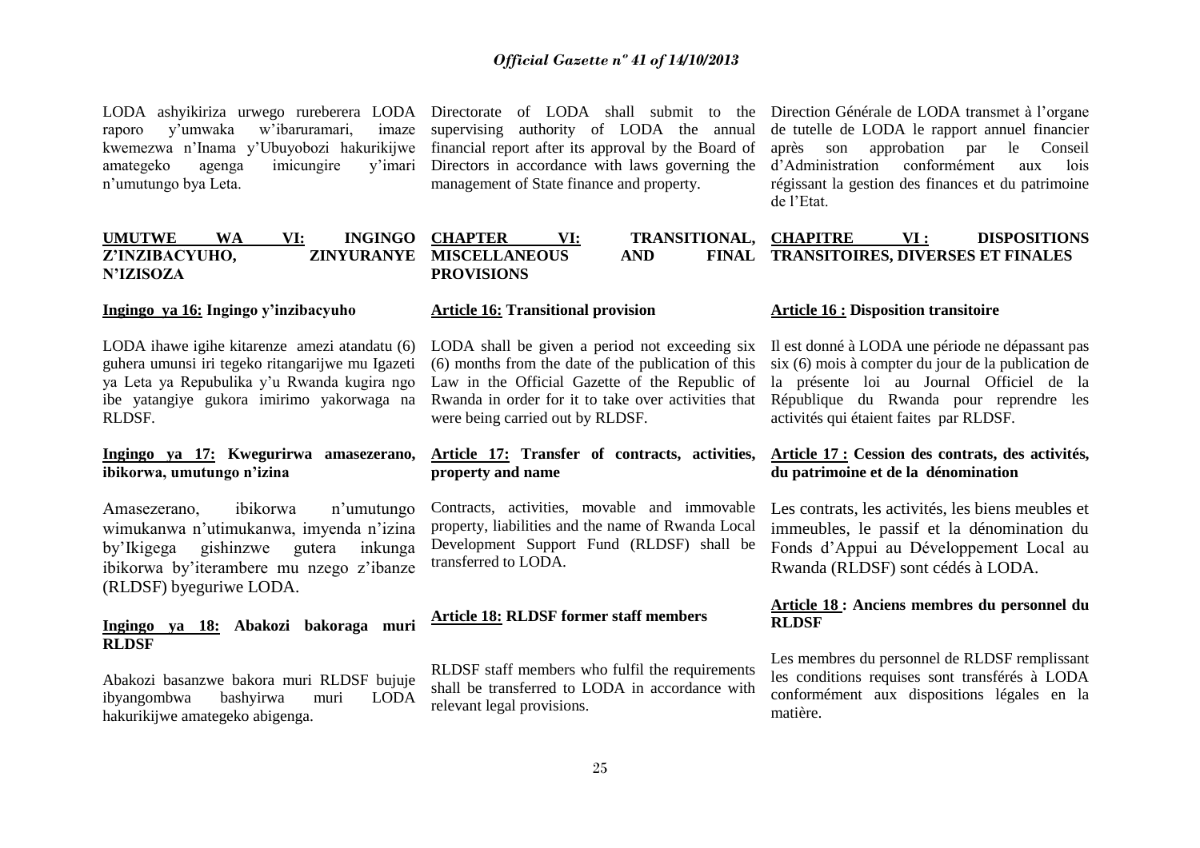LODA ashyikiriza urwego rureberera LODA raporo y'umwaka w'ibaruramari, imaze kwemezwa n'Inama y'Ubuyobozi hakurikijwe amategeko agenga imicungire y'imari n'umutungo bya Leta.

Directorate of LODA shall submit to the supervising authority of LODA the annual financial report after its approval by the Board of Directors in accordance with laws governing the management of State finance and property.

Direction Générale de LODA transmet à l'organe de tutelle de LODA le rapport annuel financier après son approbation par le Conseil d'Administration conformément aux lois régissant la gestion des finances et du patrimoine de l'Etat.

## UMUTWE WA VI: INGINGO Z'INZIBACYUHO, ZINYURANYE N'IZISOZA

## CHAPTER VI: TRANSITIONAL, MISCELLANEOUS AND FINAL PROVISIONS

## CHAPITRE VI : DISPOSITIONS TRANSITOIRES, DIVERSES ET FINALES

### Ingingo ya 16: Ingingo y'inzibacyuho

LODA ihawe igihe kitarenze amezi atandatu (6) guhera umunsi iri tegeko ritangarijwe mu Igazeti ya Leta ya Repubulika y'u Rwanda kugira ngo ibe yatangiye gukora imirimo yakorwaga na RLDSF.

### Article 16: Transitional provision

LODA shall be given a period not exceeding six (6) months from the date of the publication of this Law in the Official Gazette of the Republic of Rwanda in order for it to take over activities that were being carried out by RLDSF.

### Article 16 : Disposition transitoire

Il est donné à LODA une période ne dépassant pas six (6) mois à compter du jour de la publication de la présente loi au Journal Officiel de la République du Rwanda pour reprendre les activités qui étaient faites par RLDSF.

### Ingingo ya 17: Kwegurirwa amasezerano, ibikorwa, umutungo n'izina

Amasezerano, ibikorwa n'umutungo wimukanwa n'utimukanwa, imyenda n'izina by'Ikigega gishinzwe gutera inkunga ibikorwa by'iterambere mu nzego z'ibanze (RLDSF) byeguriwe LODA.

### Article 17: Transfer of contracts, activities, property and name

Contracts, activities, movable and immovable property, liabilities and the name of Rwanda Local Development Support Fund (RLDSF) shall be transferred to LODA.

### Article 17 : Cession des contrats, des activités, du patrimoine et de la dénomination

Les contrats, les activités, les biens meubles et immeubles, le passif et la dénomination du Fonds d'Appui au Développement Local au Rwanda (RLDSF) sont cédés à LODA.

### Ingingo ya 18: Abakozi bakoraga muri RLDSF

Abakozi basanzwe bakora muri RLDSF bujuje ibyangombwa bashyirwa muri LODA hakurikijwe amategeko abigenga.

### Article 18: RLDSF former staff members

RLDSF staff members who fulfil the requirements shall be transferred to LODA in accordance with relevant legal provisions.

### Article 18 : Anciens membres du personnel du RLDSF

Les membres du personnel de RLDSF remplissant les conditions requises sont transférés à LODA conformément aux dispositions légales en la matière.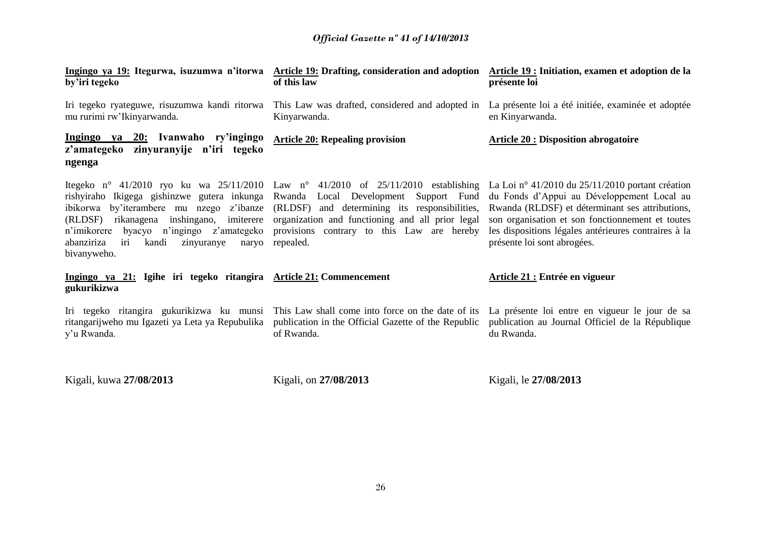**Ingingo ya 19: Itegurwa, isuzumwa n'itorwa by'iri tegeko**

Iri tegeko ryateguwe, risuzumwa kandi ritorwa mu rurimi rw'Ikinyarwanda.

**Ingingo ya 20: Ivanwaho ry'ingingo z'amategeko zinyuranyije n'iri tegeko ngenga**

Itegeko n° 41/2010 ryo ku wa 25/11/2010 rishyiraho Ikigega gishinzwe gutera inkunga ibikorwa by'iterambere mu nzego z'ibanze (RLDSF) rikanagena inshingano, imiterere n'imikorere byacyo n'ingingo z'amategeko abanziriza iri kandi zinyuranye naryo bivanyweho.

**Ingingo ya 21: Igihe iri tegeko ritangira gukurikizwa**

Iri tegeko ritangira gukurikizwa ku munsi ritangarijweho mu Igazeti ya Leta ya Repubulika y'u Rwanda.

Kigali, kuwa **27/08/2013**

**Article 19: Drafting, consideration and adoption of this law**

This Law was drafted, considered and adopted in Kinyarwanda.

**Article 20: Repealing provision**

Law n° 41/2010 of 25/11/2010 establishing Rwanda Local Development Support Fund (RLDSF) and determining its responsibilities, organization and functioning and all prior legal provisions contrary to this Law are hereby repealed.

**Article 21: Commencement**

This Law shall come into force on the date of its publication in the Official Gazette of the Republic of Rwanda.

Kigali, on **27/08/2013**

**Article 19 : Initiation, examen et adoption de la présente loi**

La présente loi a été initiée, examinée et adoptée en Kinyarwanda.

**Article 20 : Disposition abrogatoire**

La Loi n° 41/2010 du 25/11/2010 portant création du Fonds d'Appui au Développement Local au Rwanda (RLDSF) et déterminant ses attributions, son organisation et son fonctionnement et toutes les dispositions légales antérieures contraires à la présente loi sont abrogées.

**Article 21 : Entrée en vigueur**

La présente loi entre en vigueur le jour de sa publication au Journal Officiel de la République du Rwanda.

Kigali, le **27/08/2013**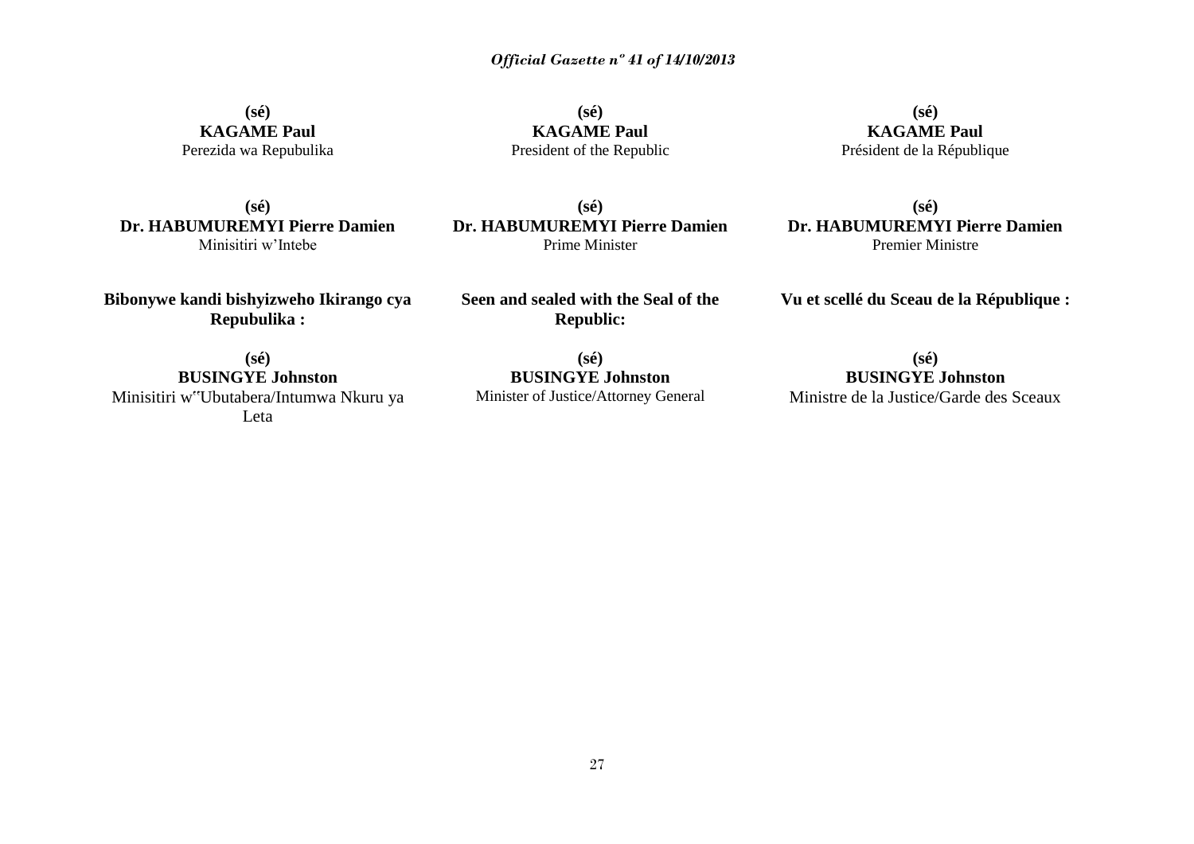**(sé)**
**KAGAME Paul**
Perezida wa Repubulika

**(sé)**
**Dr. HABUMUREMYI Pierre Damien**
Minisitiri w'Intebe

**Bibonywe kandi bishyizweho Ikirango cya Repubulika :**

**(sé)**
**BUSINGYE Johnston**
Minisitiri w'Ubutabera/Intumwa Nkuru ya Leta

**(sé)**
**KAGAME Paul**
President of the Republic

**(sé)**
**Dr. HABUMUREMYI Pierre Damien**
Prime Minister

**Seen and sealed with the Seal of the Republic:**

**(sé)**
**BUSINGYE Johnston**
Minister of Justice/Attorney General

**(sé)**
**KAGAME Paul**
Président de la République

**(sé)**
**Dr. HABUMUREMYI Pierre Damien**
Premier Ministre

**Vu et scellé du Sceau de la République :**

**(sé)**
**BUSINGYE Johnston**
Ministre de la Justice/Garde des Sceaux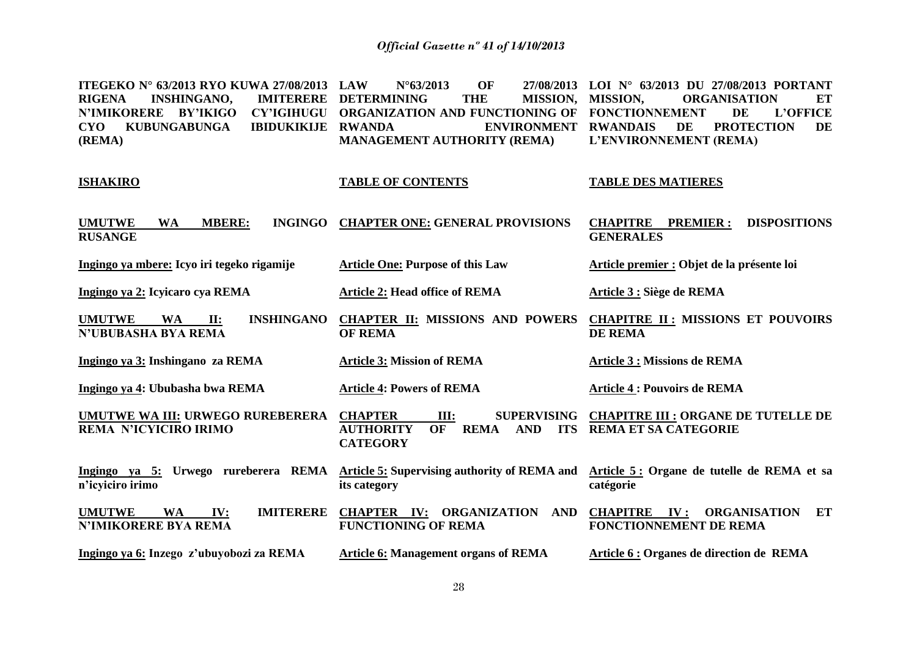| ITEGEKO N° 63/2013 RYO KUWA 27/08/2013 RIGENA INSHINGANO, IMITERERE N'IMIKORERE BY'IKIGO CY'IGIHUGU CYO KUBUNGABUNGA IBIDUKIKIJE (REMA) | LAW N°63/2013 OF 27/08/2013 DETERMINING THE MISSION, ORGANIZATION AND FUNCTIONING OF RWANDA ENVIRONMENT MANAGEMENT AUTHORITY (REMA) | LOI N° 63/2013 DU 27/08/2013 PORTANT MISSION, ORGANISATION ET FONCTIONNEMENT DE L'OFFICE RWANDAIS DE PROTECTION DE L'ENVIRONNEMENT (REMA) |
|---|---|---|
| **ISHAKIRO** | **TABLE OF CONTENTS** | **TABLE DES MATIERES** |
| **UMUTWE WA MBERE: INGINGO RUSANGE** | **CHAPTER ONE: GENERAL PROVISIONS** | **CHAPITRE PREMIER : DISPOSITIONS GENERALES** |
| **Ingingo ya mbere: Icyo iri tegeko rigamije** | **Article One: Purpose of this Law** | **Article premier : Objet de la présente loi** |
| **Ingingo ya 2: Icyicaro cya REMA** | **Article 2: Head office of REMA** | **Article 3 : Siège de REMA** |
| **UMUTWE WA II: INSHINGANO N'UBUBASHA BYA REMA** | **CHAPTER II: MISSIONS AND POWERS OF REMA** | **CHAPITRE II : MISSIONS ET POUVOIRS DE REMA** |
| **Ingingo ya 3: Inshingano za REMA** | **Article 3: Mission of REMA** | **Article 3 : Missions de REMA** |
| **Ingingo ya 4: Ububasha bwa REMA** | **Article 4: Powers of REMA** | **Article 4 : Pouvoirs de REMA** |
| **UMUTWE WA III: URWEGO RUREBERERA REMA N'ICYICIRO IRIMO** | **CHAPTER III: SUPERVISING AUTHORITY OF REMA AND ITS CATEGORY** | **CHAPITRE III : ORGANE DE TUTELLE DE REMA ET SA CATEGORIE** |
| **Ingingo ya 5: Urwego rureberera REMA n'icyiciro irimo** | **Article 5: Supervising authority of REMA and its category** | **Article 5 : Organe de tutelle de REMA et sa catégorie** |
| **UMUTWE WA IV: IMITERERE N'IMIKORERE BYA REMA** | **CHAPTER IV: ORGANIZATION AND FUNCTIONING OF REMA** | **CHAPITRE IV : ORGANISATION ET FONCTIONNEMENT DE REMA** |
| **Ingingo ya 6: Inzego z'ubuyobozi za REMA** | **Article 6: Management organs of REMA** | **Article 6 : Organes de direction de REMA** |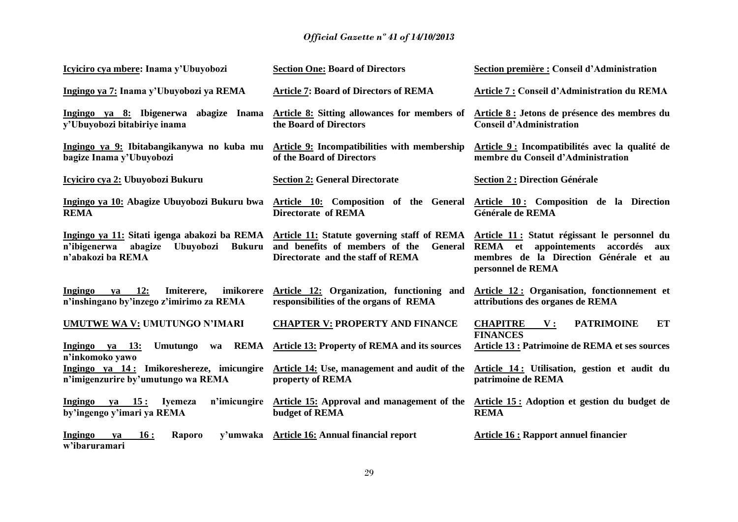| Icyiciro cya mbere: Inama y'Ubuyobozi | Section One: Board of Directors | Section première : Conseil d'Administration |
|---|---|---|
| Ingingo ya 7: Inama y'Ubuyobozi ya REMA | Article 7: Board of Directors of REMA | Article 7 : Conseil d'Administration du REMA |
| Ingingo ya 8: Ibigenerwa abagize Inama y'Ubuyobozi bitabiriye inama | Article 8: Sitting allowances for members of the Board of Directors | Article 8 : Jetons de présence des membres du Conseil d'Administration |
| Ingingo ya 9: Ibitabangikanywa no kuba mu bagize Inama y'Ubuyobozi | Article 9: Incompatibilities with membership of the Board of Directors | Article 9 : Incompatibilités avec la qualité de membre du Conseil d'Administration |
| Icyiciro cya 2: Ubuyobozi Bukuru | Section 2: General Directorate | Section 2 : Direction Générale |
| Ingingo ya 10: Abagize Ubuyobozi Bukuru bwa REMA | Article 10: Composition of the General Directorate of REMA | Article 10 : Composition de la Direction Générale de REMA |
| Ingingo ya 11: Sitati igenga abakozi ba REMA n'ibigenerwa abagize Ubuyobozi Bukuru n'abakozi ba REMA | Article 11: Statute governing staff of REMA and benefits of members of the General Directorate and the staff of REMA | Article 11 : Statut régissant le personnel du REMA et appointements accordés aux membres de la Direction Générale et au personnel de REMA |
| Ingingo ya 12: Imiterere, imikorere n'inshingano by'inzego z'imirimo za REMA | Article 12: Organization, functioning and responsibilities of the organs of REMA | Article 12 : Organisation, fonctionnement et attributions des organes de REMA |
| UMUTWE WA V: UMUTUNGO N'IMARI | CHAPTER V: PROPERTY AND FINANCE | CHAPITRE V : PATRIMOINE ET FINANCES |
| Ingingo ya 13: Umutungo wa REMA n'inkomoko yawo | Article 13: Property of REMA and its sources | Article 13 : Patrimoine de REMA et ses sources |
| Ingingo ya 14 : Imikoreshereze, imicungire n'imigenzurire by'umutungo wa REMA | Article 14: Use, management and audit of the property of REMA | Article 14 : Utilisation, gestion et audit du patrimoine de REMA |
| Ingingo ya 15 : Iyemeza n'imicungire by'ingengo y'imari ya REMA | Article 15: Approval and management of the budget of REMA | Article 15 : Adoption et gestion du budget de REMA |
| Ingingo ya 16 : Raporo y'umwaka w'ibaruramari | Article 16: Annual financial report | Article 16 : Rapport annuel financier |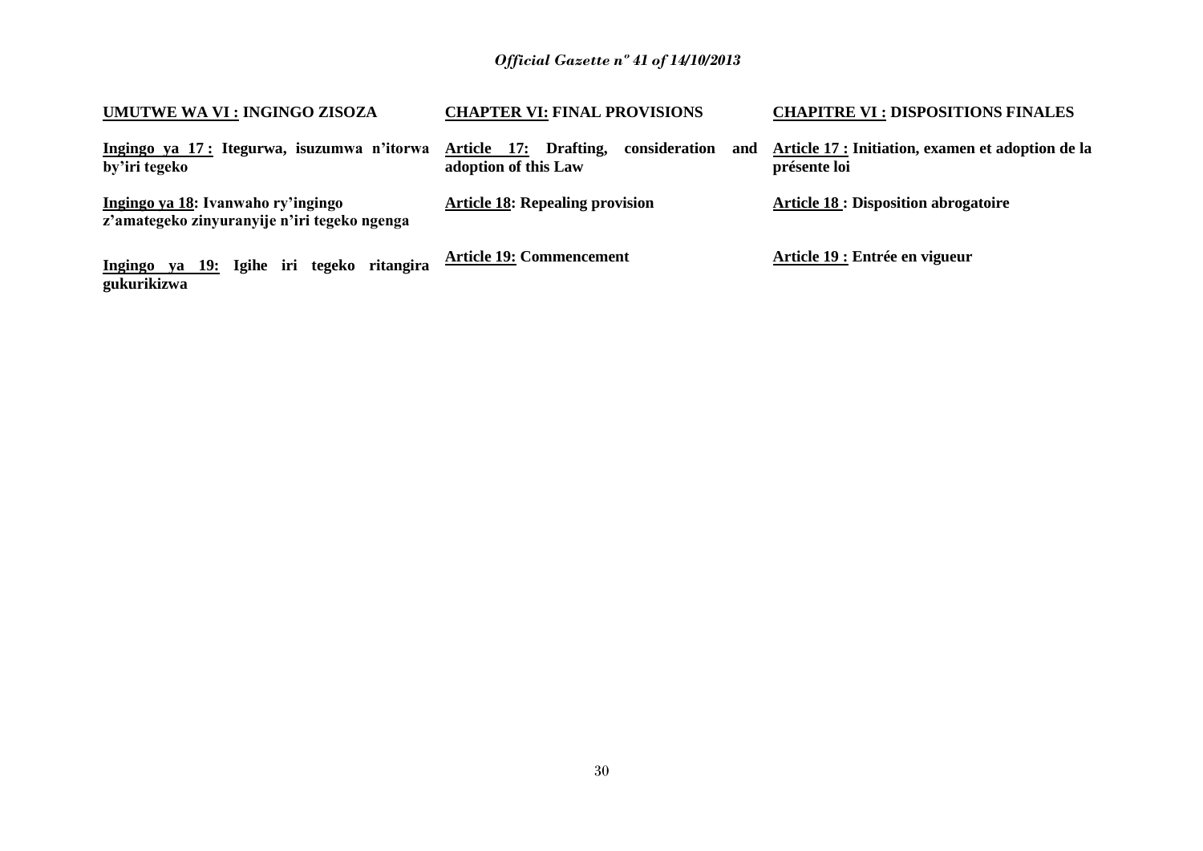**UMUTWE WA VI : INGINGO ZISOZA**

**Ingingo ya 17 : Itegurwa, isuzumwa n'itorwa by'iri tegeko**

**Ingingo ya 18: Ivanwaho ry'ingingo z'amategeko zinyuranyije n'iri tegeko ngenga**

**Ingingo ya 19: Igihe iri tegeko ritangira gukurikizwa**

**CHAPTER VI: FINAL PROVISIONS**

**Article 17: Drafting, consideration and adoption of this Law**

**Article 18: Repealing provision**

**Article 19: Commencement**

**CHAPITRE VI : DISPOSITIONS FINALES**

**Article 17 : Initiation, examen et adoption de la présente loi**

**Article 18 : Disposition abrogatoire**

**Article 19 : Entrée en vigueur**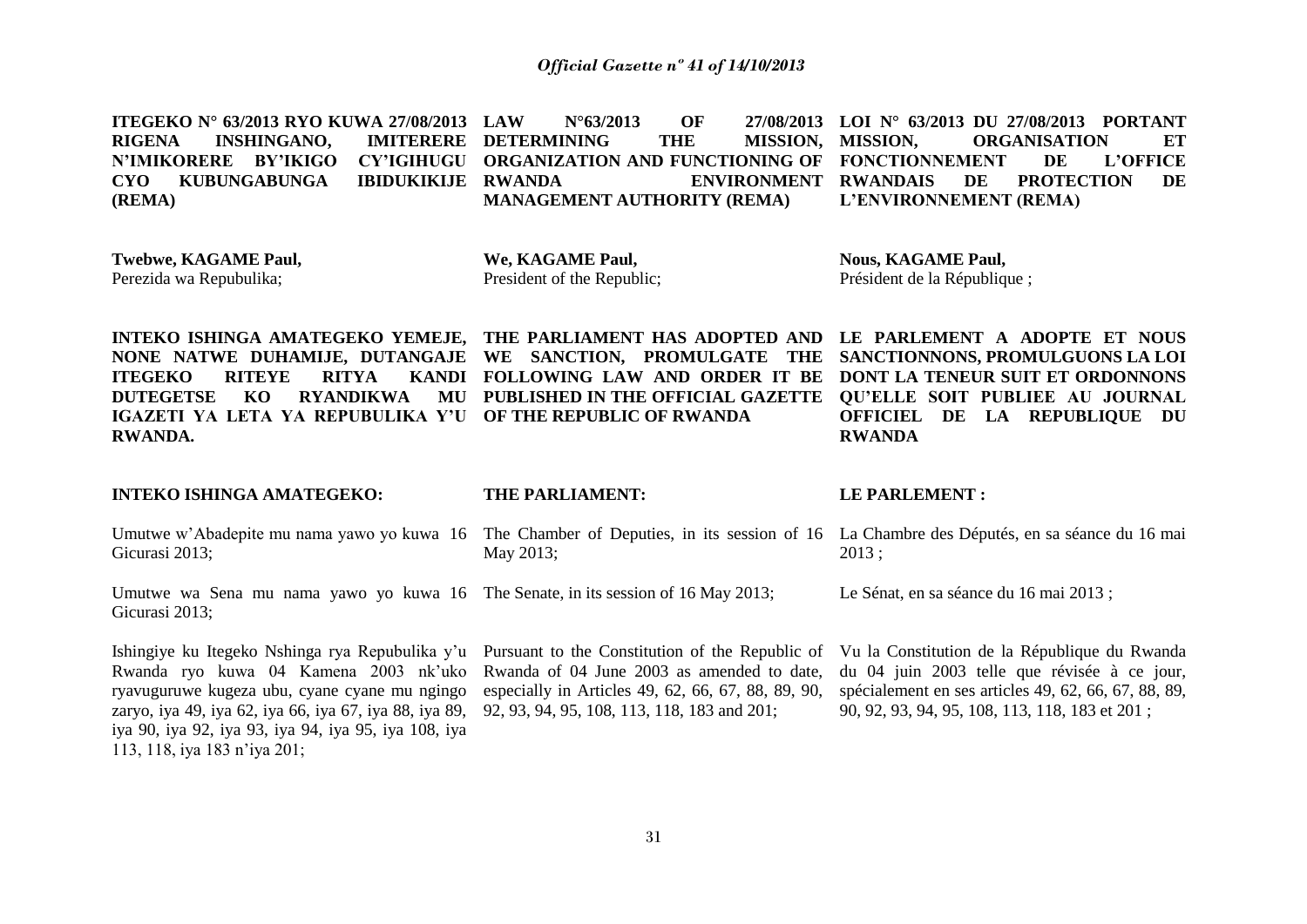**ITEGEKO N° 63/2013 RYO KUWA 27/08/2013 RIGENA INSHINGANO, IMITERERE N'IMIKORERE BY'IKIGO CY'IGIHUGU CYO KUBUNGABUNGA IBIDUKIKIJE (REMA)**

**Twebwe, KAGAME Paul,**
Perezida wa Repubulika;

**INTEKO ISHINGA AMATEGEKO YEMEJE, NONE NATWE DUHAMIJE, DUTANGAJE ITEGEKO RITEYE RITYA KANDI DUTEGETSE KO RYANDIKWA MU IGAZETI YA LETA YA REPUBULIKA Y'U RWANDA.**

**INTEKO ISHINGA AMATEGEKO:**

Umutwe w'Abadepite mu nama yawo yo kuwa 16 Gicurasi 2013;

Umutwe wa Sena mu nama yawo yo kuwa 16 Gicurasi 2013;

Ishingiye ku Itegeko Nshinga rya Repubulika y'u Rwanda ryo kuwa 04 Kamena 2003 nk'uko ryavuguruwe kugeza ubu, cyane cyane mu ngingo zaryo, iya 49, iya 62, iya 66, iya 67, iya 88, iya 89, iya 90, iya 92, iya 93, iya 94, iya 95, iya 108, iya 113, 118, iya 183 n'iya 201;

**LAW N°63/2013 OF 27/08/2013 DETERMINING THE MISSION, ORGANIZATION AND FUNCTIONING OF RWANDA ENVIRONMENT MANAGEMENT AUTHORITY (REMA)**

**We, KAGAME Paul,**
President of the Republic;

**THE PARLIAMENT HAS ADOPTED AND WE SANCTION, PROMULGATE THE FOLLOWING LAW AND ORDER IT BE PUBLISHED IN THE OFFICIAL GAZETTE OF THE REPUBLIC OF RWANDA**

**THE PARLIAMENT:**

The Chamber of Deputies, in its session of 16 May 2013;

The Senate, in its session of 16 May 2013;

Pursuant to the Constitution of the Republic of Rwanda of 04 June 2003 as amended to date, especially in Articles 49, 62, 66, 67, 88, 89, 90, 92, 93, 94, 95, 108, 113, 118, 183 and 201;

**LOI N° 63/2013 DU 27/08/2013 PORTANT MISSION, ORGANISATION ET FONCTIONNEMENT DE L'OFFICE RWANDAIS DE PROTECTION DE L'ENVIRONNEMENT (REMA)**

**Nous, KAGAME Paul,**
Président de la République ;

**LE PARLEMENT A ADOPTE ET NOUS SANCTIONNONS, PROMULGUONS LA LOI DONT LA TENEUR SUIT ET ORDONNONS QU'ELLE SOIT PUBLIEE AU JOURNAL OFFICIEL DE LA REPUBLIQUE DU RWANDA**

**LE PARLEMENT :**

La Chambre des Députés, en sa séance du 16 mai 2013 ;

Le Sénat, en sa séance du 16 mai 2013 ;

Vu la Constitution de la République du Rwanda du 04 juin 2003 telle que révisée à ce jour, spécialement en ses articles 49, 62, 66, 67, 88, 89, 90, 92, 93, 94, 95, 108, 113, 118, 183 et 201 ;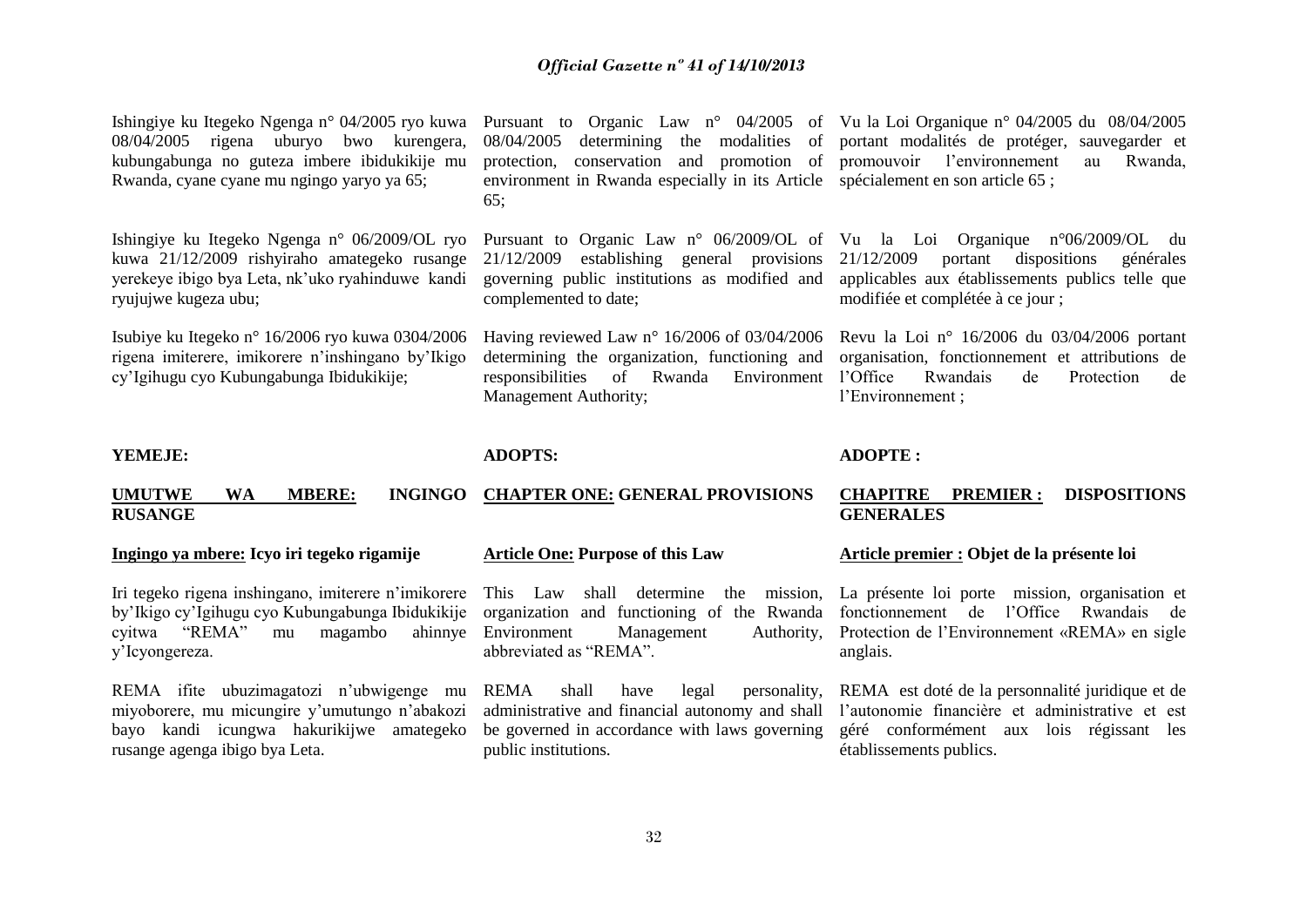Ishingiye ku Itegeko Ngenga n° 04/2005 ryo kuwa 08/04/2005 rigena uburyo bwo kurengera, kubungabunga no guteza imbere ibidukikije mu Rwanda, cyane cyane mu ngingo yaryo ya 65;

Ishingiye ku Itegeko Ngenga n° 06/2009/OL ryo kuwa 21/12/2009 rishyiraho amategeko rusange yerekeye ibigo bya Leta, nk'uko ryahinduwe kandi ryujujwe kugeza ubu;

Isubiye ku Itegeko n° 16/2006 ryo kuwa 0304/2006 rigena imiterere, imikorere n'inshingano by'Ikigo cy'Igihugu cyo Kubungabunga Ibidukikije;

**YEMEJE:**

## UMUTWE WA MBERE: INGINGO RUSANGE

### Ingingo ya mbere: Icyo iri tegeko rigamije

Iri tegeko rigena inshingano, imiterere n'imikorere by'Ikigo cy'Igihugu cyo Kubungabunga Ibidukikije cyitwa "REMA" mu magambo ahinnye y'Icyongereza.

REMA ifite ubuzimagatozi n'ubwigenge mu miyoborere, mu micungire y'umutungo n'abakozi bayo kandi icungwa hakurikijwe amategeko rusange agenga ibigo bya Leta.

Pursuant to Organic Law n° 04/2005 of 08/04/2005 determining the modalities of protection, conservation and promotion of environment in Rwanda especially in its Article 65;

Pursuant to Organic Law n° 06/2009/OL of 21/12/2009 establishing general provisions governing public institutions as modified and complemented to date;

Having reviewed Law n° 16/2006 of 03/04/2006 determining the organization, functioning and responsibilities of Rwanda Environment Management Authority;

**ADOPTS:**

## CHAPTER ONE: GENERAL PROVISIONS

### Article One: Purpose of this Law

This Law shall determine the mission, organization and functioning of the Rwanda Environment Management Authority, abbreviated as "REMA".

REMA shall have legal personality, administrative and financial autonomy and shall be governed in accordance with laws governing public institutions.

Vu la Loi Organique n° 04/2005 du 08/04/2005 portant modalités de protéger, sauvegarder et promouvoir l'environnement au Rwanda, spécialement en son article 65 ;

Vu la Loi Organique n°06/2009/OL du 21/12/2009 portant dispositions générales applicables aux établissements publics telle que modifiée et complétée à ce jour ;

Revu la Loi n° 16/2006 du 03/04/2006 portant organisation, fonctionnement et attributions de l'Office Rwandais de Protection de l'Environnement ;

**ADOPTE :**

## CHAPITRE PREMIER : DISPOSITIONS GENERALES

### Article premier : Objet de la présente loi

La présente loi porte mission, organisation et fonctionnement de l'Office Rwandais de Protection de l'Environnement «REMA» en sigle anglais.

REMA est doté de la personnalité juridique et de l'autonomie financière et administrative et est géré conformément aux lois régissant les établissements publics.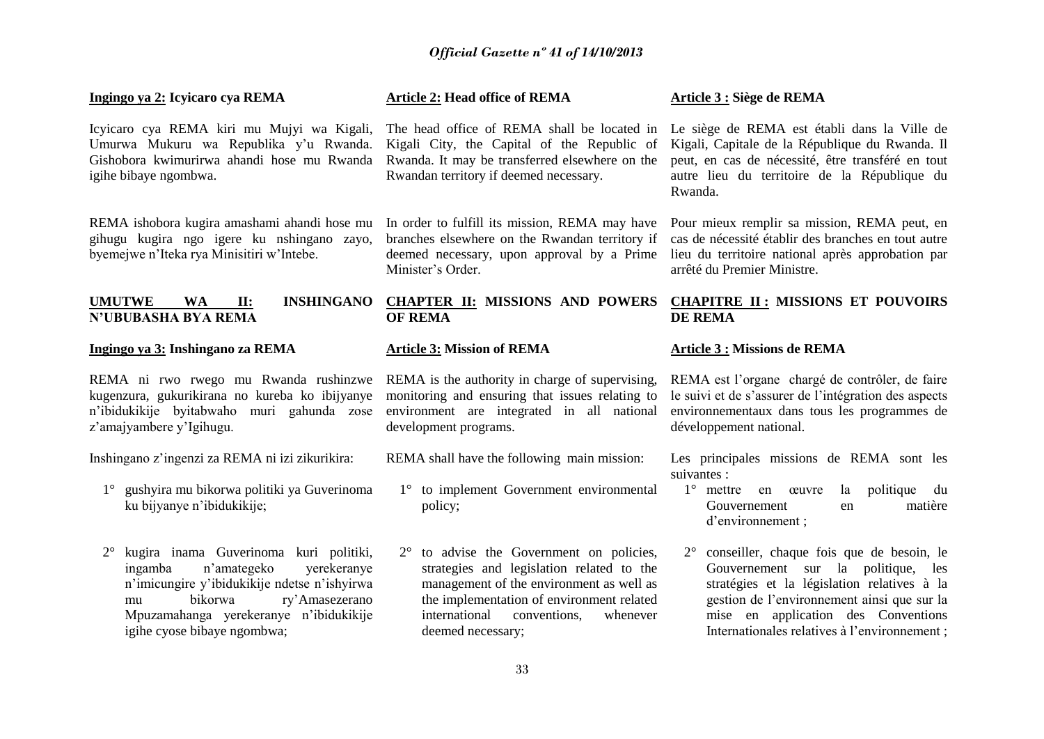**Ingingo ya 2: Icyicaro cya REMA**

Icyicaro cya REMA kiri mu Mujyi wa Kigali, Umurwa Mukuru wa Republika y'u Rwanda. Gishobora kwimurirwa ahandi hose mu Rwanda igihe bibaye ngombwa.

REMA ishobora kugira amashami ahandi hose mu gihugu kugira ngo igere ku nshingano zayo, byemejwe n'Iteka rya Minisitiri w'Intebe.

**UMUTWE WA II: INSHINGANO N'UBUBASHA BYA REMA**

**Ingingo ya 3: Inshingano za REMA**

REMA ni rwo rwego mu Rwanda rushinzwe kugenzura, gukurikirana no kureba ko ibijyanye n'ibidukikije byitabwaho muri gahunda zose z'amajyambere y'Igihugu.

Inshingano z'ingenzi za REMA ni izi zikurikira:

1° gushyira mu bikorwa politiki ya Guverinoma ku bijyanye n'ibidukikije;

2° kugira inama Guverinoma kuri politiki, ingamba n'amategeko yerekeranye n'imicungire y'ibidukikije ndetse n'ishyirwa mu bikorwa ry'Amasezerano Mpuzamahanga yerekeranye n'ibidukikije igihe cyose bibaye ngombwa;

**Article 2: Head office of REMA**

The head office of REMA shall be located in Kigali City, the Capital of the Republic of Rwanda. It may be transferred elsewhere on the Rwandan territory if deemed necessary.

In order to fulfill its mission, REMA may have branches elsewhere on the Rwandan territory if deemed necessary, upon approval by a Prime Minister's Order.

**CHAPTER II: MISSIONS AND POWERS OF REMA**

**Article 3: Mission of REMA**

REMA is the authority in charge of supervising, monitoring and ensuring that issues relating to environment are integrated in all national development programs.

REMA shall have the following main mission:

1° to implement Government environmental policy;

2° to advise the Government on policies, strategies and legislation related to the management of the environment as well as the implementation of environment related international conventions, whenever deemed necessary;

**Article 3 : Siège de REMA**

Le siège de REMA est établi dans la Ville de Kigali, Capitale de la République du Rwanda. Il peut, en cas de nécessité, être transféré en tout autre lieu du territoire de la République du Rwanda.

Pour mieux remplir sa mission, REMA peut, en cas de nécessité établir des branches en tout autre lieu du territoire national après approbation par arrêté du Premier Ministre.

**CHAPITRE II : MISSIONS ET POUVOIRS DE REMA**

**Article 3 : Missions de REMA**

REMA est l'organe chargé de contrôler, de faire le suivi et de s'assurer de l'intégration des aspects environnementaux dans tous les programmes de développement national.

Les principales missions de REMA sont les suivantes :

1° mettre en œuvre la politique du Gouvernement en matière d'environnement ;

2° conseiller, chaque fois que de besoin, le Gouvernement sur la politique, les stratégies et la législation relatives à la gestion de l'environnement ainsi que sur la mise en application des Conventions Internationales relatives à l'environnement ;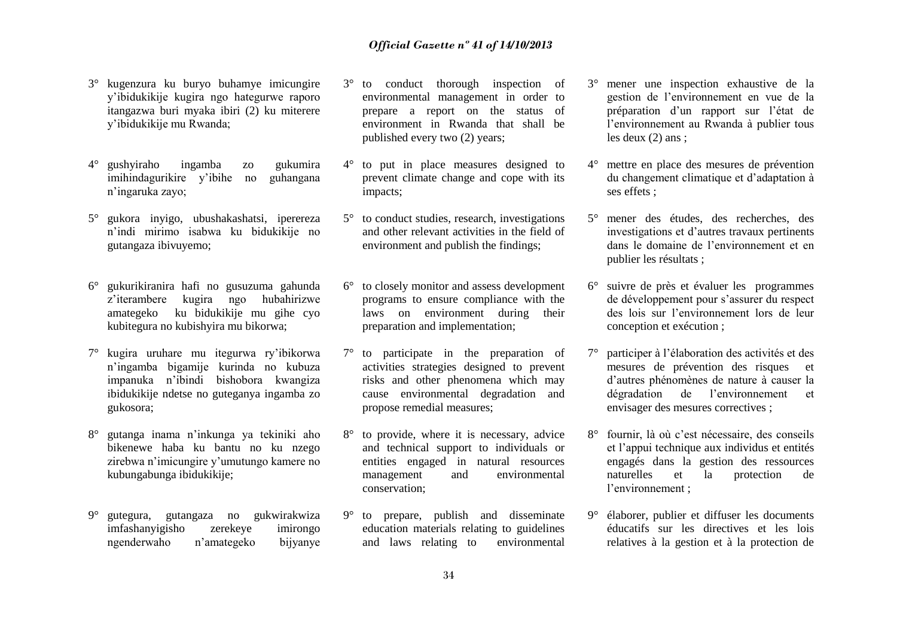3° kugenzura ku buryo buhamye imicungire y'ibidukikije kugira ngo hategurwe raporo itangazwa buri myaka ibiri (2) ku miterere y'ibidukikije mu Rwanda;

4° gushyiraho ingamba zo gukumira imihindagurikire y'ibihe no guhangana n'ingaruka zayo;

5° gukora inyigo, ubushakashatsi, iperereza n'indi mirimo isabwa ku bidukikije no gutangaza ibivuyemo;

6° gukurikiranira hafi no gusuzuma gahunda z'iterambere kugira ngo hubahirizwe amategeko ku bidukikije mu gihe cyo kubitegura no kubishyira mu bikorwa;

7° kugira uruhare mu itegurwa ry'ibikorwa n'ingamba bigamije kurinda no kubuza impanuka n'ibindi bishobora kwangiza ibidukikije ndetse no guteganya ingamba zo gukosora;

8° gutanga inama n'inkunga ya tekiniki aho bikenewe haba ku bantu no ku nzego zirebwa n'imicungire y'umutungo kamere no kubungabunga ibidukikije;

9° gutegura, gutangaza no gukwirakwiza imfashanyigisho zerekeye imirongo ngenderwaho n'amategeko bijyanye

3° to conduct thorough inspection of environmental management in order to prepare a report on the status of environment in Rwanda that shall be published every two (2) years;

4° to put in place measures designed to prevent climate change and cope with its impacts;

5° to conduct studies, research, investigations and other relevant activities in the field of environment and publish the findings;

6° to closely monitor and assess development programs to ensure compliance with the laws on environment during their preparation and implementation;

7° to participate in the preparation of activities strategies designed to prevent risks and other phenomena which may cause environmental degradation and propose remedial measures;

8° to provide, where it is necessary, advice and technical support to individuals or entities engaged in natural resources management and environmental conservation;

9° to prepare, publish and disseminate education materials relating to guidelines and laws relating to environmental

3° mener une inspection exhaustive de la gestion de l'environnement en vue de la préparation d'un rapport sur l'état de l'environnement au Rwanda à publier tous les deux (2) ans ;

4° mettre en place des mesures de prévention du changement climatique et d'adaptation à ses effets ;

5° mener des études, des recherches, des investigations et d'autres travaux pertinents dans le domaine de l'environnement et en publier les résultats ;

6° suivre de près et évaluer les programmes de développement pour s'assurer du respect des lois sur l'environnement lors de leur conception et exécution ;

7° participer à l'élaboration des activités et des mesures de prévention des risques et d'autres phénomènes de nature à causer la dégradation de l'environnement et envisager des mesures correctives ;

8° fournir, là où c'est nécessaire, des conseils et l'appui technique aux individus et entités engagés dans la gestion des ressources naturelles et la protection de l'environnement ;

9° élaborer, publier et diffuser les documents éducatifs sur les directives et les lois relatives à la gestion et à la protection de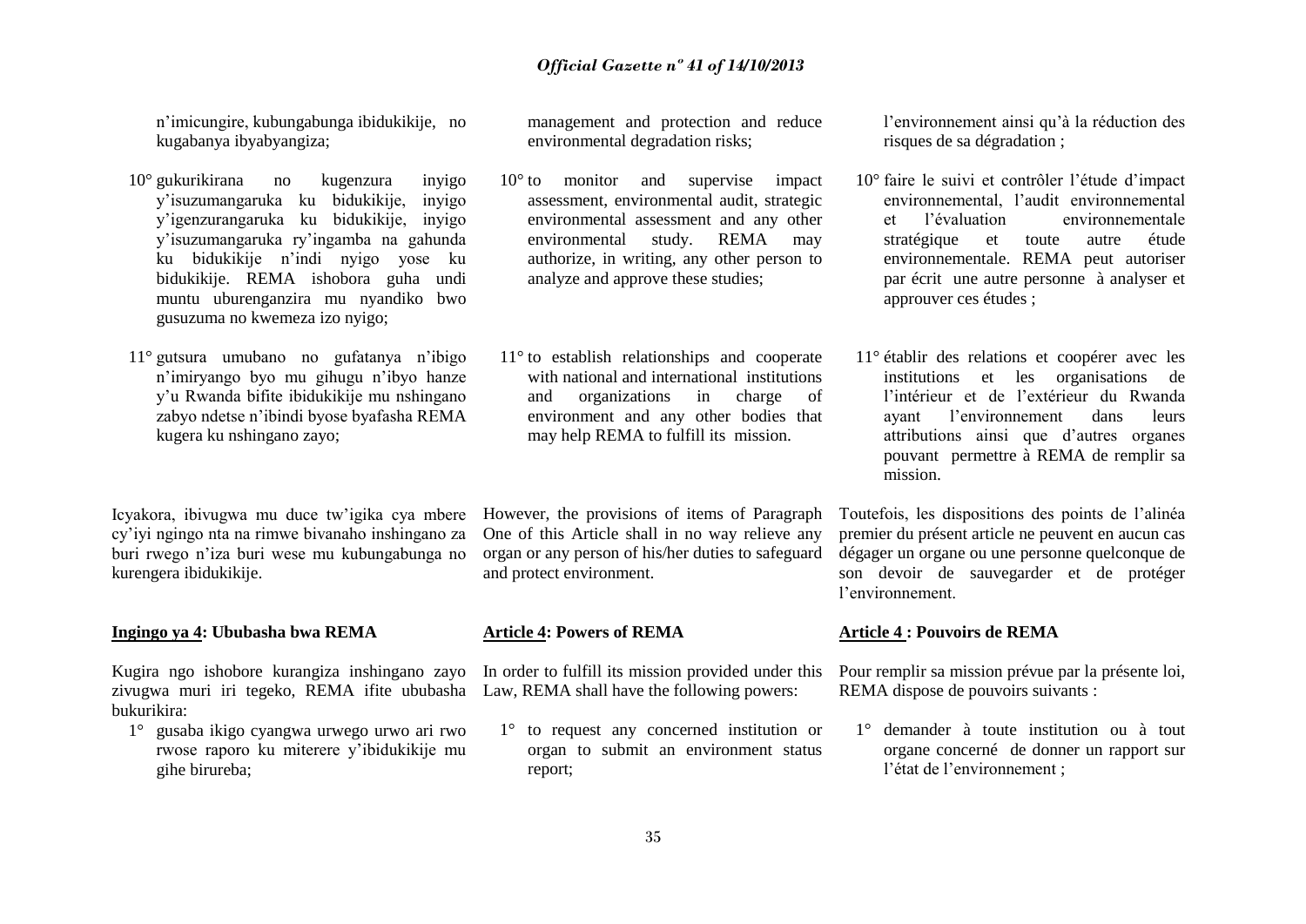n'imicungire, kubungabunga ibidukikije, no kugabanya ibyabyangiza;

10° gukurikirana no kugenzura inyigo y'isuzumangaruka ku bidukikije, inyigo y'igenzurangaruka ku bidukikije, inyigo y'isuzumangaruka ry'ingamba na gahunda ku bidukikije n'indi nyigo yose ku bidukikije. REMA ishobora guha undi muntu uburenganzira mu nyandiko bwo gusuzuma no kwemeza izo nyigo;

11° gutsura umubano no gufatanya n'ibigo n'imiryango byo mu gihugu n'ibyo hanze y'u Rwanda bifite ibidukikije mu nshingano zabyo ndetse n'ibindi byose byafasha REMA kugera ku nshingano zayo;

Icyakora, ibivugwa mu duce tw'igika cya mbere cy'iyi ngingo nta na rimwe bivanaho inshingano za buri rwego n'iza buri wese mu kubungabunga no kurengera ibidukikije.

**Ingingo ya 4: Ububasha bwa REMA**

Kugira ngo ishobore kurangiza inshingano zayo zivugwa muri iri tegeko, REMA ifite ububasha bukurikira:

1° gusaba ikigo cyangwa urwego urwo ari rwo rwose raporo ku miterere y'ibidukikije mu gihe birureba;

management and protection and reduce environmental degradation risks;

10° to monitor and supervise impact assessment, environmental audit, strategic environmental assessment and any other environmental study. REMA may authorize, in writing, any other person to analyze and approve these studies;

11° to establish relationships and cooperate with national and international institutions and organizations in charge of environment and any other bodies that may help REMA to fulfill its mission.

However, the provisions of items of Paragraph One of this Article shall in no way relieve any organ or any person of his/her duties to safeguard and protect environment.

**Article 4: Powers of REMA**

In order to fulfill its mission provided under this Law, REMA shall have the following powers:

1° to request any concerned institution or organ to submit an environment status report;

l'environnement ainsi qu'à la réduction des risques de sa dégradation ;

10° faire le suivi et contrôler l'étude d'impact environnemental, l'audit environnemental et l'évaluation environnementale stratégique et toute autre étude environnementale. REMA peut autoriser par écrit une autre personne à analyser et approuver ces études ;

11° établir des relations et coopérer avec les institutions et les organisations de l'intérieur et de l'extérieur du Rwanda ayant l'environnement dans leurs attributions ainsi que d'autres organes pouvant permettre à REMA de remplir sa mission.

Toutefois, les dispositions des points de l'alinéa premier du présent article ne peuvent en aucun cas dégager un organe ou une personne quelconque de son devoir de sauvegarder et de protéger l'environnement.

**Article 4 : Pouvoirs de REMA**

Pour remplir sa mission prévue par la présente loi, REMA dispose de pouvoirs suivants :

1° demander à toute institution ou à tout organe concerné de donner un rapport sur l'état de l'environnement ;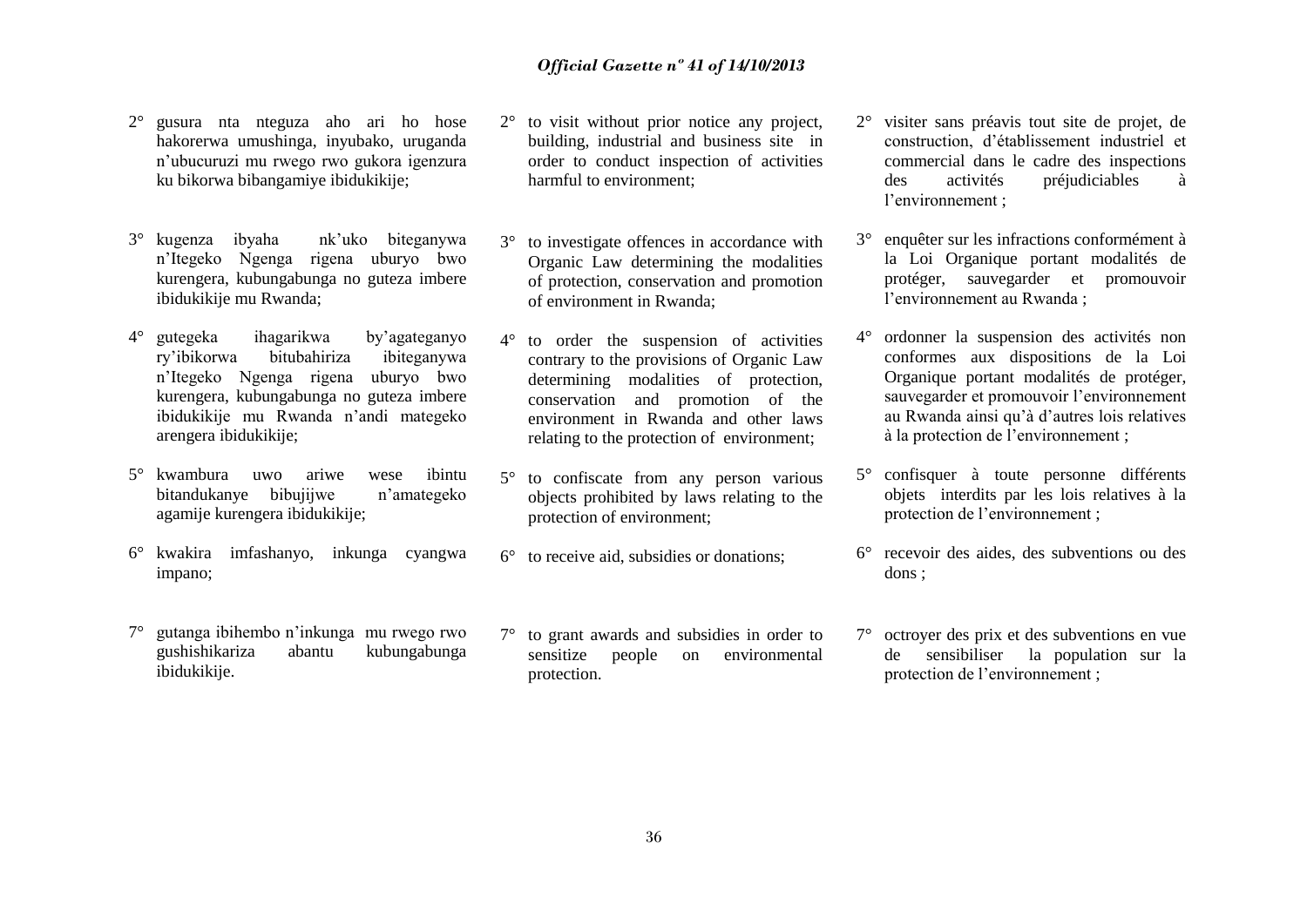2° gusura nta nteguza aho ari ho hose hakorerwa umushinga, inyubako, uruganda n'ubucuruzi mu rwego rwo gukora igenzura ku bikorwa bibangamiye ibidukikije;

3° kugenza ibyaha nk'uko biteganywa n'Itegeko Ngenga rigena uburyo bwo kurengera, kubungabunga no guteza imbere ibidukikije mu Rwanda;

4° gutegeka ihagarikwa by'agateganyo ry'ibikorwa bitubahiriza ibiteganywa n'Itegeko Ngenga rigena uburyo bwo kurengera, kubungabunga no guteza imbere ibidukikije mu Rwanda n'andi mategeko arengera ibidukikije;

5° kwambura uwo ariwe wese ibintu bitandukanye bibujijwe n'amategeko agamije kurengera ibidukikije;

6° kwakira imfashanyo, inkunga cyangwa impano;

7° gutanga ibihembo n'inkunga mu rwego rwo gushishikariza abantu kubungabunga ibidukikije.

2° to visit without prior notice any project, building, industrial and business site in order to conduct inspection of activities harmful to environment;

3° to investigate offences in accordance with Organic Law determining the modalities of protection, conservation and promotion of environment in Rwanda;

4° to order the suspension of activities contrary to the provisions of Organic Law determining modalities of protection, conservation and promotion of the environment in Rwanda and other laws relating to the protection of environment;

5° to confiscate from any person various objects prohibited by laws relating to the protection of environment;

6° to receive aid, subsidies or donations;

7° to grant awards and subsidies in order to sensitize people on environmental protection.

2° visiter sans préavis tout site de projet, de construction, d'établissement industriel et commercial dans le cadre des inspections des activités préjudiciables à l'environnement ;

3° enquêter sur les infractions conformément à la Loi Organique portant modalités de protéger, sauvegarder et promouvoir l'environnement au Rwanda ;

4° ordonner la suspension des activités non conformes aux dispositions de la Loi Organique portant modalités de protéger, sauvegarder et promouvoir l'environnement au Rwanda ainsi qu'à d'autres lois relatives à la protection de l'environnement ;

5° confisquer à toute personne différents objets interdits par les lois relatives à la protection de l'environnement ;

6° recevoir des aides, des subventions ou des dons ;

7° octroyer des prix et des subventions en vue de sensibiliser la population sur la protection de l'environnement ;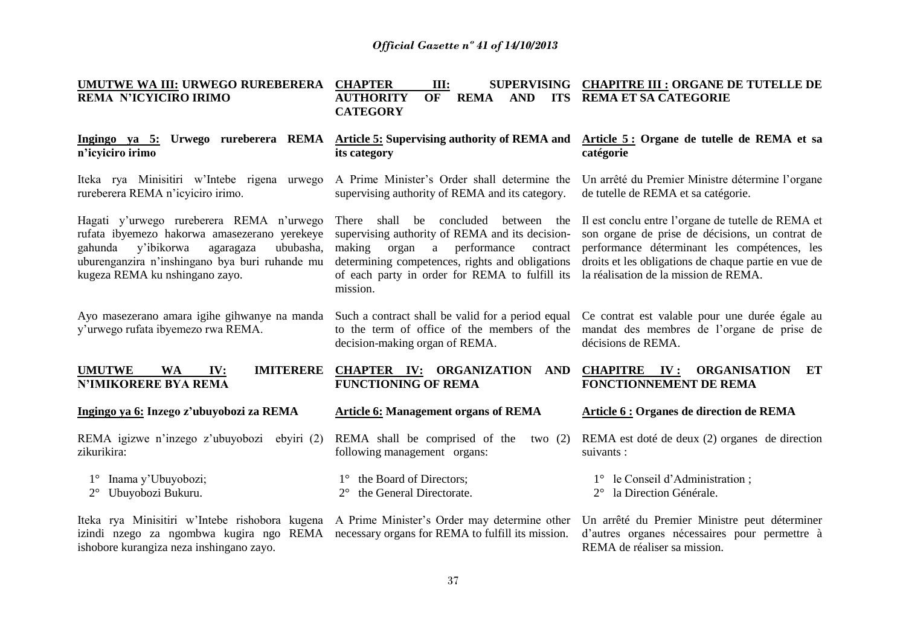**UMUTWE WA III: URWEGO RUREBERERA REMA N'ICYICIRO IRIMO**

**Ingingo ya 5: Urwego rureberera REMA n'icyiciro irimo**

Iteka rya Minisitiri w'Intebe rigena urwego rureberera REMA n'icyiciro irimo.

Hagati y'urwego rureberera REMA n'urwego rufata ibyemezo hakorwa amasezerano yerekeye gahunda y'ibikorwa agaragaza ububasha, uburenganzira n'inshingano bya buri ruhande mu kugeza REMA ku nshingano zayo.

Ayo masezerano amara igihe gihwanye na manda y'urwego rufata ibyemezo rwa REMA.

**UMUTWE WA IV: IMITERERE N'IMIKORERE BYA REMA**

**Ingingo ya 6: Inzego z'ubuyobozi za REMA**

REMA igizwe n'inzego z'ubuyobozi ebyiri (2) zikurikira:

1° Inama y'Ubuyobozi;
2° Ubuyobozi Bukuru.

Iteka rya Minisitiri w'Intebe rishobora kugena izindi nzego za ngombwa kugira ngo REMA ishobore kurangiza neza inshingano zayo.

**CHAPTER III: SUPERVISING AUTHORITY OF REMA AND ITS CATEGORY**

**Article 5: Supervising authority of REMA and its category**

A Prime Minister's Order shall determine the supervising authority of REMA and its category.

There shall be concluded between the supervising authority of REMA and its decision-making organ a performance contract determining competences, rights and obligations of each party in order for REMA to fulfill its mission.

Such a contract shall be valid for a period equal to the term of office of the members of the decision-making organ of REMA.

**CHAPTER IV: ORGANIZATION AND FUNCTIONING OF REMA**

**Article 6: Management organs of REMA**

REMA shall be comprised of the two (2) following management organs:

1° the Board of Directors;
2° the General Directorate.

A Prime Minister's Order may determine other necessary organs for REMA to fulfill its mission.

**CHAPITRE III : ORGANE DE TUTELLE DE REMA ET SA CATEGORIE**

**Article 5 : Organe de tutelle de REMA et sa catégorie**

Un arrêté du Premier Ministre détermine l'organe de tutelle de REMA et sa catégorie.

Il est conclu entre l'organe de tutelle de REMA et son organe de prise de décisions, un contrat de performance déterminant les compétences, les droits et les obligations de chaque partie en vue de la réalisation de la mission de REMA.

Ce contrat est valable pour une durée égale au mandat des membres de l'organe de prise de décisions de REMA.

**CHAPITRE IV : ORGANISATION ET FONCTIONNEMENT DE REMA**

**Article 6 : Organes de direction de REMA**

REMA est doté de deux (2) organes de direction suivants :

1° le Conseil d'Administration ;
2° la Direction Générale.

Un arrêté du Premier Ministre peut déterminer d'autres organes nécessaires pour permettre à REMA de réaliser sa mission.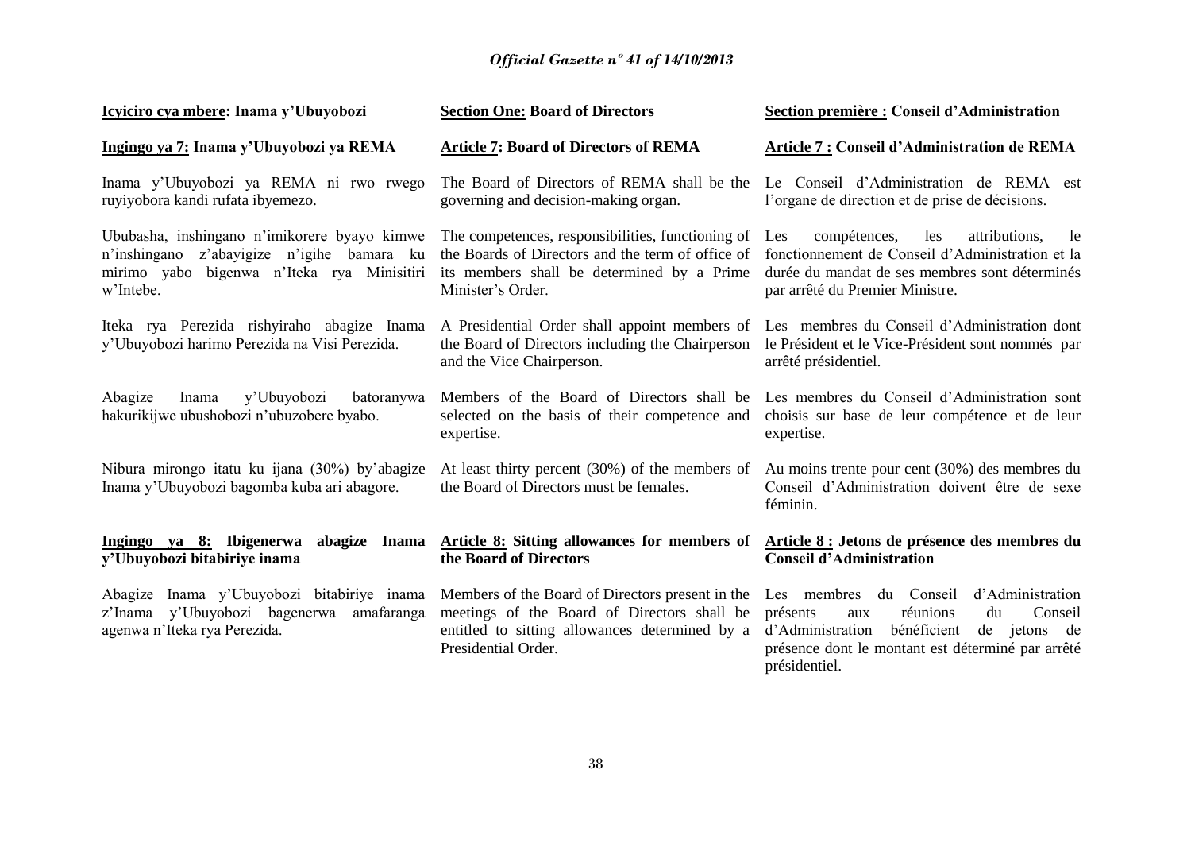**Icyiciro cya mbere: Inama y'Ubuyobozi**

**Ingingo ya 7: Inama y'Ubuyobozi ya REMA**

Inama y'Ubuyobozi ya REMA ni rwo rwego ruyiyobora kandi rufata ibyemezo.

Ububasha, inshingano n'imikorere byayo kimwe n'inshingano z'abayigize n'igihe bamara ku mirimo yabo bigenwa n'Iteka rya Minisitiri w'Intebe.

Iteka rya Perezida rishyiraho abagize Inama y'Ubuyobozi harimo Perezida na Visi Perezida.

Abagize Inama y'Ubuyobozi batoranywa hakurikijwe ubushobozi n'ubuzobere byabo.

Nibura mirongo itatu ku ijana (30%) by'abagize Inama y'Ubuyobozi bagomba kuba ari abagore.

**Ingingo ya 8: Ibigenerwa abagize Inama y'Ubuyobozi bitabiriye inama**

Abagize Inama y'Ubuyobozi bitabiriye inama z'Inama y'Ubuyobozi bagenerwa amafaranga agenwa n'Iteka rya Perezida.

**Section One: Board of Directors**

**Article 7: Board of Directors of REMA**

The Board of Directors of REMA shall be the governing and decision-making organ.

The competences, responsibilities, functioning of the Boards of Directors and the term of office of its members shall be determined by a Prime Minister's Order.

A Presidential Order shall appoint members of the Board of Directors including the Chairperson and the Vice Chairperson.

Members of the Board of Directors shall be selected on the basis of their competence and expertise.

At least thirty percent (30%) of the members of the Board of Directors must be females.

**Article 8: Sitting allowances for members of the Board of Directors**

Members of the Board of Directors present in the meetings of the Board of Directors shall be entitled to sitting allowances determined by a Presidential Order.

**Section première : Conseil d'Administration**

**Article 7 : Conseil d'Administration de REMA**

Le Conseil d'Administration de REMA est l'organe de direction et de prise de décisions.

Les compétences, les attributions, le fonctionnement de Conseil d'Administration et la durée du mandat de ses membres sont déterminés par arrêté du Premier Ministre.

Les membres du Conseil d'Administration dont le Président et le Vice-Président sont nommés par arrêté présidentiel.

Les membres du Conseil d'Administration sont choisis sur base de leur compétence et de leur expertise.

Au moins trente pour cent (30%) des membres du Conseil d'Administration doivent être de sexe féminin.

**Article 8 : Jetons de présence des membres du Conseil d'Administration**

Les membres du Conseil d'Administration présents aux réunions du Conseil d'Administration bénéficient de jetons de présence dont le montant est déterminé par arrêté présidentiel.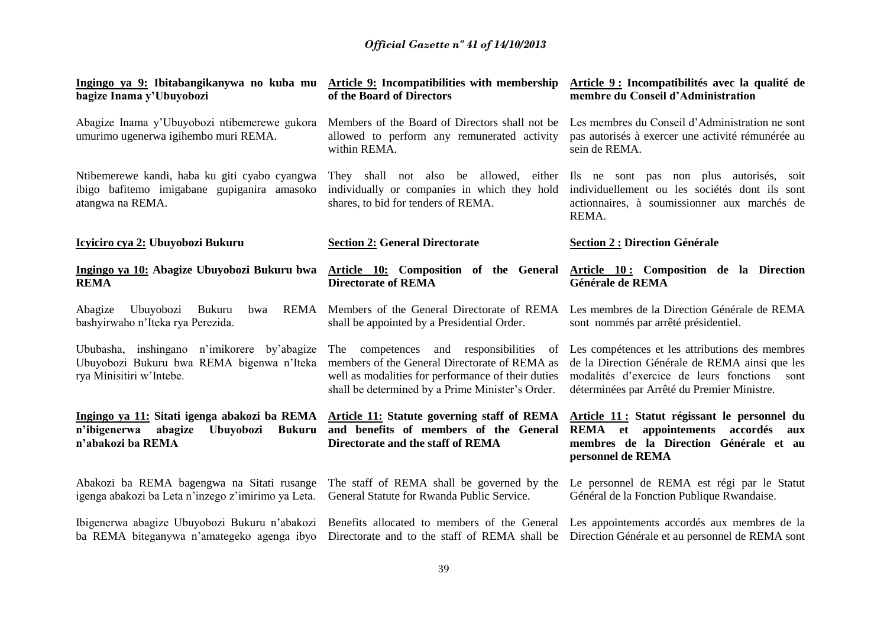**Ingingo ya 9: Ibitabangikanywa no kuba mu bagize Inama y'Ubuyobozi**

Abagize Inama y'Ubuyobozi ntibemerewe gukora umurimo ugenerwa igihembo muri REMA.

Ntibemerewe kandi, haba ku giti cyabo cyangwa ibigo bafitemo imigabane gupiganira amasoko atangwa na REMA.

**Icyiciro cya 2: Ubuyobozi Bukuru**

**Ingingo ya 10: Abagize Ubuyobozi Bukuru bwa REMA**

Abagize Ubuyobozi Bukuru bwa REMA bashyirwaho n'Iteka rya Perezida.

Ububasha, inshingano n'imikorere by'abagize Ubuyobozi Bukuru bwa REMA bigenwa n'Iteka rya Minisitiri w'Intebe.

**Ingingo ya 11: Sitati igenga abakozi ba REMA n'ibigenerwa abagize Ubuyobozi Bukuru n'abakozi ba REMA**

Abakozi ba REMA bagengwa na Sitati rusange igenga abakozi ba Leta n'inzego z'imirimo ya Leta.

Ibigenerwa abagize Ubuyobozi Bukuru n'abakozi ba REMA biteganywa n'amategeko agenga ibyo

**Article 9: Incompatibilities with membership of the Board of Directors**

Members of the Board of Directors shall not be allowed to perform any remunerated activity within REMA.

They shall not also be allowed, either individually or companies in which they hold shares, to bid for tenders of REMA.

**Section 2: General Directorate**

**Article 10: Composition of the General Directorate of REMA**

Members of the General Directorate of REMA shall be appointed by a Presidential Order.

The competences and responsibilities of members of the General Directorate of REMA as well as modalities for performance of their duties shall be determined by a Prime Minister's Order.

**Article 11: Statute governing staff of REMA and benefits of members of the General Directorate and the staff of REMA**

The staff of REMA shall be governed by the General Statute for Rwanda Public Service.

Benefits allocated to members of the General Directorate and to the staff of REMA shall be

**Article 9 : Incompatibilités avec la qualité de membre du Conseil d'Administration**

Les membres du Conseil d'Administration ne sont pas autorisés à exercer une activité rémunérée au sein de REMA.

Ils ne sont pas non plus autorisés, soit individuellement ou les sociétés dont ils sont actionnaires, à soumissionner aux marchés de REMA.

**Section 2 : Direction Générale**

**Article 10 : Composition de la Direction Générale de REMA**

Les membres de la Direction Générale de REMA sont nommés par arrêté présidentiel.

Les compétences et les attributions des membres de la Direction Générale de REMA ainsi que les modalités d'exercice de leurs fonctions sont déterminées par Arrêté du Premier Ministre.

**Article 11 : Statut régissant le personnel du REMA et appointements accordés aux membres de la Direction Générale et au personnel de REMA**

Le personnel de REMA est régi par le Statut Général de la Fonction Publique Rwandaise.

Les appointements accordés aux membres de la Direction Générale et au personnel de REMA sont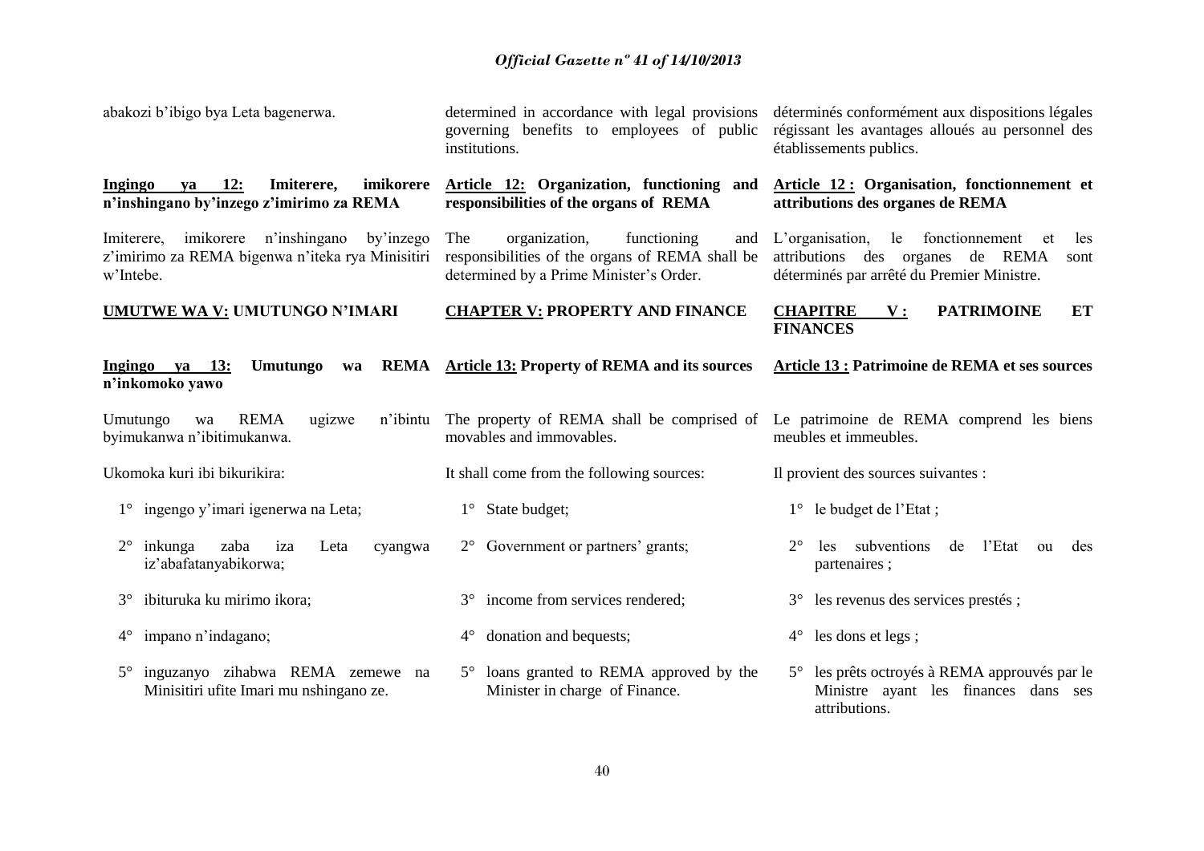abakozi b'ibigo bya Leta bagenerwa.

**Ingingo ya 12: Imiterere, imikorere n'inshingano by'inzego z'imirimo za REMA**

Imiterere, imikorere n'inshingano by'inzego z'imirimo za REMA bigenwa n'iteka rya Minisitiri w'Intebe.

**UMUTWE WA V: UMUTUNGO N'IMARI**

**Ingingo ya 13: Umutungo wa REMA n'inkomoko yawo**

Umutungo wa REMA ugizwe n'ibintu byimukanwa n'ibitimukanwa.

Ukomoka kuri ibi bikurikira:

1° ingengo y'imari igenerwa na Leta;

2° inkunga zaba iza Leta cyangwa iz'abafatanyabikorwa;

3° ibituruka ku mirimo ikora;

4° impano n'indagano;

5° inguzanyo zihabwa REMA zemewe na Minisitiri ufite Imari mu nshingano ze.

determined in accordance with legal provisions governing benefits to employees of public institutions.

**Article 12: Organization, functioning and responsibilities of the organs of REMA**

The organization, functioning and responsibilities of the organs of REMA shall be determined by a Prime Minister's Order.

**CHAPTER V: PROPERTY AND FINANCE**

**Article 13: Property of REMA and its sources**

The property of REMA shall be comprised of movables and immovables.

It shall come from the following sources:

1° State budget;

2° Government or partners' grants;

3° income from services rendered;

4° donation and bequests;

5° loans granted to REMA approved by the Minister in charge of Finance.

déterminés conformément aux dispositions légales régissant les avantages alloués au personnel des établissements publics.

**Article 12 : Organisation, fonctionnement et attributions des organes de REMA**

L'organisation, le fonctionnement et les attributions des organes de REMA sont déterminés par arrêté du Premier Ministre.

**CHAPITRE V : PATRIMOINE ET FINANCES**

**Article 13 : Patrimoine de REMA et ses sources**

Le patrimoine de REMA comprend les biens meubles et immeubles.

Il provient des sources suivantes :

1° le budget de l'Etat ;

2° les subventions de l'Etat ou des partenaires ;

3° les revenus des services prestés ;

4° les dons et legs ;

5° les prêts octroyés à REMA approuvés par le Ministre ayant les finances dans ses attributions.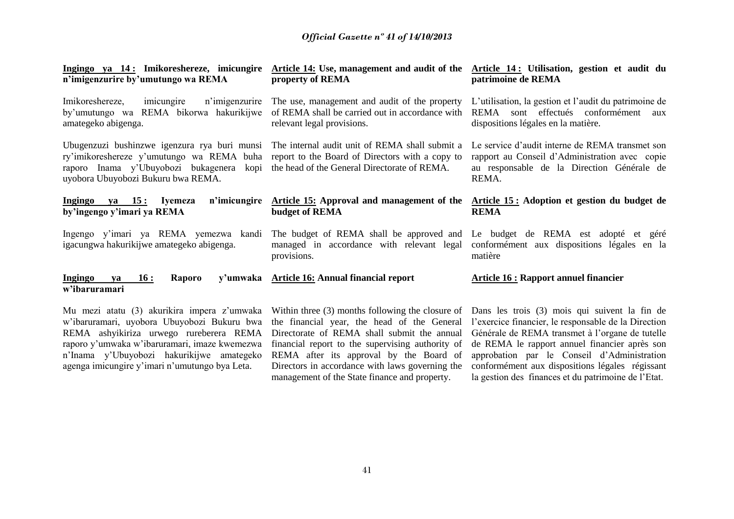**Ingingo ya 14 : Imikoreshereze, imicungire n'imigenzurire by'umutungo wa REMA**

Imikoreshereze, imicungire n'imigenzurire by'umutungo wa REMA bikorwa hakurikijwe amategeko abigenga.

Ubugenzuzi bushinzwe igenzura rya buri munsi ry'imikoreshereze y'umutungo wa REMA buha raporo Inama y'Ubuyobozi bukagenera kopi uyobora Ubuyobozi Bukuru bwa REMA.

**Ingingo ya 15 : Iyemeza n'imicungire by'ingengo y'imari ya REMA**

Ingengo y'imari ya REMA yemezwa kandi igacungwa hakurikijwe amategeko abigenga.

**Ingingo ya 16 : Raporo y'umwaka w'ibaruramari**

Mu mezi atatu (3) akurikira impera z'umwaka w'ibaruramari, uyobora Ubuyobozi Bukuru bwa REMA ashyikiriza urwego rureberera REMA raporo y'umwaka w'ibaruramari, imaze kwemezwa n'Inama y'Ubuyobozi hakurikijwe amategeko agenga imicungire y'imari n'umutungo bya Leta.

**Article 14: Use, management and audit of the property of REMA**

The use, management and audit of the property of REMA shall be carried out in accordance with relevant legal provisions.

The internal audit unit of REMA shall submit a report to the Board of Directors with a copy to the head of the General Directorate of REMA.

**Article 15: Approval and management of the budget of REMA**

The budget of REMA shall be approved and managed in accordance with relevant legal provisions.

**Article 16: Annual financial report**

Within three (3) months following the closure of the financial year, the head of the General Directorate of REMA shall submit the annual financial report to the supervising authority of REMA after its approval by the Board of Directors in accordance with laws governing the management of the State finance and property.

**Article 14 : Utilisation, gestion et audit du patrimoine de REMA**

L'utilisation, la gestion et l'audit du patrimoine de REMA sont effectués conformément aux dispositions légales en la matière.

Le service d'audit interne de REMA transmet son rapport au Conseil d'Administration avec copie au responsable de la Direction Générale de REMA.

**Article 15 : Adoption et gestion du budget de REMA**

Le budget de REMA est adopté et géré conformément aux dispositions légales en la matière

**Article 16 : Rapport annuel financier**

Dans les trois (3) mois qui suivent la fin de l'exercice financier, le responsable de la Direction Générale de REMA transmet à l'organe de tutelle de REMA le rapport annuel financier après son approbation par le Conseil d'Administration conformément aux dispositions légales régissant la gestion des finances et du patrimoine de l'Etat.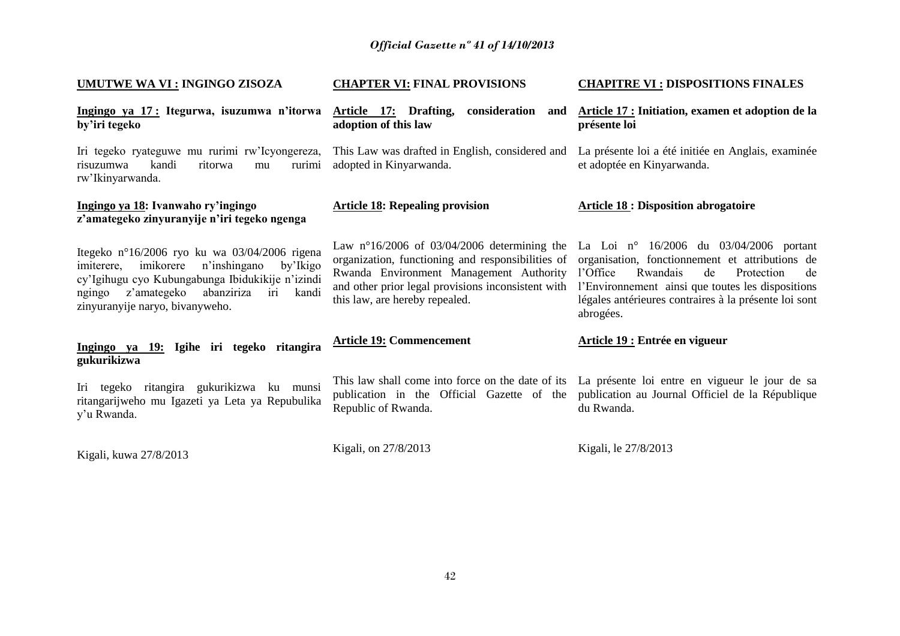## UMUTWE WA VI : INGINGO ZISOZA

**Ingingo ya 17 : Itegurwa, isuzumwa n'itorwa by'iri tegeko**

Iri tegeko ryateguwe mu rurimi rw'Icyongereza, risuzumwa kandi ritorwa mu rurimi rw'Ikinyarwanda.

**Ingingo ya 18: Ivanwaho ry'ingingo z'amategeko zinyuranyije n'iri tegeko ngenga**

Itegeko n°16/2006 ryo ku wa 03/04/2006 rigena imiterere, imikorere n'inshingano by'Ikigo cy'Igihugu cyo Kubungabunga Ibidukikije n'izindi ngingo z'amategeko abanziriza iri kandi zinyuranyije naryo, bivanyweho.

**Ingingo ya 19: Igihe iri tegeko ritangira gukurikizwa**

Iri tegeko ritangira gukurikizwa ku munsi ritangarijweho mu Igazeti ya Leta ya Repubulika y'u Rwanda.

Kigali, kuwa 27/8/2013

## CHAPTER VI: FINAL PROVISIONS

**Article 17: Drafting, consideration and adoption of this law**

This Law was drafted in English, considered and adopted in Kinyarwanda.

**Article 18: Repealing provision**

Law n°16/2006 of 03/04/2006 determining the organization, functioning and responsibilities of Rwanda Environment Management Authority and other prior legal provisions inconsistent with this law, are hereby repealed.

**Article 19: Commencement**

This law shall come into force on the date of its publication in the Official Gazette of the Republic of Rwanda.

Kigali, on 27/8/2013

## CHAPITRE VI : DISPOSITIONS FINALES

**Article 17 : Initiation, examen et adoption de la présente loi**

La présente loi a été initiée en Anglais, examinée et adoptée en Kinyarwanda.

**Article 18 : Disposition abrogatoire**

La Loi n° 16/2006 du 03/04/2006 portant organisation, fonctionnement et attributions de l'Office Rwandais de Protection de l'Environnement ainsi que toutes les dispositions légales antérieures contraires à la présente loi sont abrogées.

**Article 19 : Entrée en vigueur**

La présente loi entre en vigueur le jour de sa publication au Journal Officiel de la République du Rwanda.

Kigali, le 27/8/2013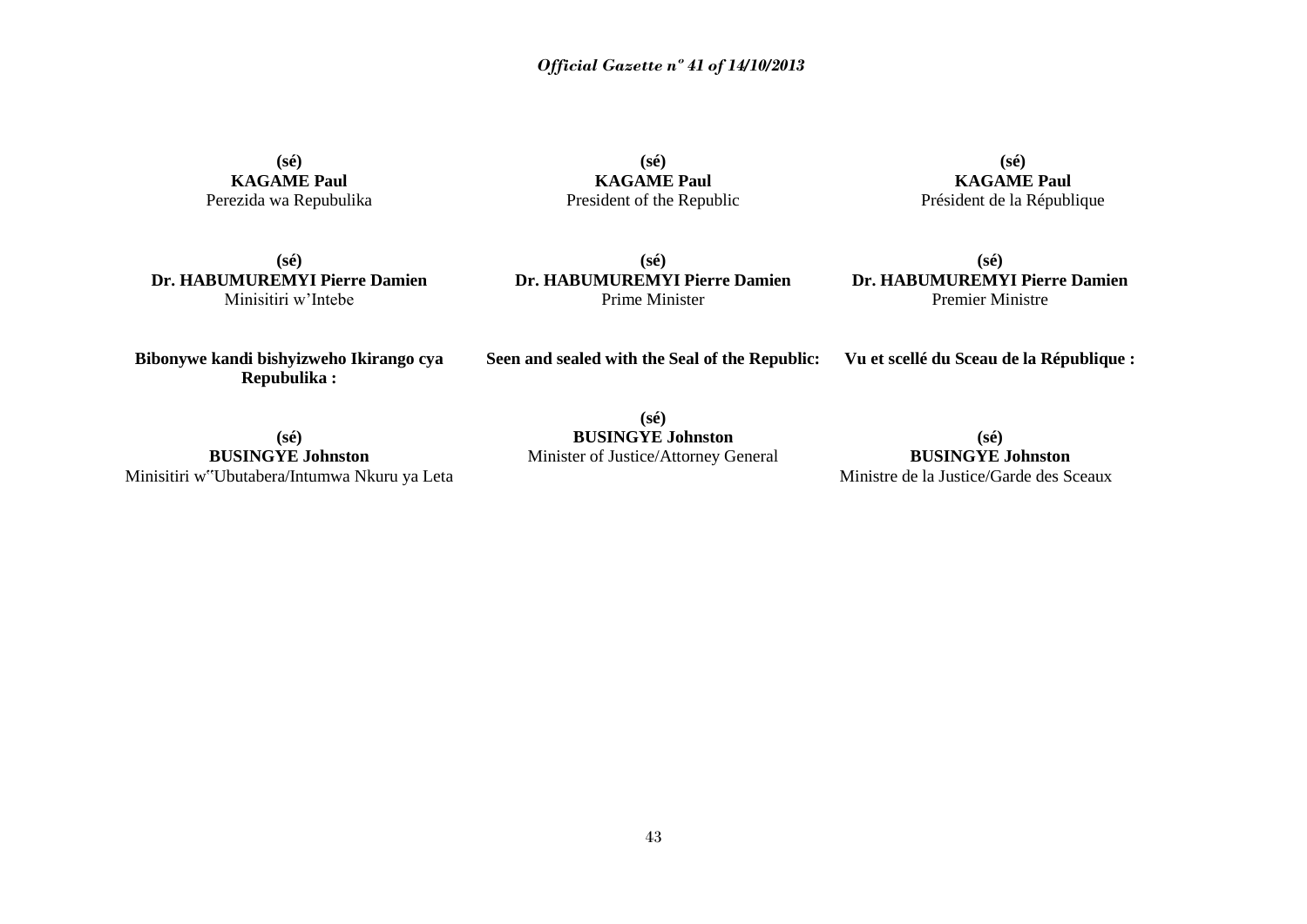**(sé)**
**KAGAME Paul**
Perezida wa Repubulika

**(sé)**
**Dr. HABUMUREMYI Pierre Damien**
Minisitiri w'Intebe

**Bibonywe kandi bishyizweho Ikirango cya Repubulika :**

**(sé)**
**BUSINGYE Johnston**
Minisitiri w'Ubutabera/Intumwa Nkuru ya Leta

**(sé)**
**KAGAME Paul**
President of the Republic

**(sé)**
**Dr. HABUMUREMYI Pierre Damien**
Prime Minister

**Seen and sealed with the Seal of the Republic:**

**(sé)**
**BUSINGYE Johnston**
Minister of Justice/Attorney General

**(sé)**
**KAGAME Paul**
Président de la République

**(sé)**
**Dr. HABUMUREMYI Pierre Damien**
Premier Ministre

**Vu et scellé du Sceau de la République :**

**(sé)**
**BUSINGYE Johnston**
Ministre de la Justice/Garde des Sceaux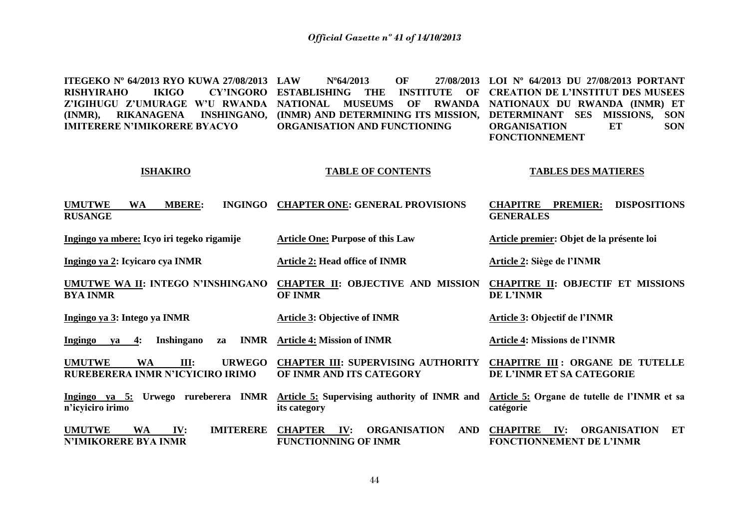**ITEGEKO Nº 64/2013 RYO KUWA 27/08/2013 RISHYIRAHO IKIGO CY'INGORO Z'IGIHUGU Z'UMURAGE W'U RWANDA (INMR), RIKANAGENA INSHINGANO, IMITERERE N'IMIKORERE BYACYO**

**LAW Nº64/2013 OF 27/08/2013 ESTABLISHING THE INSTITUTE OF NATIONAL MUSEUMS OF RWANDA (INMR) AND DETERMINING ITS MISSION, ORGANISATION AND FUNCTIONING**

**LOI Nº 64/2013 DU 27/08/2013 PORTANT CREATION DE L'INSTITUT DES MUSEES NATIONAUX DU RWANDA (INMR) ET DETERMINANT SES MISSIONS, SON ORGANISATION ET SON FONCTIONNEMENT**

| **ISHAKIRO** | **TABLE OF CONTENTS** | **TABLES DES MATIERES** |
|---|---|---|
| **UMUTWE WA MBERE: INGINGO RUSANGE** | **CHAPTER ONE: GENERAL PROVISIONS** | **CHAPITRE PREMIER: DISPOSITIONS GENERALES** |
| **Ingingo ya mbere: Icyo iri tegeko rigamije** | **Article One: Purpose of this Law** | **Article premier: Objet de la présente loi** |
| **Ingingo ya 2: Icyicaro cya INMR** | **Article 2: Head office of INMR** | **Article 2: Siège de l'INMR** |
| **UMUTWE WA II: INTEGO N'INSHINGANO BYA INMR** | **CHAPTER II: OBJECTIVE AND MISSION OF INMR** | **CHAPITRE II: OBJECTIF ET MISSIONS DE L'INMR** |
| **Ingingo ya 3: Intego ya INMR** | **Article 3: Objective of INMR** | **Article 3: Objectif de l'INMR** |
| **Ingingo ya 4: Inshingano za INMR** | **Article 4: Mission of INMR** | **Article 4: Missions de l'INMR** |
| **UMUTWE WA III: URWEGO RUREBERERA INMR N'ICYICIRO IRIMO** | **CHAPTER III: SUPERVISING AUTHORITY OF INMR AND ITS CATEGORY** | **CHAPITRE III : ORGANE DE TUTELLE DE L'INMR ET SA CATEGORIE** |
| **Ingingo ya 5: Urwego rureberera INMR n'icyiciro irimo** | **Article 5: Supervising authority of INMR and its category** | **Article 5: Organe de tutelle de l'INMR et sa catégorie** |
| **UMUTWE WA IV: IMITERERE N'IMIKORERE BYA INMR** | **CHAPTER IV: ORGANISATION AND FUNCTIONNING OF INMR** | **CHAPITRE IV: ORGANISATION ET FONCTIONNEMENT DE L'INMR** |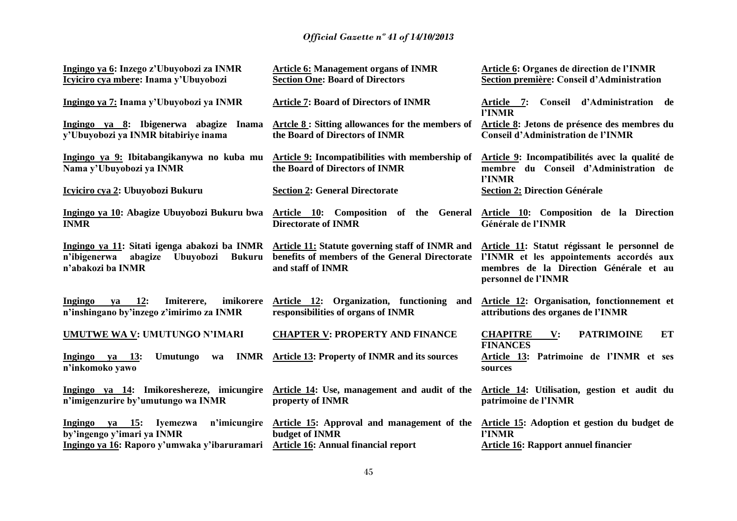| | | |
|---|---|---|
| **Ingingo ya 6: Inzego z'Ubuyobozi za INMR** | **Article 6: Management organs of INMR** | **Article 6: Organes de direction de l'INMR** |
| **Icyiciro cya mbere: Inama y'Ubuyobozi** | **Section One: Board of Directors** | **Section première: Conseil d'Administration** |
| **Ingingo ya 7: Inama y'Ubuyobozi ya INMR** | **Article 7: Board of Directors of INMR** | **Article 7: Conseil d'Administration de l'INMR** |
| **Ingingo ya 8: Ibigenerwa abagize Inama y'Ubuyobozi ya INMR bitabiriye inama** | **Artcle 8 : Sitting allowances for the members of the Board of Directors of INMR** | **Article 8: Jetons de présence des membres du Conseil d'Administration de l'INMR** |
| **Ingingo ya 9: Ibitabangikanywa no kuba mu Nama y'Ubuyobozi ya INMR** | **Article 9: Incompatibilities with membership of the Board of Directors of INMR** | **Article 9: Incompatibilités avec la qualité de membre du Conseil d'Administration de l'INMR** |
| **Icyiciro cya 2: Ubuyobozi Bukuru** | **Section 2: General Directorate** | **Section 2: Direction Générale** |
| **Ingingo ya 10: Abagize Ubuyobozi Bukuru bwa INMR** | **Article 10: Composition of the General Directorate of INMR** | **Article 10: Composition de la Direction Générale de l'INMR** |
| **Ingingo ya 11: Sitati igenga abakozi ba INMR n'ibigenerwa abagize Ubuyobozi Bukuru n'abakozi ba INMR** | **Article 11: Statute governing staff of INMR and benefits of members of the General Directorate and staff of INMR** | **Article 11: Statut régissant le personnel de l'INMR et les appointements accordés aux membres de la Direction Générale et au personnel de l'INMR** |
| **Ingingo ya 12: Imiterere, imikorere n'inshingano by'inzego z'imirimo za INMR** | **Article 12: Organization, functioning and responsibilities of organs of INMR** | **Article 12: Organisation, fonctionnement et attributions des organes de l'INMR** |
| **UMUTWE WA V: UMUTUNGO N'IMARI** | **CHAPTER V: PROPERTY AND FINANCE** | **CHAPITRE V: PATRIMOINE ET FINANCES** |
| **Ingingo ya 13: Umutungo wa INMR n'inkomoko yawo** | **Article 13: Property of INMR and its sources** | **Article 13: Patrimoine de l'INMR et ses sources** |
| **Ingingo ya 14: Imikoreshereze, imicungire n'imigenzurire by'umutungo wa INMR** | **Article 14: Use, management and audit of the property of INMR** | **Article 14: Utilisation, gestion et audit du patrimoine de l'INMR** |
| **Ingingo ya 15: Iyemezwa n'imicungire by'ingengo y'imari ya INMR** | **Article 15: Approval and management of the budget of INMR** | **Article 15: Adoption et gestion du budget de l'INMR** |
| **Ingingo ya 16: Raporo y'umwaka y'ibaruramari** | **Article 16: Annual financial report** | **Article 16: Rapport annuel financier** |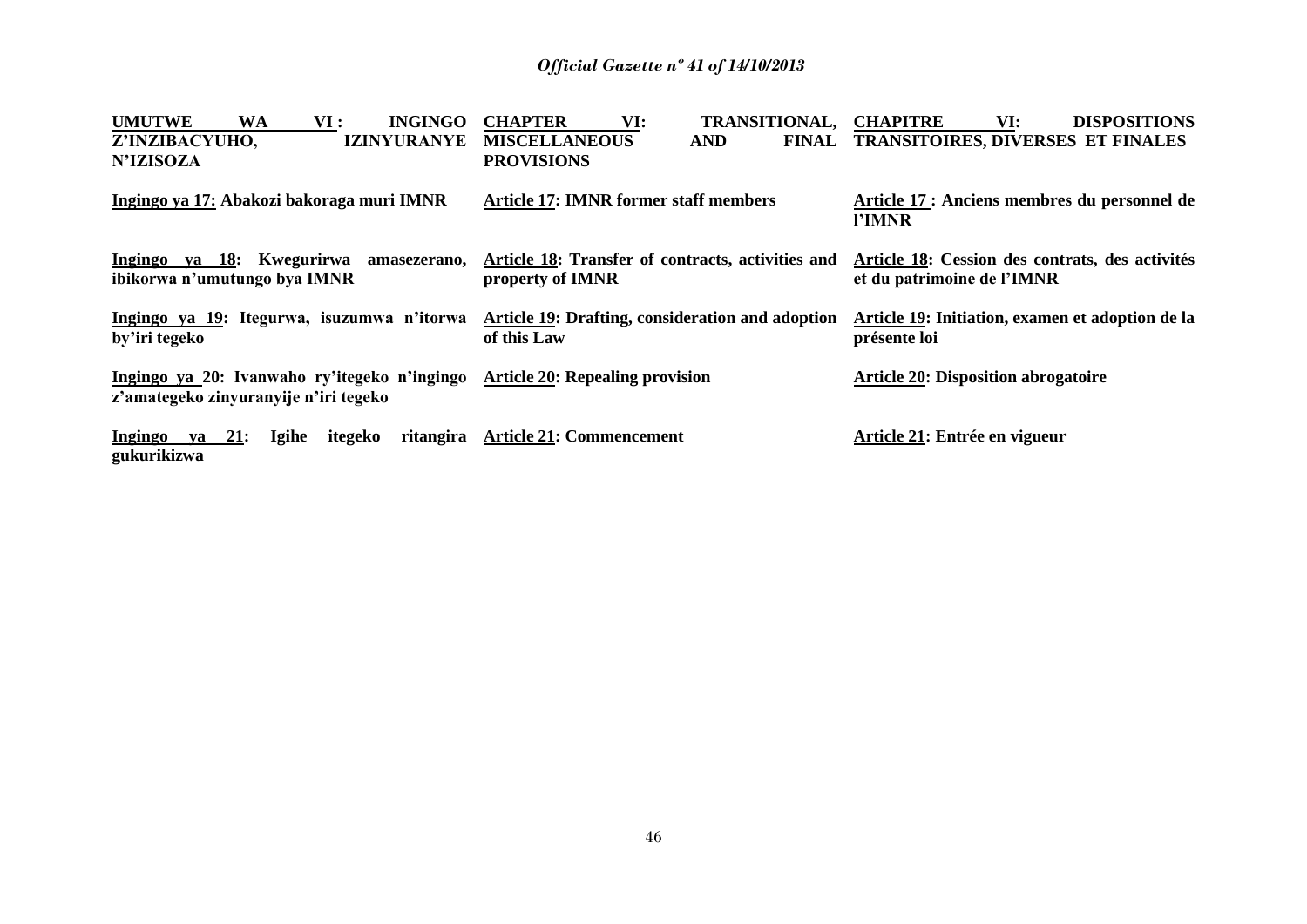| | | |
|---|---|---|
| **UMUTWE WA VI : INGINGO Z'INZIBACYUHO, IZINYURANYE N'IZISOZA** | **CHAPTER VI: TRANSITIONAL, MISCELLANEOUS AND FINAL PROVISIONS** | **CHAPITRE VI: DISPOSITIONS TRANSITOIRES, DIVERSES ET FINALES** |
| **Ingingo ya 17: Abakozi bakoraga muri IMNR** | **Article 17: IMNR former staff members** | **Article 17 : Anciens membres du personnel de l'IMNR** |
| **Ingingo ya 18: Kwegurirwa amasezerano, ibikorwa n'umutungo bya IMNR** | **Article 18: Transfer of contracts, activities and property of IMNR** | **Article 18: Cession des contrats, des activités et du patrimoine de l'IMNR** |
| **Ingingo ya 19: Itegurwa, isuzumwa n'itorwa by'iri tegeko** | **Article 19: Drafting, consideration and adoption of this Law** | **Article 19: Initiation, examen et adoption de la présente loi** |
| **Ingingo ya 20: Ivanwaho ry'itegeko n'ingingo z'amategeko zinyuranyije n'iri tegeko** | **Article 20: Repealing provision** | **Article 20: Disposition abrogatoire** |
| **Ingingo ya 21: Igihe itegeko ritangira gukurikizwa** | **Article 21: Commencement** | **Article 21: Entrée en vigueur** |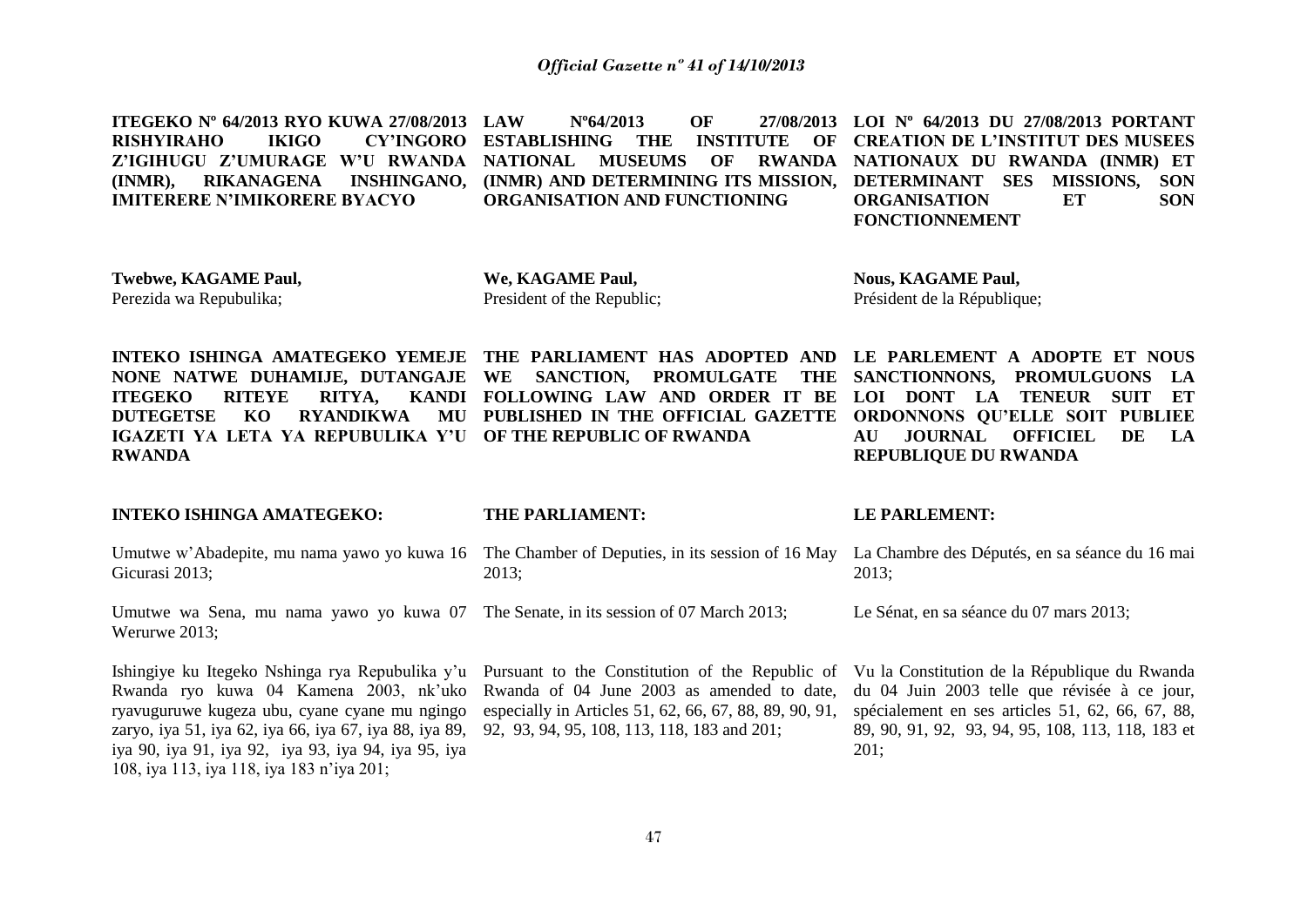**ITEGEKO Nº 64/2013 RYO KUWA 27/08/2013 RISHYIRAHO IKIGO CY'INGORO Z'IGIHUGU Z'UMURAGE W'U RWANDA (INMR), RIKANAGENA INSHINGANO, IMITERERE N'IMIKORERE BYACYO**

**Twebwe, KAGAME Paul,**
Perezida wa Repubulika;

**INTEKO ISHINGA AMATEGEKO YEMEJE NONE NATWE DUHAMIJE, DUTANGAJE ITEGEKO RITEYE RITYA, KANDI DUTEGETSE KO RYANDIKWA MU IGAZETI YA LETA YA REPUBULIKA Y'U RWANDA**

**INTEKO ISHINGA AMATEGEKO:**

Umutwe w'Abadepite, mu nama yawo yo kuwa 16 Gicurasi 2013;

Umutwe wa Sena, mu nama yawo yo kuwa 07 Werurwe 2013;

Ishingiye ku Itegeko Nshinga rya Repubulika y'u Rwanda ryo kuwa 04 Kamena 2003, nk'uko ryavuguruwe kugeza ubu, cyane cyane mu ngingo zaryo, iya 51, iya 62, iya 66, iya 67, iya 88, iya 89, iya 90, iya 91, iya 92, iya 93, iya 94, iya 95, iya 108, iya 113, iya 118, iya 183 n'iya 201;

**LAW Nº64/2013 OF 27/08/2013 ESTABLISHING THE INSTITUTE OF NATIONAL MUSEUMS OF RWANDA (INMR) AND DETERMINING ITS MISSION, ORGANISATION AND FUNCTIONING**

**We, KAGAME Paul,**
President of the Republic;

**THE PARLIAMENT HAS ADOPTED AND WE SANCTION, PROMULGATE THE FOLLOWING LAW AND ORDER IT BE PUBLISHED IN THE OFFICIAL GAZETTE OF THE REPUBLIC OF RWANDA**

**THE PARLIAMENT:**

The Chamber of Deputies, in its session of 16 May 2013;

The Senate, in its session of 07 March 2013;

Pursuant to the Constitution of the Republic of Rwanda of 04 June 2003 as amended to date, especially in Articles 51, 62, 66, 67, 88, 89, 90, 91, 92, 93, 94, 95, 108, 113, 118, 183 and 201;

**LOI Nº 64/2013 DU 27/08/2013 PORTANT CREATION DE L'INSTITUT DES MUSEES NATIONAUX DU RWANDA (INMR) ET DETERMINANT SES MISSIONS, SON ORGANISATION ET SON FONCTIONNEMENT**

**Nous, KAGAME Paul,**
Président de la République;

**LE PARLEMENT A ADOPTE ET NOUS SANCTIONNONS, PROMULGUONS LA LOI DONT LA TENEUR SUIT ET ORDONNONS QU'ELLE SOIT PUBLIEE AU JOURNAL OFFICIEL DE LA REPUBLIQUE DU RWANDA**

**LE PARLEMENT:**

La Chambre des Députés, en sa séance du 16 mai 2013;

Le Sénat, en sa séance du 07 mars 2013;

Vu la Constitution de la République du Rwanda du 04 Juin 2003 telle que révisée à ce jour, spécialement en ses articles 51, 62, 66, 67, 88, 89, 90, 91, 92, 93, 94, 95, 108, 113, 118, 183 et 201;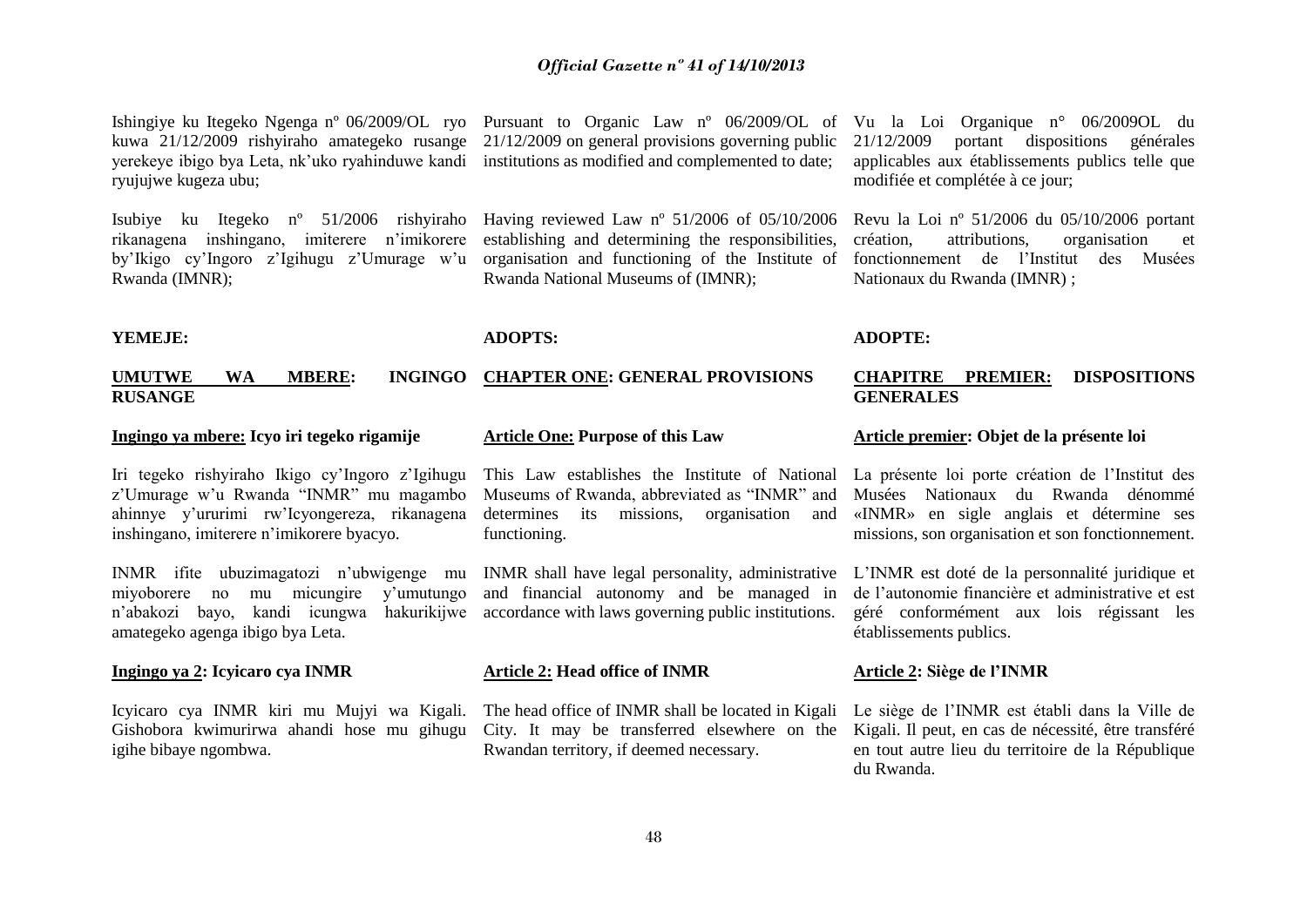Ishingiye ku Itegeko Ngenga nº 06/2009/OL ryo kuwa 21/12/2009 rishyiraho amategeko rusange yerekeye ibigo bya Leta, nk'uko ryahinduwe kandi ryujujwe kugeza ubu;

Isubiye ku Itegeko nº 51/2006 rishyiraho rikanagena inshingano, imiterere n'imikorere by'Ikigo cy'Ingoro z'Igihugu z'Umurage w'u Rwanda (IMNR);

**YEMEJE:**

## UMUTWE WA MBERE: INGINGO RUSANGE

### Ingingo ya mbere: Icyo iri tegeko rigamije

Iri tegeko rishyiraho Ikigo cy'Ingoro z'Igihugu z'Umurage w'u Rwanda "INMR" mu magambo ahinnye y'ururimi rw'Icyongereza, rikanagena inshingano, imiterere n'imikorere byacyo.

INMR ifite ubuzimagatozi n'ubwigenge mu miyoborere no mu micungire y'umutungo n'abakozi bayo, kandi icungwa hakurikijwe amategeko agenga ibigo bya Leta.

### Ingingo ya 2: Icyicaro cya INMR

Icyicaro cya INMR kiri mu Mujyi wa Kigali. Gishobora kwimurirwa ahandi hose mu gihugu igihe bibaye ngombwa.

Pursuant to Organic Law nº 06/2009/OL of 21/12/2009 on general provisions governing public institutions as modified and complemented to date;

Having reviewed Law nº 51/2006 of 05/10/2006 establishing and determining the responsibilities, organisation and functioning of the Institute of Rwanda National Museums of (IMNR);

**ADOPTS:**

## CHAPTER ONE: GENERAL PROVISIONS

### Article One: Purpose of this Law

This Law establishes the Institute of National Museums of Rwanda, abbreviated as "INMR" and determines its missions, organisation and functioning.

INMR shall have legal personality, administrative and financial autonomy and be managed in accordance with laws governing public institutions.

### Article 2: Head office of INMR

The head office of INMR shall be located in Kigali City. It may be transferred elsewhere on the Rwandan territory, if deemed necessary.

Vu la Loi Organique n° 06/2009OL du 21/12/2009 portant dispositions générales applicables aux établissements publics telle que modifiée et complétée à ce jour;

Revu la Loi nº 51/2006 du 05/10/2006 portant création, attributions, organisation et fonctionnement de l'Institut des Musées Nationaux du Rwanda (IMNR) ;

**ADOPTE:**

## CHAPITRE PREMIER: DISPOSITIONS GENERALES

### Article premier: Objet de la présente loi

La présente loi porte création de l'Institut des Musées Nationaux du Rwanda dénommé «INMR» en sigle anglais et détermine ses missions, son organisation et son fonctionnement.

L'INMR est doté de la personnalité juridique et de l'autonomie financière et administrative et est géré conformément aux lois régissant les établissements publics.

### Article 2: Siège de l'INMR

Le siège de l'INMR est établi dans la Ville de Kigali. Il peut, en cas de nécessité, être transféré en tout autre lieu du territoire de la République du Rwanda.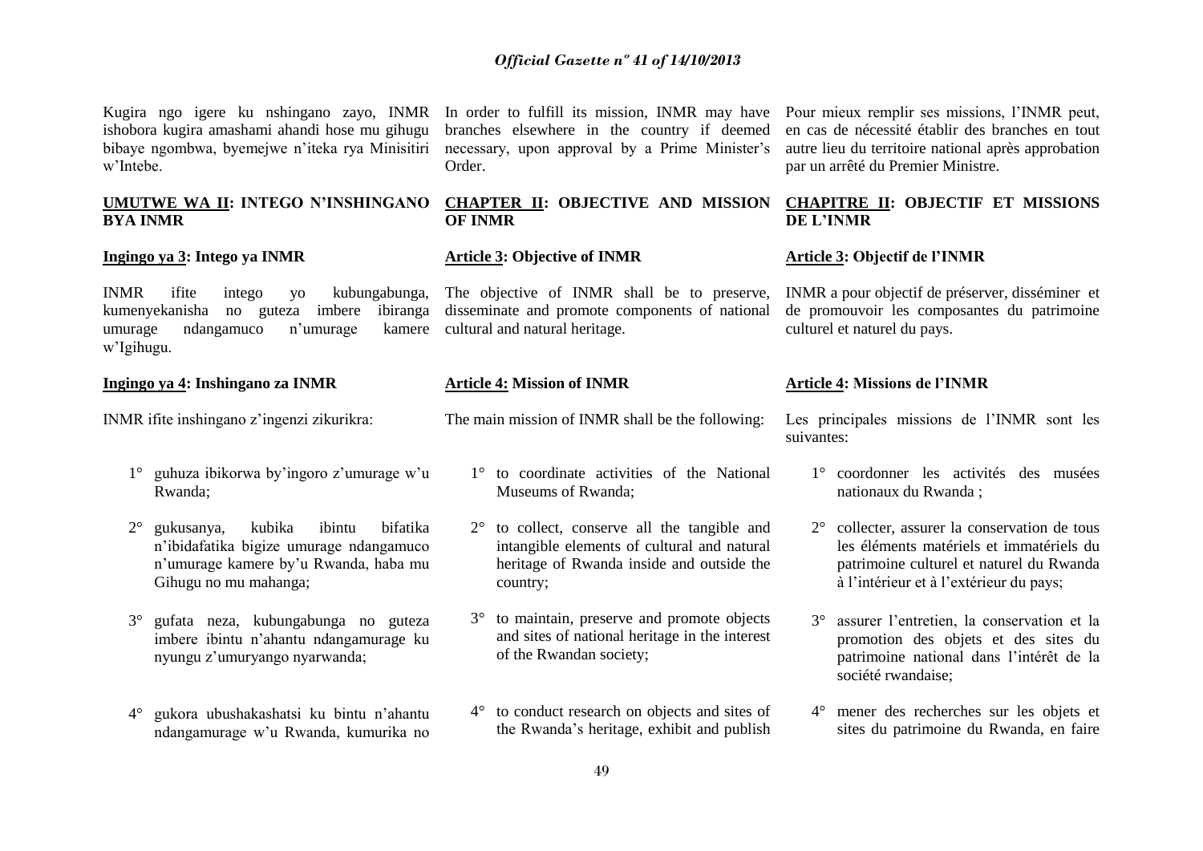Kugira ngo igere ku nshingano zayo, INMR ishobora kugira amashami ahandi hose mu gihugu bibaye ngombwa, byemejwe n'iteka rya Minisitiri w'Intebe.

In order to fulfill its mission, INMR may have branches elsewhere in the country if deemed necessary, upon approval by a Prime Minister's Order.

Pour mieux remplir ses missions, l'INMR peut, en cas de nécessité établir des branches en tout autre lieu du territoire national après approbation par un arrêté du Premier Ministre.

## UMUTWE WA II: INTEGO N'INSHINGANO BYA INMR

### Ingingo ya 3: Intego ya INMR

INMR ifite intego yo kubungabunga, kumenyekanisha no guteza imbere ibiranga umurage ndangamuco n'umurage kamere w'Igihugu.

### Ingingo ya 4: Inshingano za INMR

INMR ifite inshingano z'ingenzi zikurikra:

1° guhuza ibikorwa by'ingoro z'umurage w'u Rwanda;

2° gukusanya, kubika ibintu bifatika n'ibidafatika bigize umurage ndangamuco n'umurage kamere by'u Rwanda, haba mu Gihugu no mu mahanga;

3° gufata neza, kubungabunga no guteza imbere ibintu n'ahantu ndangamurage ku nyungu z'umuryango nyarwanda;

4° gukora ubushakashatsi ku bintu n'ahantu ndangamurage w'u Rwanda, kumurika no

## CHAPTER II: OBJECTIVE AND MISSION OF INMR

### Article 3: Objective of INMR

The objective of INMR shall be to preserve, disseminate and promote components of national cultural and natural heritage.

### Article 4: Mission of INMR

The main mission of INMR shall be the following:

1° to coordinate activities of the National Museums of Rwanda;

2° to collect, conserve all the tangible and intangible elements of cultural and natural heritage of Rwanda inside and outside the country;

3° to maintain, preserve and promote objects and sites of national heritage in the interest of the Rwandan society;

4° to conduct research on objects and sites of the Rwanda's heritage, exhibit and publish

## CHAPITRE II: OBJECTIF ET MISSIONS DE L'INMR

### Article 3: Objectif de l'INMR

INMR a pour objectif de préserver, disséminer et de promouvoir les composantes du patrimoine culturel et naturel du pays.

### Article 4: Missions de l'INMR

Les principales missions de l'INMR sont les suivantes:

1° coordonner les activités des musées nationaux du Rwanda ;

2° collecter, assurer la conservation de tous les éléments matériels et immatériels du patrimoine culturel et naturel du Rwanda à l'intérieur et à l'extérieur du pays;

3° assurer l'entretien, la conservation et la promotion des objets et des sites du patrimoine national dans l'intérêt de la société rwandaise;

4° mener des recherches sur les objets et sites du patrimoine du Rwanda, en faire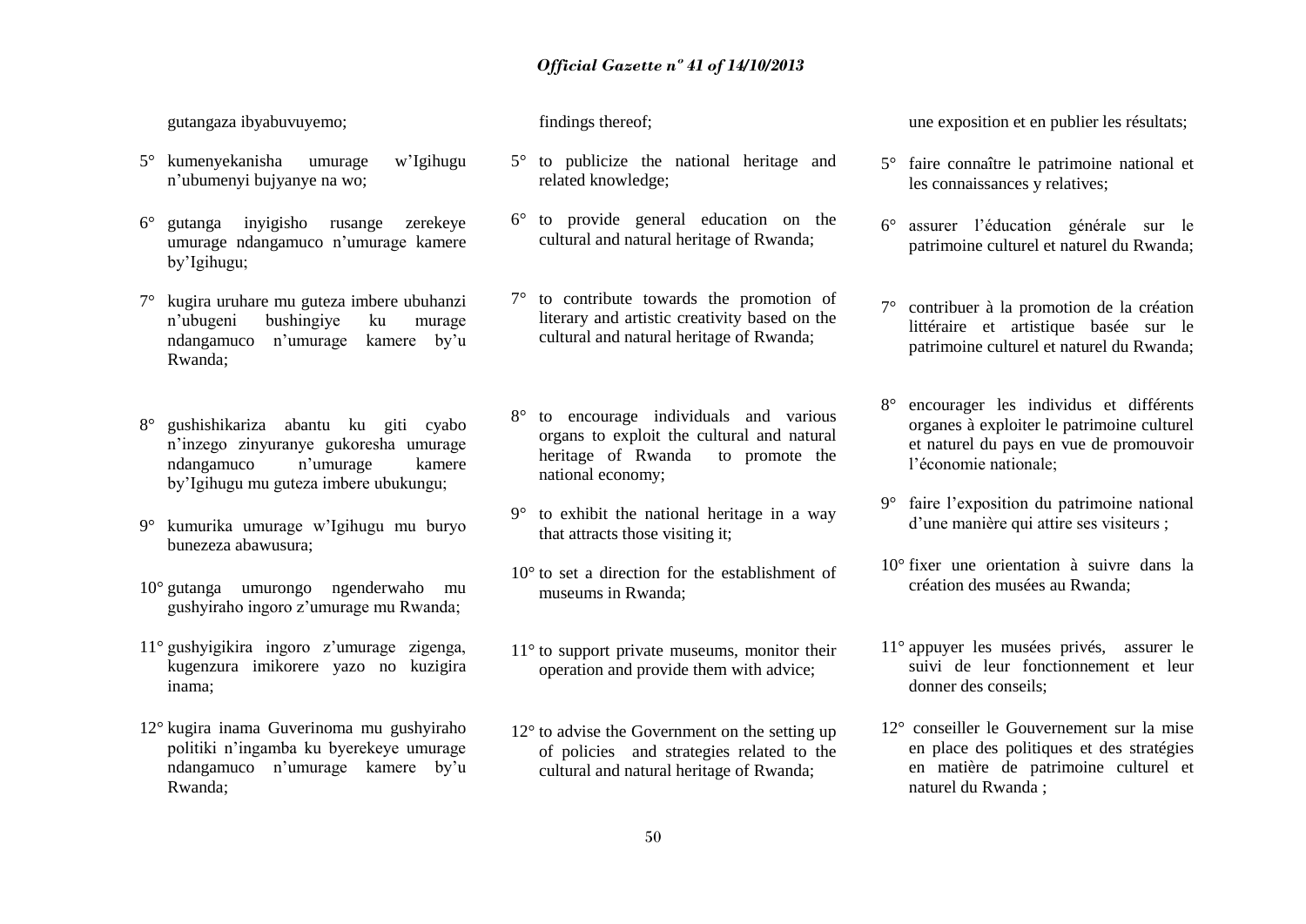gutangaza ibyabuvuyemo;

5° kumenyekanisha umurage w'Igihugu n'ubumenyi bujyanye na wo;

6° gutanga inyigisho rusange zerekeye umurage ndangamuco n'umurage kamere by'Igihugu;

7° kugira uruhare mu guteza imbere ubuhanzi n'ubugeni bushingiye ku murage ndangamuco n'umurage kamere by'u Rwanda;

8° gushishikariza abantu ku giti cyabo n'inzego zinyuranye gukoresha umurage ndangamuco n'umurage kamere by'Igihugu mu guteza imbere ubukungu;

9° kumurika umurage w'Igihugu mu buryo bunezeza abawusura;

10° gutanga umurongo ngenderwaho mu gushyiraho ingoro z'umurage mu Rwanda;

11° gushyigikira ingoro z'umurage zigenga, kugenzura imikorere yazo no kuzigira inama;

12° kugira inama Guverinoma mu gushyiraho politiki n'ingamba ku byerekeye umurage ndangamuco n'umurage kamere by'u Rwanda;

findings thereof;

5° to publicize the national heritage and related knowledge;

6° to provide general education on the cultural and natural heritage of Rwanda;

7° to contribute towards the promotion of literary and artistic creativity based on the cultural and natural heritage of Rwanda;

8° to encourage individuals and various organs to exploit the cultural and natural heritage of Rwanda to promote the national economy;

9° to exhibit the national heritage in a way that attracts those visiting it;

10° to set a direction for the establishment of museums in Rwanda;

11° to support private museums, monitor their operation and provide them with advice;

12° to advise the Government on the setting up of policies and strategies related to the cultural and natural heritage of Rwanda;

une exposition et en publier les résultats;

5° faire connaître le patrimoine national et les connaissances y relatives;

6° assurer l'éducation générale sur le patrimoine culturel et naturel du Rwanda;

7° contribuer à la promotion de la création littéraire et artistique basée sur le patrimoine culturel et naturel du Rwanda;

8° encourager les individus et différents organes à exploiter le patrimoine culturel et naturel du pays en vue de promouvoir l'économie nationale;

9° faire l'exposition du patrimoine national d'une manière qui attire ses visiteurs ;

10° fixer une orientation à suivre dans la création des musées au Rwanda;

11° appuyer les musées privés, assurer le suivi de leur fonctionnement et leur donner des conseils;

12° conseiller le Gouvernement sur la mise en place des politiques et des stratégies en matière de patrimoine culturel et naturel du Rwanda ;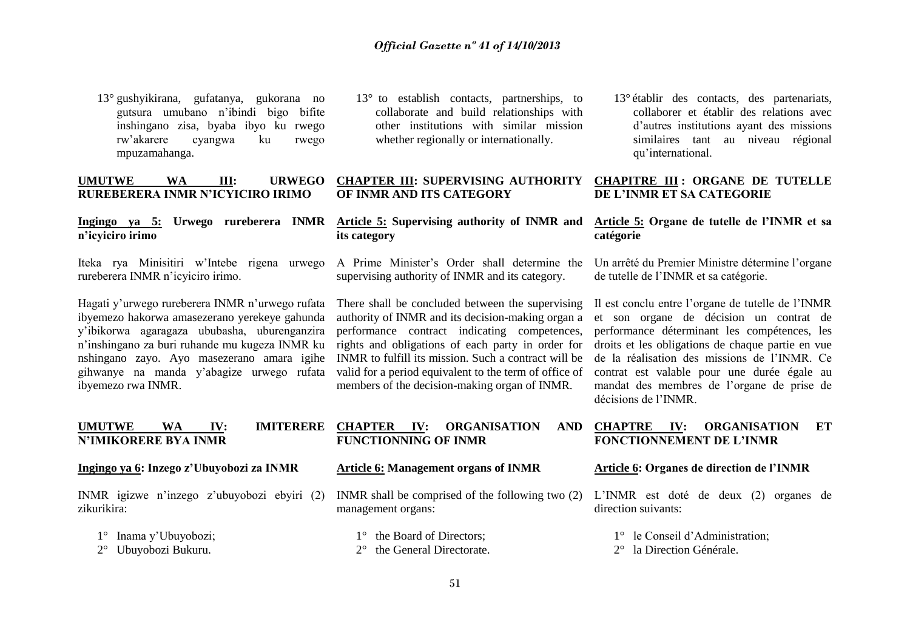13° gushyikirana, gufatanya, gukorana no gutsura umubano n'ibindi bigo bifite inshingano zisa, byaba ibyo ku rwego rw'akarere cyangwa ku rwego mpuzamahanga.

## UMUTWE WA III: URWEGO RUREBERERA INMR N'ICYICIRO IRIMO

**Ingingo ya 5: Urwego rureberera INMR n'icyiciro irimo**

Iteka rya Minisitiri w'Intebe rigena urwego rureberera INMR n'icyiciro irimo.

Hagati y'urwego rureberera INMR n'urwego rufata ibyemezo hakorwa amasezerano yerekeye gahunda y'ibikorwa agaragaza ububasha, uburenganzira n'inshingano za buri ruhande mu kugeza INMR ku nshingano zayo. Ayo masezerano amara igihe gihwanye na manda y'abagize urwego rufata ibyemezo rwa INMR.

## UMUTWE WA IV: IMITERERE N'IMIKORERE BYA INMR

**Ingingo ya 6: Inzego z'Ubuyobozi za INMR**

INMR igizwe n'inzego z'ubuyobozi ebyiri (2) zikurikira:

1° Inama y'Ubuyobozi;
2° Ubuyobozi Bukuru.

13° to establish contacts, partnerships, to collaborate and build relationships with other institutions with similar mission whether regionally or internationally.

## CHAPTER III: SUPERVISING AUTHORITY OF INMR AND ITS CATEGORY

**Article 5: Supervising authority of INMR and its category**

A Prime Minister's Order shall determine the supervising authority of INMR and its category.

There shall be concluded between the supervising authority of INMR and its decision-making organ a performance contract indicating competences, rights and obligations of each party in order for INMR to fulfill its mission. Such a contract will be valid for a period equivalent to the term of office of members of the decision-making organ of INMR.

## CHAPTER IV: ORGANISATION AND FUNCTIONNING OF INMR

**Article 6: Management organs of INMR**

INMR shall be comprised of the following two (2) management organs:

1° the Board of Directors;
2° the General Directorate.

13° établir des contacts, des partenariats, collaborer et établir des relations avec d'autres institutions ayant des missions similaires tant au niveau régional qu'international.

## CHAPITRE III : ORGANE DE TUTELLE DE L'INMR ET SA CATEGORIE

**Article 5: Organe de tutelle de l'INMR et sa catégorie**

Un arrêté du Premier Ministre détermine l'organe de tutelle de l'INMR et sa catégorie.

Il est conclu entre l'organe de tutelle de l'INMR et son organe de décision un contrat de performance déterminant les compétences, les droits et les obligations de chaque partie en vue de la réalisation des missions de l'INMR. Ce contrat est valable pour une durée égale au mandat des membres de l'organe de prise de décisions de l'INMR.

## CHAPTRE IV: ORGANISATION ET FONCTIONNEMENT DE L'INMR

**Article 6: Organes de direction de l'INMR**

L'INMR est doté de deux (2) organes de direction suivants:

1° le Conseil d'Administration;
2° la Direction Générale.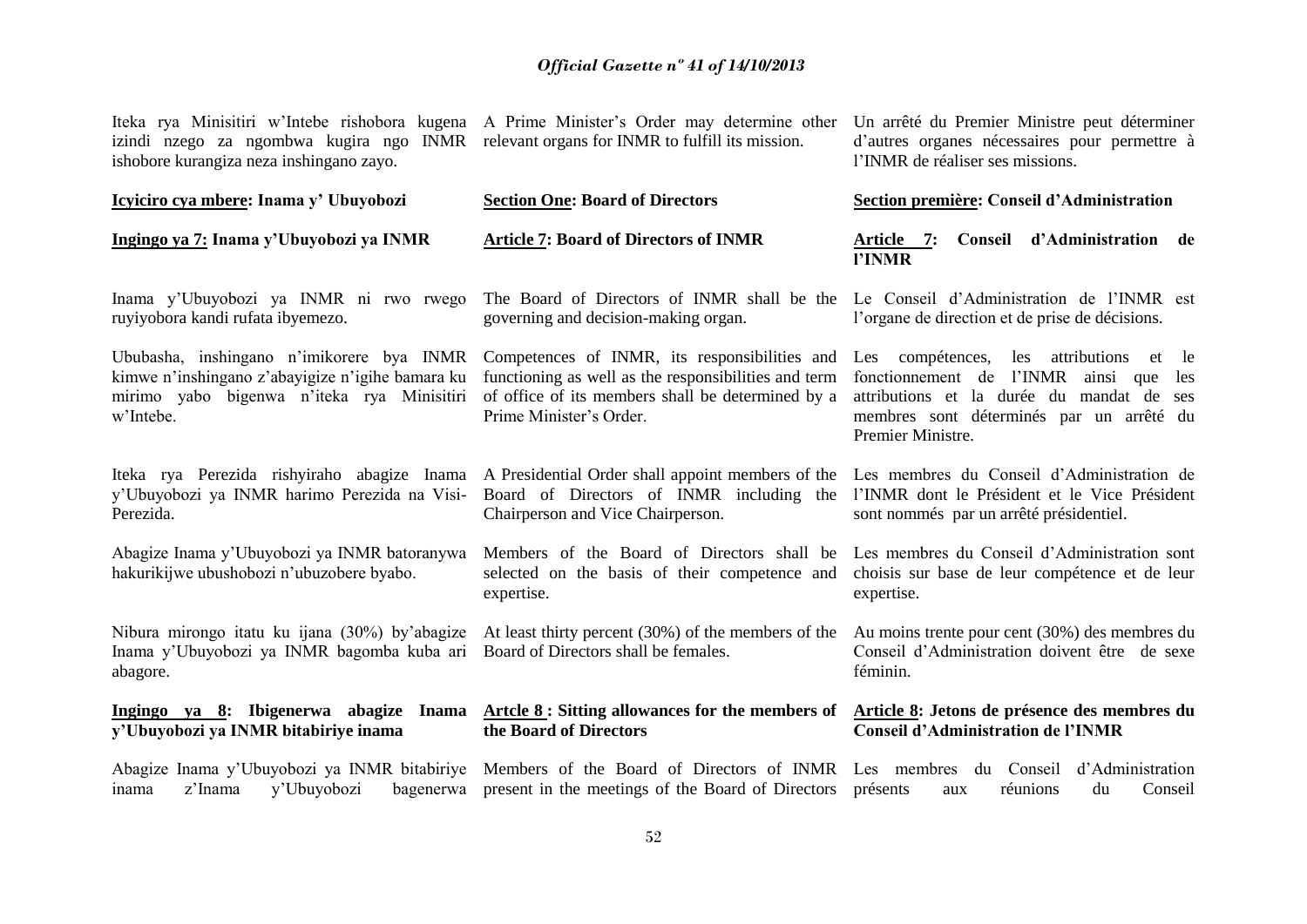Iteka rya Minisitiri w'Intebe rishobora kugena izindi nzego za ngombwa kugira ngo INMR ishobore kurangiza neza inshingano zayo.

**Icyiciro cya mbere: Inama y' Ubuyobozi**

**Ingingo ya 7: Inama y'Ubuyobozi ya INMR**

Inama y'Ubuyobozi ya INMR ni rwo rwego ruyiyobora kandi rufata ibyemezo.

Ububasha, inshingano n'imikorere bya INMR kimwe n'inshingano z'abayigize n'igihe bamara ku mirimo yabo bigenwa n'iteka rya Minisitiri w'Intebe.

Iteka rya Perezida rishyiraho abagize Inama y'Ubuyobozi ya INMR harimo Perezida na Visi-Perezida.

Abagize Inama y'Ubuyobozi ya INMR batoranywa hakurikijwe ubushobozi n'ubuzobere byabo.

Nibura mirongo itatu ku ijana (30%) by'abagize Inama y'Ubuyobozi ya INMR bagomba kuba ari abagore.

**Ingingo ya 8: Ibigenerwa abagize Inama y'Ubuyobozi ya INMR bitabiriye inama**

Abagize Inama y'Ubuyobozi ya INMR bitabiriye inama z'Inama y'Ubuyobozi bagenerwa

A Prime Minister's Order may determine other relevant organs for INMR to fulfill its mission.

**Section One: Board of Directors**

**Article 7: Board of Directors of INMR**

The Board of Directors of INMR shall be the governing and decision-making organ.

Competences of INMR, its responsibilities and functioning as well as the responsibilities and term of office of its members shall be determined by a Prime Minister's Order.

A Presidential Order shall appoint members of the Board of Directors of INMR including the Chairperson and Vice Chairperson.

Members of the Board of Directors shall be selected on the basis of their competence and expertise.

At least thirty percent (30%) of the members of the Board of Directors shall be females.

**Artcle 8 : Sitting allowances for the members of the Board of Directors**

Members of the Board of Directors of INMR present in the meetings of the Board of Directors

Un arrêté du Premier Ministre peut déterminer d'autres organes nécessaires pour permettre à l'INMR de réaliser ses missions.

**Section première: Conseil d'Administration**

**Article 7: Conseil d'Administration de l'INMR**

Le Conseil d'Administration de l'INMR est l'organe de direction et de prise de décisions.

Les compétences, les attributions et le fonctionnement de l'INMR ainsi que les attributions et la durée du mandat de ses membres sont déterminés par un arrêté du Premier Ministre.

Les membres du Conseil d'Administration de l'INMR dont le Président et le Vice Président sont nommés par un arrêté présidentiel.

Les membres du Conseil d'Administration sont choisis sur base de leur compétence et de leur expertise.

Au moins trente pour cent (30%) des membres du Conseil d'Administration doivent être de sexe féminin.

**Article 8: Jetons de présence des membres du Conseil d'Administration de l'INMR**

Les membres du Conseil d'Administration présents aux réunions du Conseil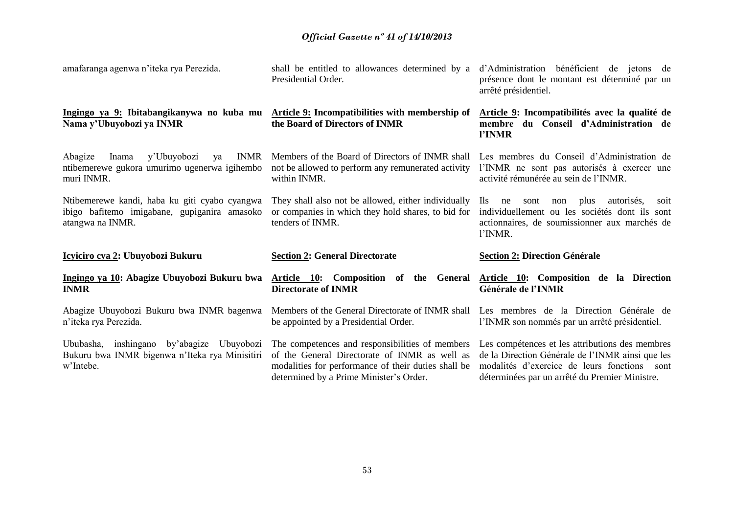amafaranga agenwa n'iteka rya Perezida.

shall be entitled to allowances determined by a Presidential Order.

d'Administration bénéficient de jetons de présence dont le montant est déterminé par un arrêté présidentiel.

**Ingingo ya 9: Ibitabangikanywa no kuba mu Nama y'Ubuyobozi ya INMR**

Abagize Inama y'Ubuyobozi ya INMR ntibemerewe gukora umurimo ugenerwa igihembo muri INMR.

Ntibemerewe kandi, haba ku giti cyabo cyangwa ibigo bafitemo imigabane, gupiganira amasoko atangwa na INMR.

**Icyiciro cya 2: Ubuyobozi Bukuru**

**Ingingo ya 10: Abagize Ubuyobozi Bukuru bwa INMR**

Abagize Ubuyobozi Bukuru bwa INMR bagenwa n'iteka rya Perezida.

Ububasha, inshingano by'abagize Ubuyobozi Bukuru bwa INMR bigenwa n'Iteka rya Minisitiri w'Intebe.

**Article 9: Incompatibilities with membership of the Board of Directors of INMR**

Members of the Board of Directors of INMR shall not be allowed to perform any remunerated activity within INMR.

They shall also not be allowed, either individually or companies in which they hold shares, to bid for tenders of INMR.

**Section 2: General Directorate**

**Article 10: Composition of the General Directorate of INMR**

Members of the General Directorate of INMR shall be appointed by a Presidential Order.

The competences and responsibilities of members of the General Directorate of INMR as well as modalities for performance of their duties shall be determined by a Prime Minister's Order.

**Article 9: Incompatibilités avec la qualité de membre du Conseil d'Administration de l'INMR**

Les membres du Conseil d'Administration de l'INMR ne sont pas autorisés à exercer une activité rémunérée au sein de l'INMR.

Ils ne sont non plus autorisés, soit individuellement ou les sociétés dont ils sont actionnaires, de soumissionner aux marchés de l'INMR.

**Section 2: Direction Générale**

**Article 10: Composition de la Direction Générale de l'INMR**

Les membres de la Direction Générale de l'INMR son nommés par un arrêté présidentiel.

Les compétences et les attributions des membres de la Direction Générale de l'INMR ainsi que les modalités d'exercice de leurs fonctions sont déterminées par un arrêté du Premier Ministre.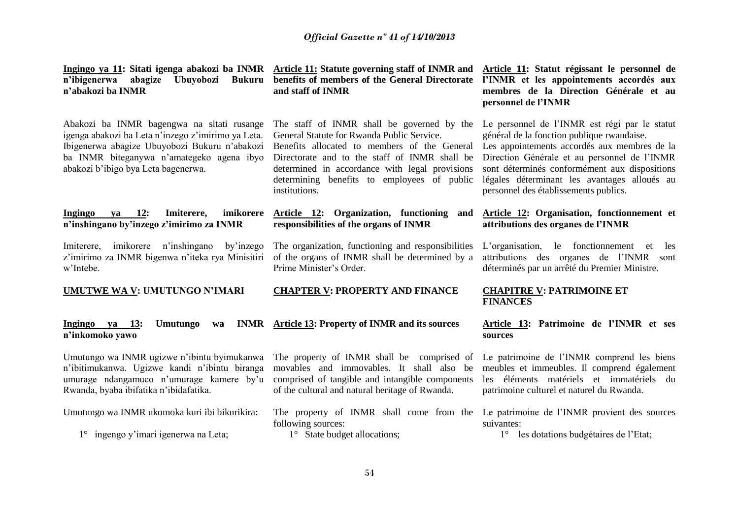**Ingingo ya 11: Sitati igenga abakozi ba INMR n'ibigenerwa abagize Ubuyobozi Bukuru n'abakozi ba INMR**

Abakozi ba INMR bagengwa na sitati rusange igenga abakozi ba Leta n'inzego z'imirimo ya Leta. Ibigenerwa abagize Ubuyobozi Bukuru n'abakozi ba INMR biteganywa n'amategeko agena ibyo abakozi b'ibigo bya Leta bagenerwa.

**Ingingo ya 12: Imiterere, imikorere n'inshingano by'inzego z'imirimo za INMR**

Imiterere, imikorere n'inshingano by'inzego z'imirimo za INMR bigenwa n'iteka rya Minisitiri w'Intebe.

**UMUTWE WA V: UMUTUNGO N'IMARI**

**Ingingo ya 13: Umutungo wa INMR n'inkomoko yawo**

Umutungo wa INMR ugizwe n'ibintu byimukanwa n'ibitimukanwa. Ugizwe kandi n'ibintu biranga umurage ndangamuco n'umurage kamere by'u Rwanda, byaba ibifatika n'ibidafatika.

Umutungo wa INMR ukomoka kuri ibi bikurikira:

1° ingengo y'imari igenerwa na Leta;

**Article 11: Statute governing staff of INMR and benefits of members of the General Directorate and staff of INMR**

The staff of INMR shall be governed by the General Statute for Rwanda Public Service.
Benefits allocated to members of the General Directorate and to the staff of INMR shall be determined in accordance with legal provisions determining benefits to employees of public institutions.

**Article 12: Organization, functioning and responsibilities of the organs of INMR**

The organization, functioning and responsibilities of the organs of INMR shall be determined by a Prime Minister's Order.

**CHAPTER V: PROPERTY AND FINANCE**

**Article 13: Property of INMR and its sources**

The property of INMR shall be comprised of movables and immovables. It shall also be comprised of tangible and intangible components of the cultural and natural heritage of Rwanda.

The property of INMR shall come from the following sources:

1° State budget allocations;

**Article 11: Statut régissant le personnel de l'INMR et les appointements accordés aux membres de la Direction Générale et au personnel de l'INMR**

Le personnel de l'INMR est régi par le statut général de la fonction publique rwandaise.
Les appointements accordés aux membres de la Direction Générale et au personnel de l'INMR sont déterminés conformément aux dispositions légales déterminant les avantages alloués au personnel des établissements publics.

**Article 12: Organisation, fonctionnement et attributions des organes de l'INMR**

L'organisation, le fonctionnement et les attributions des organes de l'INMR sont déterminés par un arrêté du Premier Ministre.

**CHAPITRE V: PATRIMOINE ET FINANCES**

**Article 13: Patrimoine de l'INMR et ses sources**

Le patrimoine de l'INMR comprend les biens meubles et immeubles. Il comprend également les éléments matériels et immatériels du patrimoine culturel et naturel du Rwanda.

Le patrimoine de l'INMR provient des sources suivantes:

1° les dotations budgétaires de l'Etat;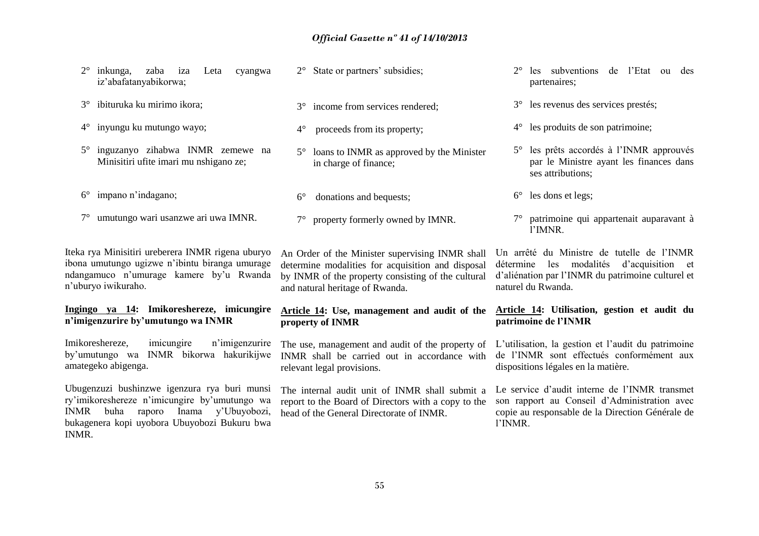2° inkunga, zaba iza Leta cyangwa iz'abafatanyabikorwa;

3° ibituruka ku mirimo ikora;

4° inyungu ku mutungo wayo;

5° inguzanyo zihabwa INMR zemewe na Minisitiri ufite imari mu nshigano ze;

6° impano n'indagano;

7° umutungo wari usanzwe ari uwa IMNR.

Iteka rya Minisitiri ureberera INMR rigena uburyo ibona umutungo ugizwe n'ibintu biranga umurage ndangamuco n'umurage kamere by'u Rwanda n'uburyo iwikuraho.

**Ingingo ya 14: Imikoreshereze, imicungire n'imigenzurire by'umutungo wa INMR**

Imikoreshereze, imicungire n'imigenzurire by'umutungo wa INMR bikorwa hakurikijwe amategeko abigenga.

Ubugenzuzi bushinzwe igenzura rya buri munsi ry'imikoreshereze n'imicungire by'umutungo wa INMR buha raporo Inama y'Ubuyobozi, bukagenera kopi uyobora Ubuyobozi Bukuru bwa INMR.

2° State or partners' subsidies;

3° income from services rendered;

4° proceeds from its property;

5° loans to INMR as approved by the Minister in charge of finance;

6° donations and bequests;

7° property formerly owned by IMNR.

An Order of the Minister supervising INMR shall determine modalities for acquisition and disposal by INMR of the property consisting of the cultural and natural heritage of Rwanda.

**Article 14: Use, management and audit of the property of INMR**

The use, management and audit of the property of INMR shall be carried out in accordance with relevant legal provisions.

The internal audit unit of INMR shall submit a report to the Board of Directors with a copy to the head of the General Directorate of INMR.

2° les subventions de l'Etat ou des partenaires;

3° les revenus des services prestés;

4° les produits de son patrimoine;

5° les prêts accordés à l'INMR approuvés par le Ministre ayant les finances dans ses attributions;

6° les dons et legs;

7° patrimoine qui appartenait auparavant à l'IMNR.

Un arrêté du Ministre de tutelle de l'INMR détermine les modalités d'acquisition et d'aliénation par l'INMR du patrimoine culturel et naturel du Rwanda.

**Article 14: Utilisation, gestion et audit du patrimoine de l'INMR**

L'utilisation, la gestion et l'audit du patrimoine de l'INMR sont effectués conformément aux dispositions légales en la matière.

Le service d'audit interne de l'INMR transmet son rapport au Conseil d'Administration avec copie au responsable de la Direction Générale de l'INMR.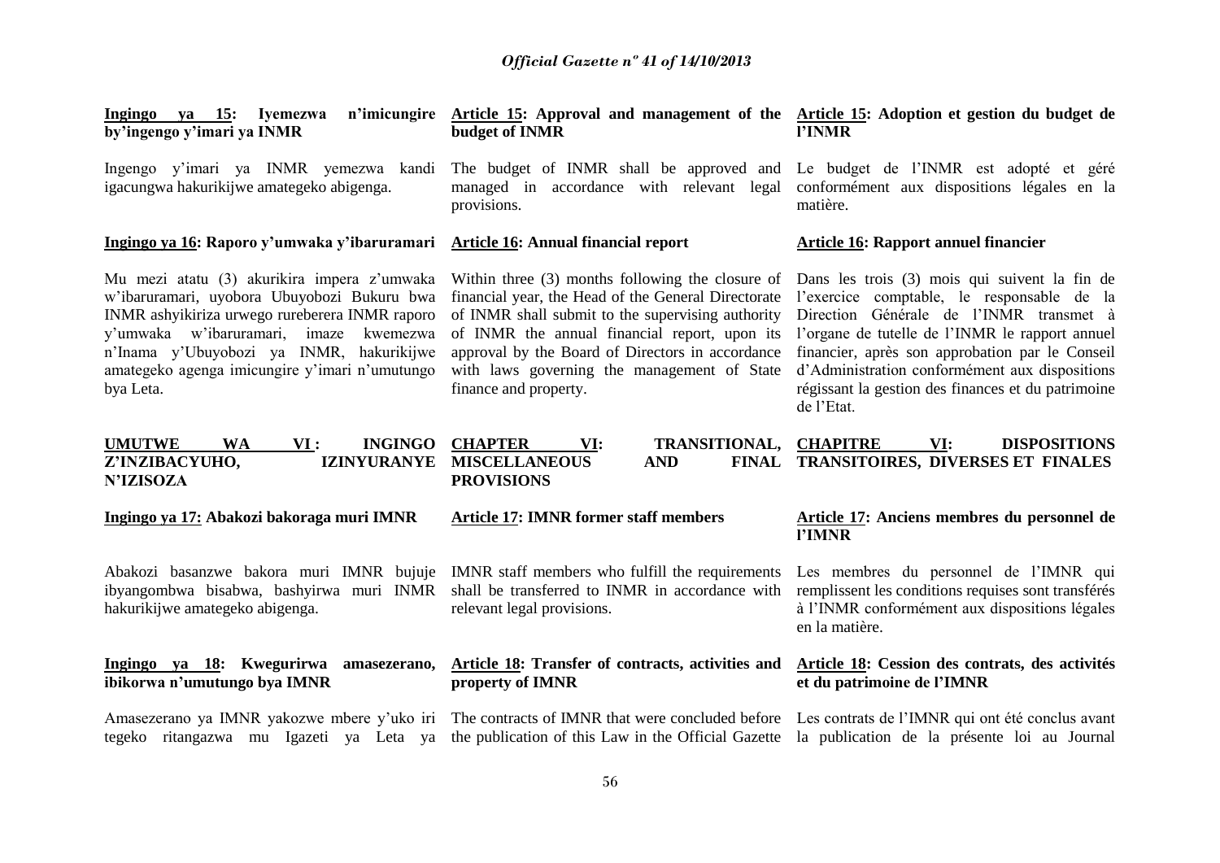**Ingingo ya 15: Iyemezwa n'imicungire by'ingengo y'imari ya INMR**

Ingengo y'imari ya INMR yemezwa kandi igacungwa hakurikijwe amategeko abigenga.

**Ingingo ya 16: Raporo y'umwaka y'ibaruramari**

Mu mezi atatu (3) akurikira impera z'umwaka w'ibaruramari, uyobora Ubuyobozi Bukuru bwa INMR ashyikiriza urwego rureberera INMR raporo y'umwaka w'ibaruramari, imaze kwemezwa n'Inama y'Ubuyobozi ya INMR, hakurikijwe amategeko agenga imicungire y'imari n'umutungo bya Leta.

**UMUTWE WA VI : INGINGO Z'INZIBACYUHO, IZINYURANYE N'IZISOZA**

**Ingingo ya 17: Abakozi bakoraga muri IMNR**

Abakozi basanzwe bakora muri IMNR bujuje ibyangombwa bisabwa, bashyirwa muri INMR hakurikijwe amategeko abigenga.

**Ingingo ya 18: Kwegurirwa amasezerano, ibikorwa n'umutungo bya IMNR**

Amasezerano ya IMNR yakozwe mbere y'uko iri tegeko ritangazwa mu Igazeti ya Leta ya

**Article 15: Approval and management of the budget of INMR**

The budget of INMR shall be approved and managed in accordance with relevant legal provisions.

**Article 16: Annual financial report**

Within three (3) months following the closure of financial year, the Head of the General Directorate of INMR shall submit to the supervising authority of INMR the annual financial report, upon its approval by the Board of Directors in accordance with laws governing the management of State finance and property.

**CHAPTER VI: TRANSITIONAL, MISCELLANEOUS AND FINAL PROVISIONS**

**Article 17: IMNR former staff members**

IMNR staff members who fulfill the requirements shall be transferred to INMR in accordance with relevant legal provisions.

**Article 18: Transfer of contracts, activities and property of IMNR**

The contracts of IMNR that were concluded before the publication of this Law in the Official Gazette

**Article 15: Adoption et gestion du budget de l'INMR**

Le budget de l'INMR est adopté et géré conformément aux dispositions légales en la matière.

**Article 16: Rapport annuel financier**

Dans les trois (3) mois qui suivent la fin de l'exercice comptable, le responsable de la Direction Générale de l'INMR transmet à l'organe de tutelle de l'INMR le rapport annuel financier, après son approbation par le Conseil d'Administration conformément aux dispositions régissant la gestion des finances et du patrimoine de l'Etat.

**CHAPITRE VI: DISPOSITIONS TRANSITOIRES, DIVERSES ET FINALES**

**Article 17: Anciens membres du personnel de l'IMNR**

Les membres du personnel de l'IMNR qui remplissent les conditions requises sont transférés à l'INMR conformément aux dispositions légales en la matière.

**Article 18: Cession des contrats, des activités et du patrimoine de l'IMNR**

Les contrats de l'IMNR qui ont été conclus avant la publication de la présente loi au Journal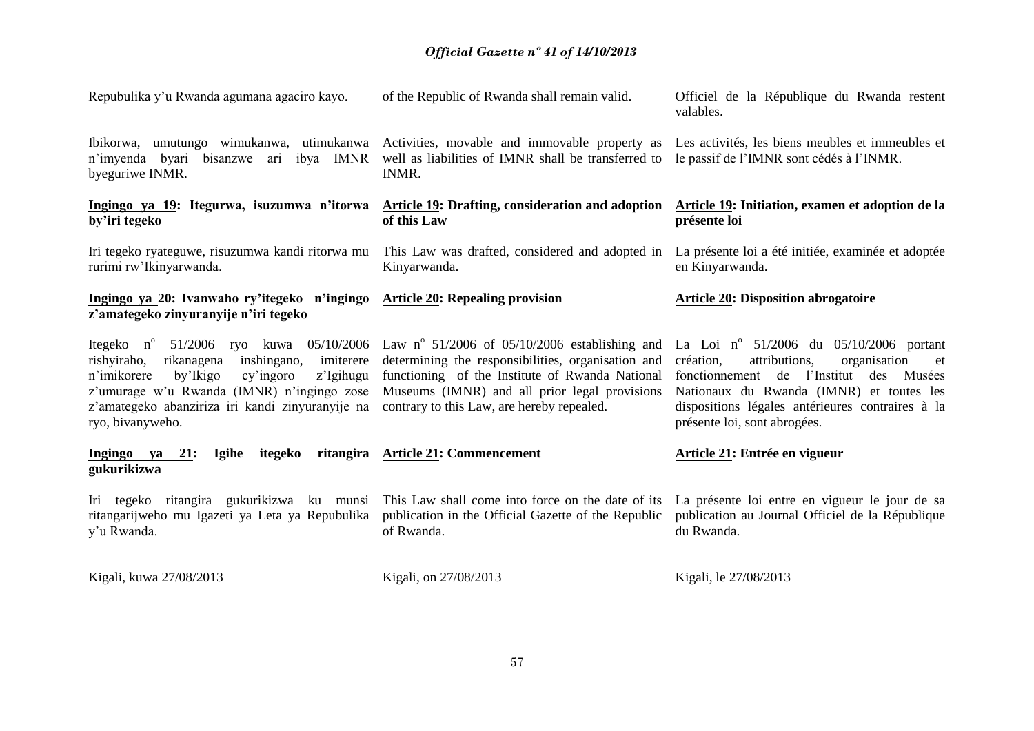Repubulika y'u Rwanda agumana agaciro kayo.

Ibikorwa, umutungo wimukanwa, utimukanwa n'imyenda byari bisanzwe ari ibya IMNR byeguriwe INMR.

**Ingingo ya 19: Itegurwa, isuzumwa n'itorwa by'iri tegeko**

Iri tegeko ryateguwe, risuzumwa kandi ritorwa mu rurimi rw'Ikinyarwanda.

**Ingingo ya 20: Ivanwaho ry'itegeko n'ingingo z'amategeko zinyuranyije n'iri tegeko**

Itegeko n° 51/2006 ryo kuwa 05/10/2006 rishyiraho, rikanagena inshingano, imiterere n'imikorere by'Ikigo cy'ingoro z'Igihugu z'umurage w'u Rwanda (IMNR) n'ingingo zose z'amategeko abanziriza iri kandi zinyuranyije na ryo, bivanyweho.

**Ingingo ya 21: Igihe itegeko ritangira gukurikizwa**

Iri tegeko ritangira gukurikizwa ku munsi ritangarijweho mu Igazeti ya Leta ya Repubulika y'u Rwanda.

Kigali, kuwa 27/08/2013

of the Republic of Rwanda shall remain valid.

Activities, movable and immovable property as well as liabilities of IMNR shall be transferred to INMR.

**Article 19: Drafting, consideration and adoption of this Law**

This Law was drafted, considered and adopted in Kinyarwanda.

**Article 20: Repealing provision**

Law n° 51/2006 of 05/10/2006 establishing and determining the responsibilities, organisation and functioning of the Institute of Rwanda National Museums (IMNR) and all prior legal provisions contrary to this Law, are hereby repealed.

**Article 21: Commencement**

This Law shall come into force on the date of its publication in the Official Gazette of the Republic of Rwanda.

Kigali, on 27/08/2013

Officiel de la République du Rwanda restent valables.

Les activités, les biens meubles et immeubles et le passif de l'IMNR sont cédés à l'INMR.

**Article 19: Initiation, examen et adoption de la présente loi**

La présente loi a été initiée, examinée et adoptée en Kinyarwanda.

**Article 20: Disposition abrogatoire**

La Loi n° 51/2006 du 05/10/2006 portant création, attributions, organisation et fonctionnement de l'Institut des Musées Nationaux du Rwanda (IMNR) et toutes les dispositions légales antérieures contraires à la présente loi, sont abrogées.

**Article 21: Entrée en vigueur**

La présente loi entre en vigueur le jour de sa publication au Journal Officiel de la République du Rwanda.

Kigali, le 27/08/2013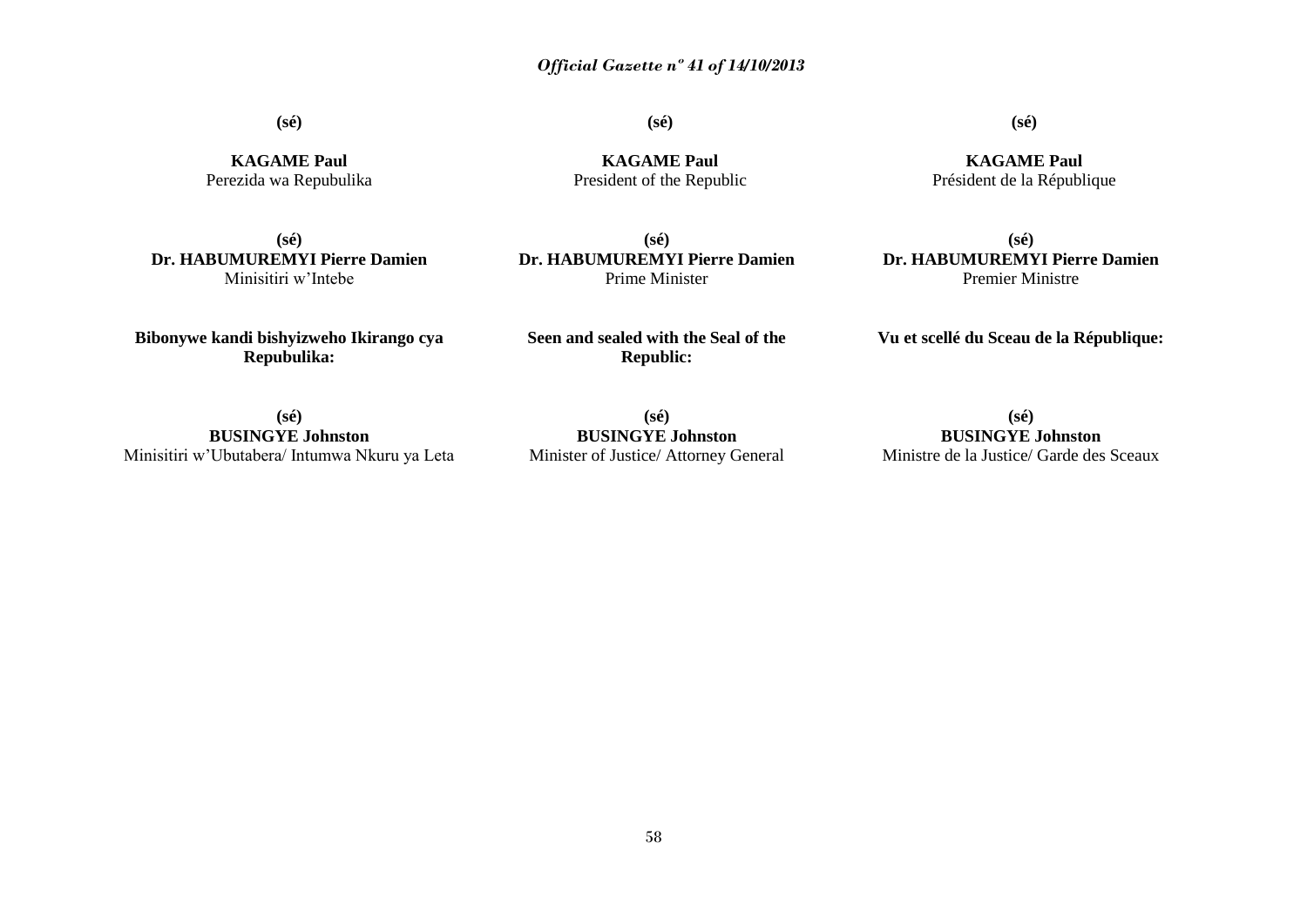**(sé)**

**KAGAME Paul**
Perezida wa Repubulika

**(sé)**
**Dr. HABUMUREMYI Pierre Damien**
Minisitiri w'Intebe

**Bibonywe kandi bishyizweho Ikirango cya Repubulika:**

**(sé)**
**BUSINGYE Johnston**
Minisitiri w'Ubutabera/ Intumwa Nkuru ya Leta

**(sé)**

**KAGAME Paul**
President of the Republic

**(sé)**
**Dr. HABUMUREMYI Pierre Damien**
Prime Minister

**Seen and sealed with the Seal of the Republic:**

**(sé)**
**BUSINGYE Johnston**
Minister of Justice/ Attorney General

**(sé)**

**KAGAME Paul**
Président de la République

**(sé)**
**Dr. HABUMUREMYI Pierre Damien**
Premier Ministre

**Vu et scellé du Sceau de la République:**

**(sé)**
**BUSINGYE Johnston**
Ministre de la Justice/ Garde des Sceaux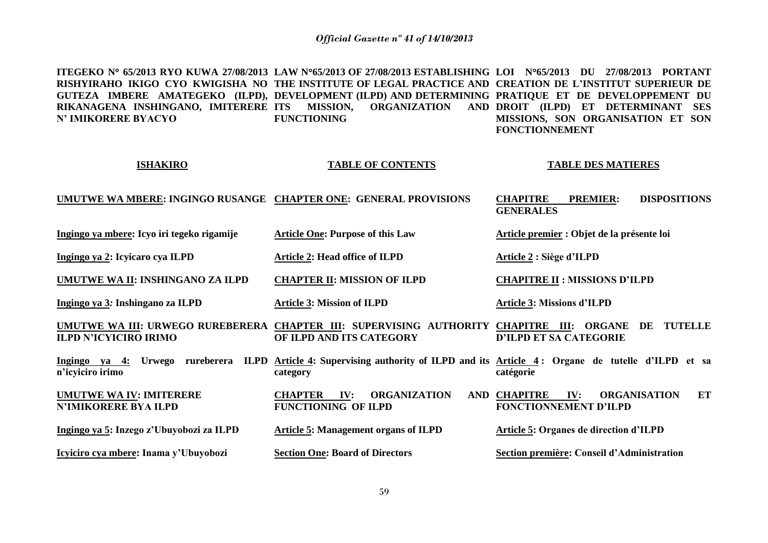| ITEGEKO N° 65/2013 RYO KUWA 27/08/2013 RISHYIRAHO IKIGO CYO KWIGISHA NO GUTEZA IMBERE AMATEGEKO (ILPD), RIKANAGENA INSHINGANO, IMITERERE N' IMIKORERE BYACYO | LAW N°65/2013 OF 27/08/2013 ESTABLISHING THE INSTITUTE OF LEGAL PRACTICE AND DEVELOPMENT (ILPD) AND DETERMINING ITS MISSION, ORGANIZATION AND FUNCTIONING | LOI N°65/2013 DU 27/08/2013 PORTANT CREATION DE L'INSTITUT SUPERIEUR DE PRATIQUE ET DE DEVELOPPEMENT DU DROIT (ILPD) ET DETERMINANT SES MISSIONS, SON ORGANISATION ET SON FONCTIONNEMENT |
|---|---|---|
| **ISHAKIRO** | **TABLE OF CONTENTS** | **TABLE DES MATIERES** |
| **UMUTWE WA MBERE: INGINGO RUSANGE** | **CHAPTER ONE: GENERAL PROVISIONS** | **CHAPITRE PREMIER: DISPOSITIONS GENERALES** |
| **Ingingo ya mbere: Icyo iri tegeko rigamije** | **Article One: Purpose of this Law** | **Article premier : Objet de la présente loi** |
| **Ingingo ya 2: Icyicaro cya ILPD** | **Article 2: Head office of ILPD** | **Article 2 : Siège d'ILPD** |
| **UMUTWE WA II: INSHINGANO ZA ILPD** | **CHAPTER II: MISSION OF ILPD** | **CHAPITRE II : MISSIONS D'ILPD** |
| **Ingingo ya 3: Inshingano za ILPD** | **Article 3: Mission of ILPD** | **Article 3: Missions d'ILPD** |
| **UMUTWE WA III: URWEGO RUREBERERA ILPD N'ICYICIRO IRIMO** | **CHAPTER III: SUPERVISING AUTHORITY OF ILPD AND ITS CATEGORY** | **CHAPITRE III: ORGANE DE TUTELLE D'ILPD ET SA CATEGORIE** |
| **Ingingo ya 4: Urwego rureberera ILPD n'icyiciro irimo** | **Article 4: Supervising authority of ILPD and its category** | **Article 4 : Organe de tutelle d'ILPD et sa catégorie** |
| **UMUTWE WA IV: IMITERERE N'IMIKORERE BYA ILPD** | **CHAPTER IV: ORGANIZATION AND FUNCTIONING OF ILPD** | **CHAPITRE IV: ORGANISATION ET FONCTIONNEMENT D'ILPD** |
| **Ingingo ya 5: Inzego z'Ubuyobozi za ILPD** | **Article 5: Management organs of ILPD** | **Article 5: Organes de direction d'ILPD** |
| **Icyiciro cya mbere: Inama y'Ubuyobozi** | **Section One: Board of Directors** | **Section première: Conseil d'Administration** |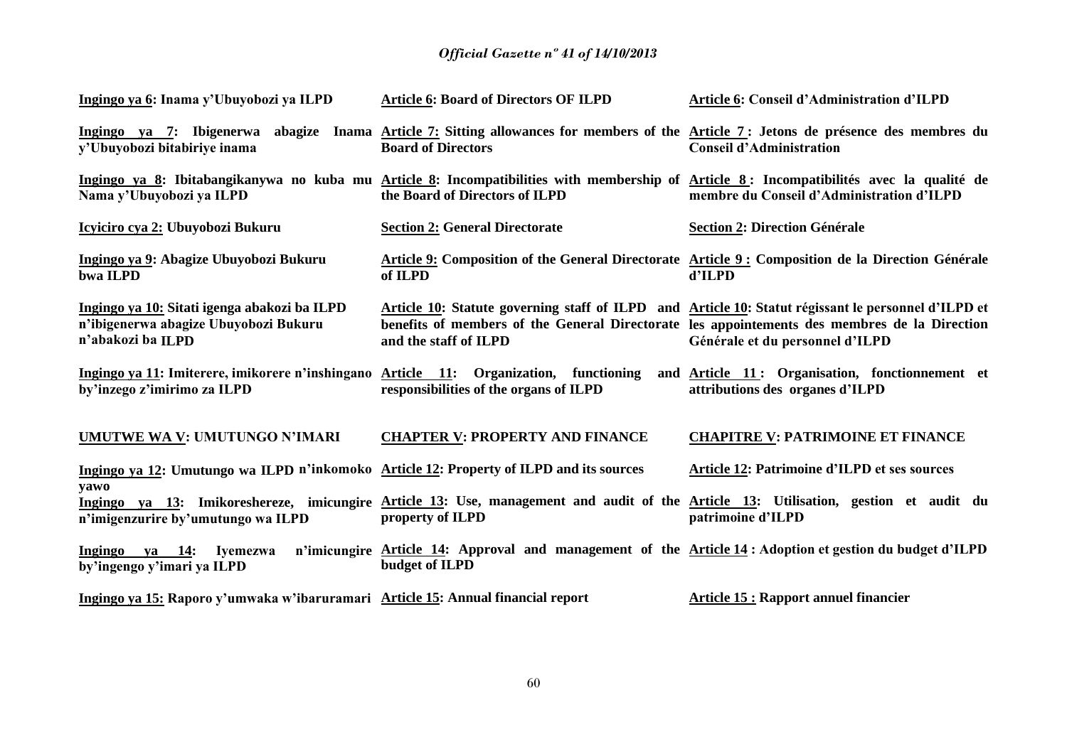| | | |
|---|---|---|
| **Ingingo ya 6: Inama y'Ubuyobozi ya ILPD** | **Article 6: Board of Directors OF ILPD** | **Article 6: Conseil d'Administration d'ILPD** |
| **Ingingo ya 7: Ibigenerwa abagize Inama y'Ubuyobozi bitabiriye inama** | **Article 7: Sitting allowances for members of the Board of Directors** | **Article 7 : Jetons de présence des membres du Conseil d'Administration** |
| **Ingingo ya 8: Ibitabangikanywa no kuba mu Nama y'Ubuyobozi ya ILPD** | **Article 8: Incompatibilities with membership of the Board of Directors of ILPD** | **Article 8 : Incompatibilités avec la qualité de membre du Conseil d'Administration d'ILPD** |
| **Icyiciro cya 2: Ubuyobozi Bukuru** | **Section 2: General Directorate** | **Section 2: Direction Générale** |
| **Ingingo ya 9: Abagize Ubuyobozi Bukuru bwa ILPD** | **Article 9: Composition of the General Directorate of ILPD** | **Article 9 : Composition de la Direction Générale d'ILPD** |
| **Ingingo ya 10: Sitati igenga abakozi ba ILPD n'ibigenerwa abagize Ubuyobozi Bukuru n'abakozi ba ILPD** | **Article 10: Statute governing staff of ILPD and benefits of members of the General Directorate and the staff of ILPD** | **Article 10: Statut régissant le personnel d'ILPD et les appointements des membres de la Direction Générale et du personnel d'ILPD** |
| **Ingingo ya 11: Imiterere, imikorere n'inshingano by'inzego z'imirimo za ILPD** | **Article 11: Organization, functioning and responsibilities of the organs of ILPD** | **Article 11 : Organisation, fonctionnement et attributions des organes d'ILPD** |
| **UMUTWE WA V: UMUTUNGO N'IMARI** | **CHAPTER V: PROPERTY AND FINANCE** | **CHAPITRE V: PATRIMOINE ET FINANCE** |
| **Ingingo ya 12: Umutungo wa ILPD n'inkomoko yawo** | **Article 12: Property of ILPD and its sources** | **Article 12: Patrimoine d'ILPD et ses sources** |
| **Ingingo ya 13: Imikoreshereze, imicungire n'imigenzurire by'umutungo wa ILPD** | **Article 13: Use, management and audit of the property of ILPD** | **Article 13: Utilisation, gestion et audit du patrimoine d'ILPD** |
| **Ingingo ya 14: Iyemezwa n'imicungire by'ingengo y'imari ya ILPD** | **Article 14: Approval and management of the budget of ILPD** | **Article 14 : Adoption et gestion du budget d'ILPD** |
| **Ingingo ya 15: Raporo y'umwaka w'ibaruramari** | **Article 15: Annual financial report** | **Article 15 : Rapport annuel financier** |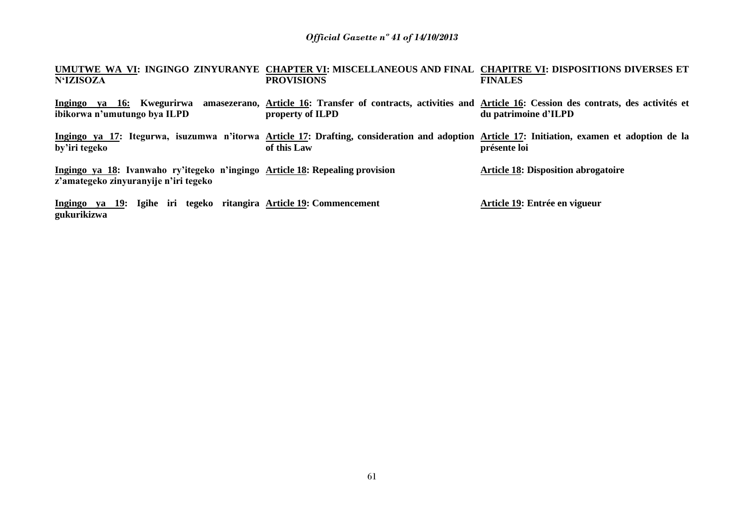**UMUTWE WA VI: INGINGO ZINYURANYE N'IZISOZA**

**Ingingo ya 16: Kwegurirwa amasezerano, ibikorwa n'umutungo bya ILPD**

**Ingingo ya 17: Itegurwa, isuzumwa n'itorwa by'iri tegeko**

**Ingingo ya 18: Ivanwaho ry'itegeko n'ingingo z'amategeko zinyuranyije n'iri tegeko**

**Ingingo ya 19: Igihe iri tegeko ritangira gukurikizwa**

**CHAPTER VI: MISCELLANEOUS AND FINAL PROVISIONS**

**Article 16: Transfer of contracts, activities and property of ILPD**

**Article 17: Drafting, consideration and adoption of this Law**

**Article 18: Repealing provision**

**Article 19: Commencement**

**CHAPITRE VI: DISPOSITIONS DIVERSES ET FINALES**

**Article 16: Cession des contrats, des activités et du patrimoine d'ILPD**

**Article 17: Initiation, examen et adoption de la présente loi**

**Article 18: Disposition abrogatoire**

**Article 19: Entrée en vigueur**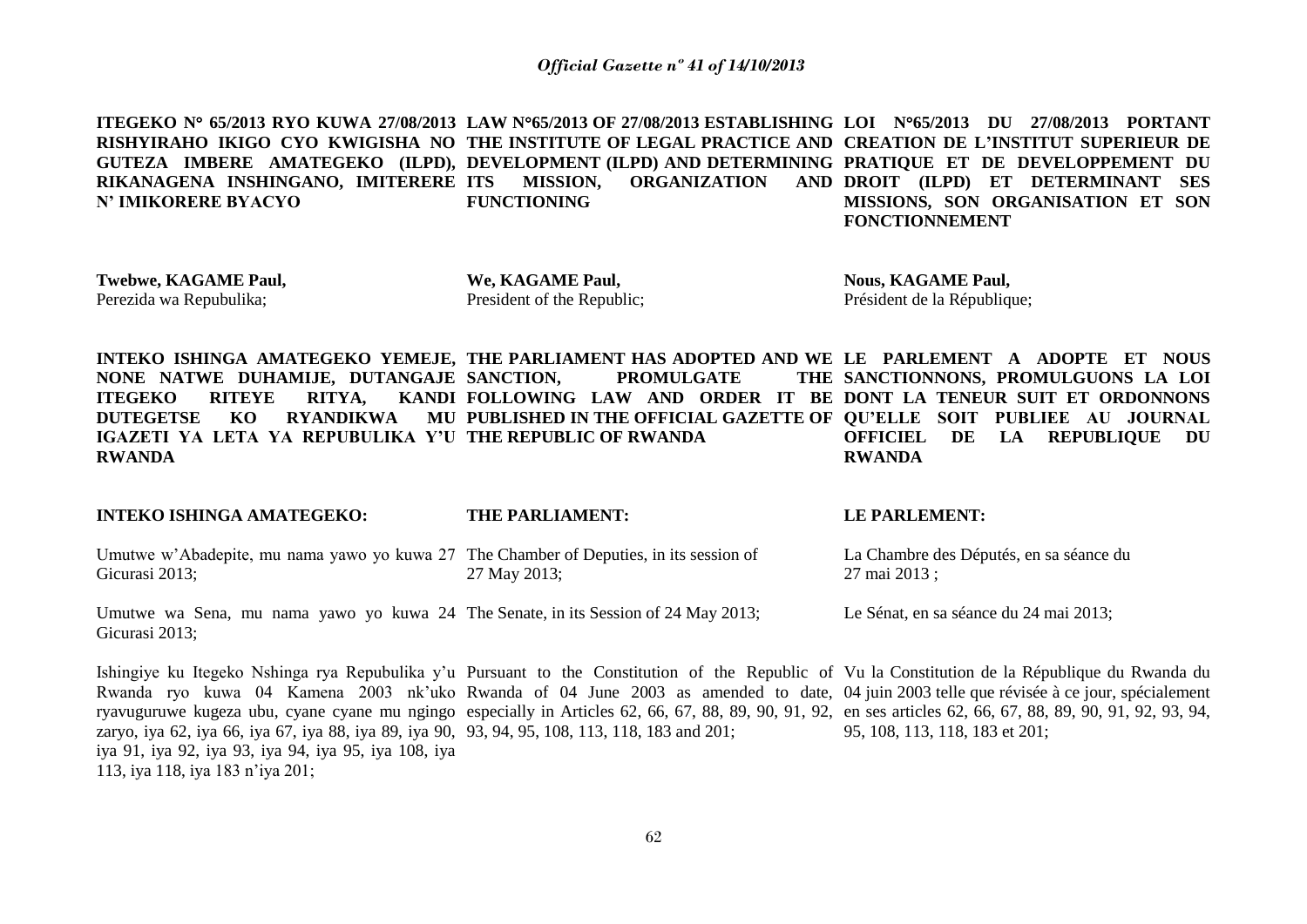**ITEGEKO N° 65/2013 RYO KUWA 27/08/2013 RISHYIRAHO IKIGO CYO KWIGISHA NO GUTEZA IMBERE AMATEGEKO (ILPD), RIKANAGENA INSHINGANO, IMITERERE N' IMIKORERE BYACYO**

**Twebwe, KAGAME Paul,**
Perezida wa Repubulika;

**INTEKO ISHINGA AMATEGEKO YEMEJE, NONE NATWE DUHAMIJE, DUTANGAJE ITEGEKO RITEYE RITYA, KANDI DUTEGETSE KO RYANDIKWA MU IGAZETI YA LETA YA REPUBULIKA Y'U RWANDA**

**INTEKO ISHINGA AMATEGEKO:**

Umutwe w'Abadepite, mu nama yawo yo kuwa 27 Gicurasi 2013;

Umutwe wa Sena, mu nama yawo yo kuwa 24 Gicurasi 2013;

Ishingiye ku Itegeko Nshinga rya Repubulika y'u Rwanda ryo kuwa 04 Kamena 2003 nk'uko ryavuguruwe kugeza ubu, cyane cyane mu ngingo zaryo, iya 62, iya 66, iya 67, iya 88, iya 89, iya 90, iya 91, iya 92, iya 93, iya 94, iya 95, iya 108, iya 113, iya 118, iya 183 n'iya 201;

**LAW N°65/2013 OF 27/08/2013 ESTABLISHING THE INSTITUTE OF LEGAL PRACTICE AND DEVELOPMENT (ILPD) AND DETERMINING ITS MISSION, ORGANIZATION AND FUNCTIONING**

**We, KAGAME Paul,**
President of the Republic;

**THE PARLIAMENT HAS ADOPTED AND WE SANCTION, PROMULGATE THE FOLLOWING LAW AND ORDER IT BE PUBLISHED IN THE OFFICIAL GAZETTE OF THE REPUBLIC OF RWANDA**

**THE PARLIAMENT:**

The Chamber of Deputies, in its session of 27 May 2013;

The Senate, in its Session of 24 May 2013;

Pursuant to the Constitution of the Republic of Rwanda of 04 June 2003 as amended to date, especially in Articles 62, 66, 67, 88, 89, 90, 91, 92, 93, 94, 95, 108, 113, 118, 183 and 201;

**LOI N°65/2013 DU 27/08/2013 PORTANT CREATION DE L'INSTITUT SUPERIEUR DE PRATIQUE ET DE DEVELOPPEMENT DU DROIT (ILPD) ET DETERMINANT SES MISSIONS, SON ORGANISATION ET SON FONCTIONNEMENT**

**Nous, KAGAME Paul,**
Président de la République;

**LE PARLEMENT A ADOPTE ET NOUS SANCTIONNONS, PROMULGUONS LA LOI DONT LA TENEUR SUIT ET ORDONNONS QU'ELLE SOIT PUBLIEE AU JOURNAL OFFICIEL DE LA REPUBLIQUE DU RWANDA**

**LE PARLEMENT:**

La Chambre des Députés, en sa séance du 27 mai 2013 ;

Le Sénat, en sa séance du 24 mai 2013;

Vu la Constitution de la République du Rwanda du 04 juin 2003 telle que révisée à ce jour, spécialement en ses articles 62, 66, 67, 88, 89, 90, 91, 92, 93, 94, 95, 108, 113, 118, 183 et 201;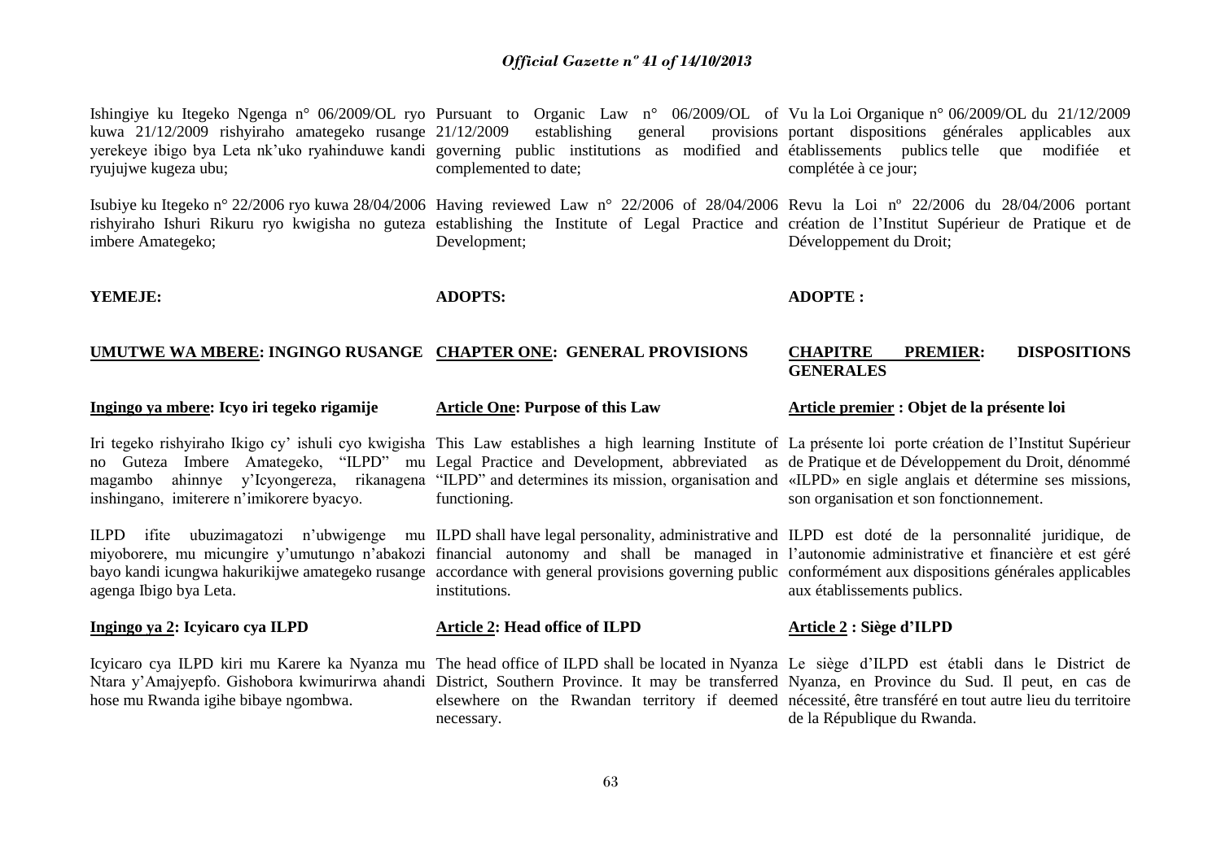Ishingiye ku Itegeko Ngenga n° 06/2009/OL ryo kuwa 21/12/2009 rishyiraho amategeko rusange yerekeye ibigo bya Leta nk'uko ryahinduwe kandi ryujujwe kugeza ubu;

Isubiye ku Itegeko n° 22/2006 ryo kuwa 28/04/2006 rishyiraho Ishuri Rikuru ryo kwigisha no guteza imbere Amategeko;

**YEMEJE:**

**UMUTWE WA MBERE: INGINGO RUSANGE**

**Ingingo ya mbere: Icyo iri tegeko rigamije**

Iri tegeko rishyiraho Ikigo cy' ishuli cyo kwigisha no Guteza Imbere Amategeko, "ILPD" mu magambo ahinnye y'Icyongereza, rikanagena inshingano, imiterere n'imikorere byacyo.

ILPD ifite ubuzimagatozi n'ubwigenge mu miyoborere, mu micungire y'umutungo n'abakozi bayo kandi icungwa hakurikijwe amategeko rusange agenga Ibigo bya Leta.

**Ingingo ya 2: Icyicaro cya ILPD**

Icyicaro cya ILPD kiri mu Karere ka Nyanza mu Ntara y'Amajyepfo. Gishobora kwimurirwa ahandi hose mu Rwanda igihe bibaye ngombwa.

---

Pursuant to Organic Law n° 06/2009/OL of 21/12/2009 establishing general provisions governing public institutions as modified and complemented to date;

Having reviewed Law n° 22/2006 of 28/04/2006 establishing the Institute of Legal Practice and Development;

**ADOPTS:**

**CHAPTER ONE: GENERAL PROVISIONS**

**Article One: Purpose of this Law**

This Law establishes a high learning Institute of Legal Practice and Development, abbreviated as "ILPD" and determines its mission, organisation and functioning.

ILPD shall have legal personality, administrative and financial autonomy and shall be managed in accordance with general provisions governing public institutions.

**Article 2: Head office of ILPD**

The head office of ILPD shall be located in Nyanza District, Southern Province. It may be transferred elsewhere on the Rwandan territory if deemed necessary.

---

Vu la Loi Organique n° 06/2009/OL du 21/12/2009 portant dispositions générales applicables aux établissements publics telle que modifiée et complétée à ce jour;

Revu la Loi nº 22/2006 du 28/04/2006 portant création de l'Institut Supérieur de Pratique et de Développement du Droit;

**ADOPTE :**

**CHAPITRE PREMIER: DISPOSITIONS GENERALES**

**Article premier : Objet de la présente loi**

La présente loi porte création de l'Institut Supérieur de Pratique et de Développement du Droit, dénommé «ILPD» en sigle anglais et détermine ses missions, son organisation et son fonctionnement.

ILPD est doté de la personnalité juridique, de l'autonomie administrative et financière et est géré conformément aux dispositions générales applicables aux établissements publics.

**Article 2 : Siège d'ILPD**

Le siège d'ILPD est établi dans le District de Nyanza, en Province du Sud. Il peut, en cas de nécessité, être transféré en tout autre lieu du territoire de la République du Rwanda.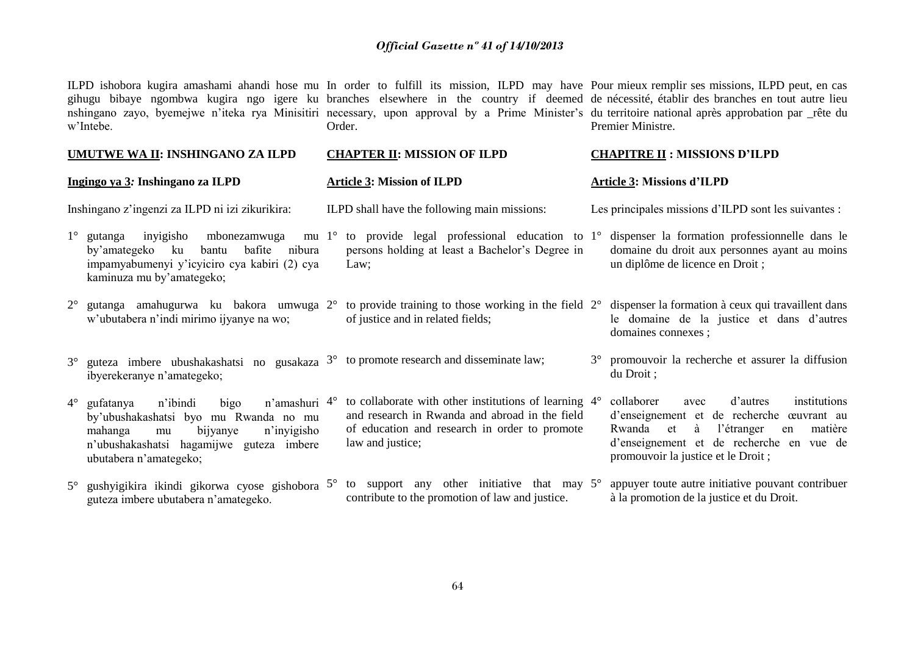ILPD ishobora kugira amashami ahandi hose mu gihugu bibaye ngombwa kugira ngo igere ku nshingano zayo, byemejwe n'iteka rya Minisitiri w'Intebe.

## UMUTWE WA II: INSHINGANO ZA ILPD

### Ingingo ya 3: Inshingano za ILPD

Inshingano z'ingenzi za ILPD ni izi zikurikira:

1° gutanga inyigisho mbonezamwuga mu by'amategeko ku bantu bafite nibura impamyabumenyi y'icyiciro cya kabiri (2) cya kaminuza mu by'amategeko;

2° gutanga amahugurwa ku bakora umwuga w'ubutabera n'indi mirimo ijyanye na wo;

3° guteza imbere ubushakashatsi no gusakaza ibyerekeranye n'amategeko;

4° gufatanya n'ibindi bigo n'amashuri by'ubushakashatsi byo mu Rwanda no mu mahanga mu bijyanye n'inyigisho n'ubushakashatsi hagamijwe guteza imbere ubutabera n'amategeko;

5° gushyigikira ikindi gikorwa cyose gishobora guteza imbere ubutabera n'amategeko.

In order to fulfill its mission, ILPD may have branches elsewhere in the country if deemed necessary, upon approval by a Prime Minister's Order.

## CHAPTER II: MISSION OF ILPD

### Article 3: Mission of ILPD

ILPD shall have the following main missions:

1° to provide legal professional education to persons holding at least a Bachelor's Degree in Law;

2° to provide training to those working in the field of justice and in related fields;

3° to promote research and disseminate law;

4° to collaborate with other institutions of learning and research in Rwanda and abroad in the field of education and research in order to promote law and justice;

5° to support any other initiative that may contribute to the promotion of law and justice.

Pour mieux remplir ses missions, ILPD peut, en cas de nécessité, établir des branches en tout autre lieu du territoire national après approbation par _rête du Premier Ministre.

## CHAPITRE II : MISSIONS D'ILPD

### Article 3: Missions d'ILPD

Les principales missions d'ILPD sont les suivantes :

1° dispenser la formation professionnelle dans le domaine du droit aux personnes ayant au moins un diplôme de licence en Droit ;

2° dispenser la formation à ceux qui travaillent dans le domaine de la justice et dans d'autres domaines connexes ;

3° promouvoir la recherche et assurer la diffusion du Droit ;

4° collaborer avec d'autres institutions d'enseignement et de recherche œuvrant au Rwanda et à l'étranger en matière d'enseignement et de recherche en vue de promouvoir la justice et le Droit ;

5° appuyer toute autre initiative pouvant contribuer à la promotion de la justice et du Droit.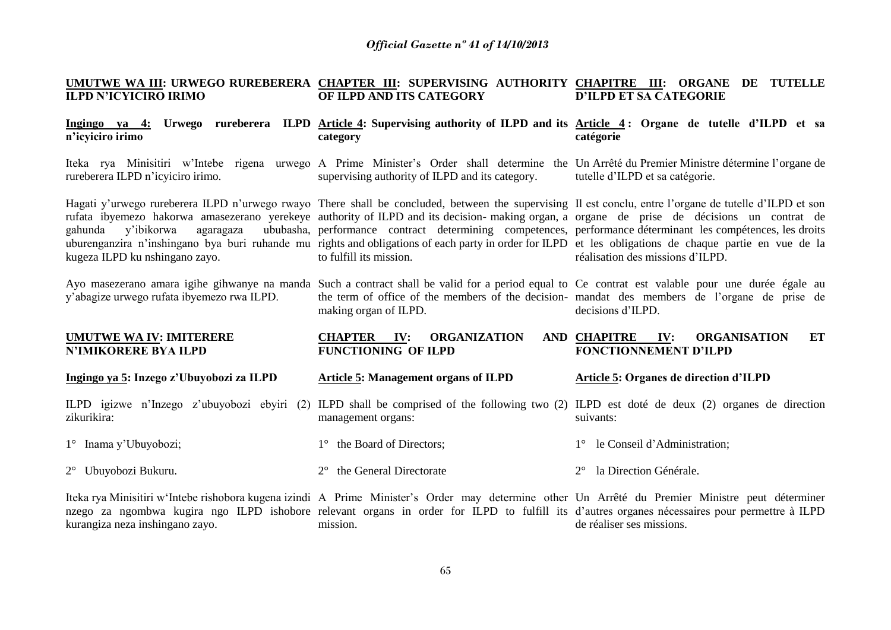**UMUTWE WA III: URWEGO RUREBERERA ILPD N'ICYICIRO IRIMO**

**Ingingo ya 4: Urwego rureberera ILPD n'icyiciro irimo**

Iteka rya Minisitiri w'Intebe rigena urwego rureberera ILPD n'icyiciro irimo.

Hagati y'urwego rureberera ILPD n'urwego rwayo rufata ibyemezo hakorwa amasezerano yerekeye gahunda y'ibikorwa agaragaza ububasha, uburenganzira n'inshingano bya buri ruhande mu kugeza ILPD ku nshingano zayo.

Ayo masezerano amara igihe gihwanye na manda y'abagize urwego rufata ibyemezo rwa ILPD.

**UMUTWE WA IV: IMITERERE N'IMIKORERE BYA ILPD**

**Ingingo ya 5: Inzego z'Ubuyobozi za ILPD**

ILPD igizwe n'Inzego z'ubuyobozi ebyiri (2) zikurikira:

1° Inama y'Ubuyobozi;

2° Ubuyobozi Bukuru.

Iteka rya Minisitiri w'Intebe rishobora kugena izindi nzego za ngombwa kugira ngo ILPD ishobore kurangiza neza inshingano zayo.

**CHAPTER III: SUPERVISING AUTHORITY OF ILPD AND ITS CATEGORY**

**Article 4: Supervising authority of ILPD and its category**

A Prime Minister's Order shall determine the supervising authority of ILPD and its category.

There shall be concluded, between the supervising authority of ILPD and its decision- making organ, a performance contract determining competences, rights and obligations of each party in order for ILPD to fulfill its mission.

Such a contract shall be valid for a period equal to the term of office of the members of the decision-making organ of ILPD.

**CHAPTER IV: ORGANIZATION AND FUNCTIONING OF ILPD**

**Article 5: Management organs of ILPD**

ILPD shall be comprised of the following two (2) management organs:

1° the Board of Directors;

2° the General Directorate

A Prime Minister's Order may determine other relevant organs in order for ILPD to fulfill its mission.

**CHAPITRE III: ORGANE DE TUTELLE D'ILPD ET SA CATEGORIE**

**Article 4 : Organe de tutelle d'ILPD et sa catégorie**

Un Arrêté du Premier Ministre détermine l'organe de tutelle d'ILPD et sa catégorie.

Il est conclu, entre l'organe de tutelle d'ILPD et son organe de prise de décisions un contrat de performance déterminant les compétences, les droits et les obligations de chaque partie en vue de la réalisation des missions d'ILPD.

Ce contrat est valable pour une durée égale au mandat des members de l'organe de prise de decisions d'ILPD.

**CHAPITRE IV: ORGANISATION ET FONCTIONNEMENT D'ILPD**

**Article 5: Organes de direction d'ILPD**

ILPD est doté de deux (2) organes de direction suivants:

1° le Conseil d'Administration;

2° la Direction Générale.

Un Arrêté du Premier Ministre peut déterminer d'autres organes nécessaires pour permettre à ILPD de réaliser ses missions.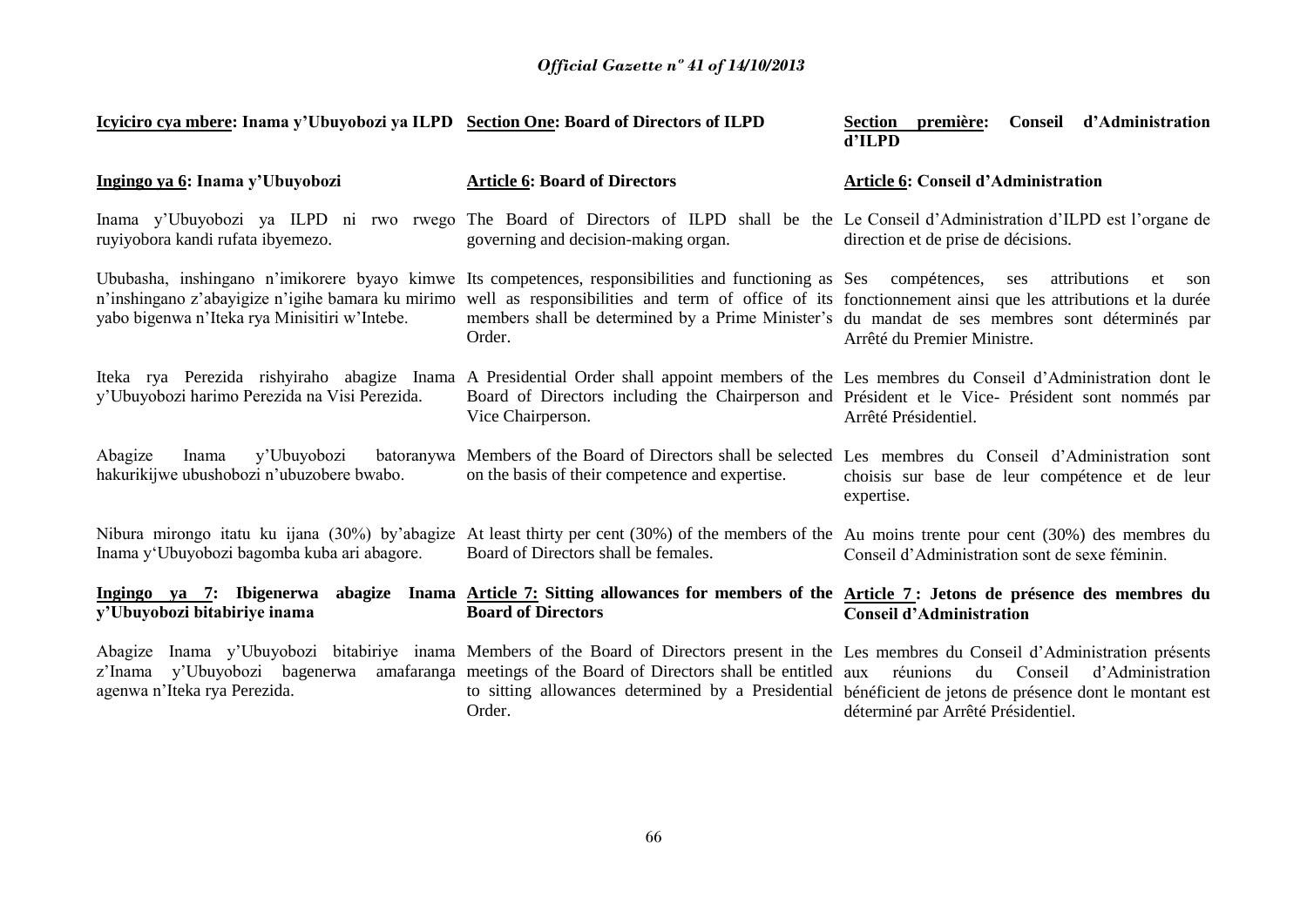**Icyiciro cya mbere: Inama y'Ubuyobozi ya ILPD**

**Ingingo ya 6: Inama y'Ubuyobozi**

Inama y'Ubuyobozi ya ILPD ni rwo rwego ruyiyobora kandi rufata ibyemezo.

Ububasha, inshingano n'imikorere byayo kimwe n'inshingano z'abayigize n'igihe bamara ku mirimo yabo bigenwa n'Iteka rya Minisitiri w'Intebe.

Iteka rya Perezida rishyiraho abagize Inama y'Ubuyobozi harimo Perezida na Visi Perezida.

Abagize Inama y'Ubuyobozi batoranywa hakurikijwe ubushobozi n'ubuzobere bwabo.

Nibura mirongo itatu ku ijana (30%) by'abagize Inama y'Ubuyobozi bagomba kuba ari abagore.

**Ingingo ya 7: Ibigenerwa abagize Inama y'Ubuyobozi bitabiriye inama**

Abagize Inama y'Ubuyobozi bitabiriye inama z'Inama y'Ubuyobozi bagenerwa amafaranga agenwa n'Iteka rya Perezida.

**Section One: Board of Directors of ILPD**

**Article 6: Board of Directors**

The Board of Directors of ILPD shall be the governing and decision-making organ.

Its competences, responsibilities and functioning as well as responsibilities and term of office of its members shall be determined by a Prime Minister's Order.

A Presidential Order shall appoint members of the Board of Directors including the Chairperson and Vice Chairperson.

Members of the Board of Directors shall be selected on the basis of their competence and expertise.

At least thirty per cent (30%) of the members of the Board of Directors shall be females.

**Article 7: Sitting allowances for members of the Board of Directors**

Members of the Board of Directors present in the meetings of the Board of Directors shall be entitled to sitting allowances determined by a Presidential Order.

**Section première: Conseil d'Administration d'ILPD**

**Article 6: Conseil d'Administration**

Le Conseil d'Administration d'ILPD est l'organe de direction et de prise de décisions.

Ses compétences, ses attributions et son fonctionnement ainsi que les attributions et la durée du mandat de ses membres sont déterminés par Arrêté du Premier Ministre.

Les membres du Conseil d'Administration dont le Président et le Vice- Président sont nommés par Arrêté Présidentiel.

Les membres du Conseil d'Administration sont choisis sur base de leur compétence et de leur expertise.

Au moins trente pour cent (30%) des membres du Conseil d'Administration sont de sexe féminin.

**Article 7 : Jetons de présence des membres du Conseil d'Administration**

Les membres du Conseil d'Administration présents aux réunions du Conseil d'Administration bénéficient de jetons de présence dont le montant est déterminé par Arrêté Présidentiel.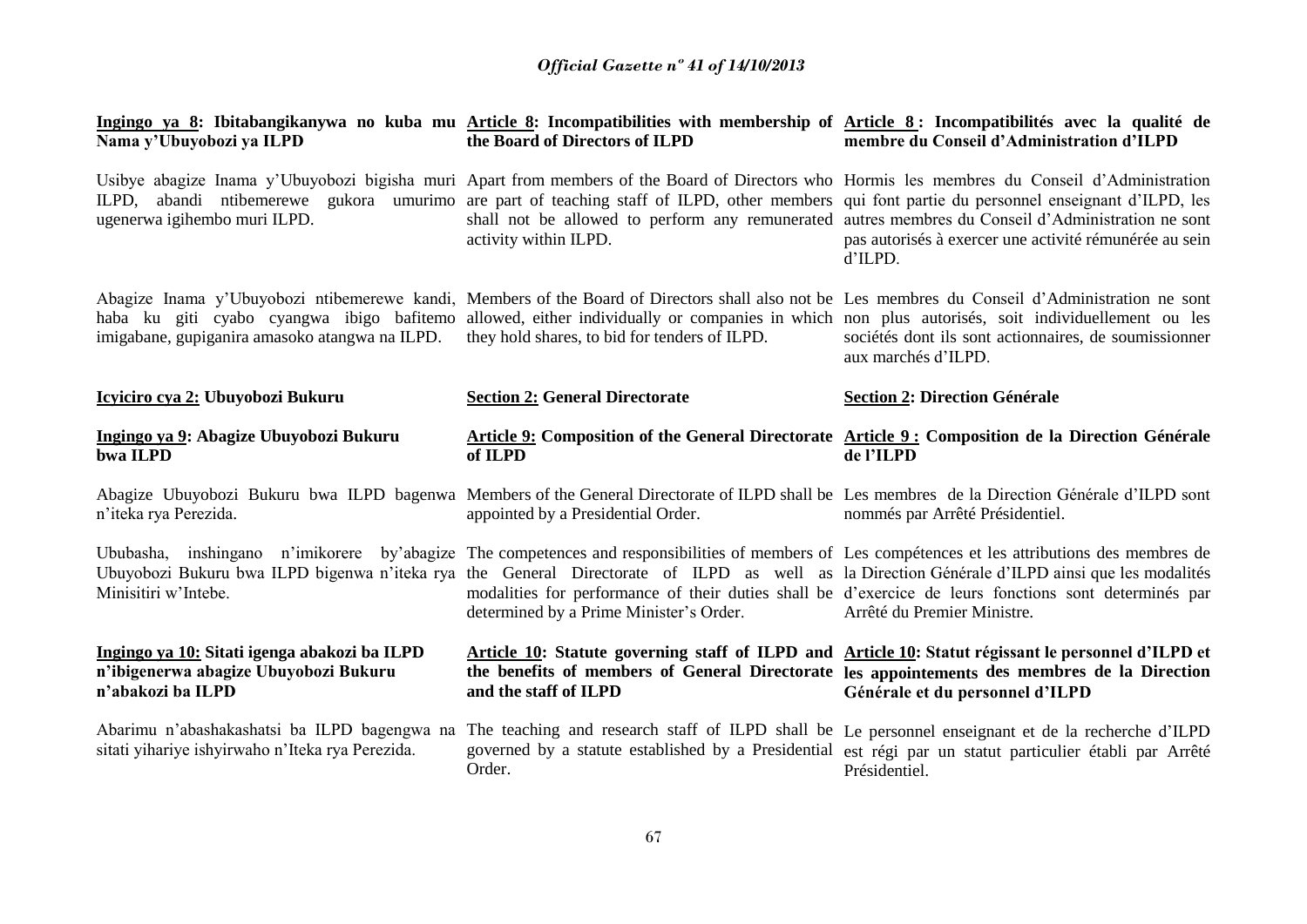**Ingingo ya 8: Ibitabangikanywa no kuba mu Nama y'Ubuyobozi ya ILPD**

Usibye abagize Inama y'Ubuyobozi bigisha muri ILPD, abandi ntibemerewe gukora umurimo ugenerwa igihembo muri ILPD.

Abagize Inama y'Ubuyobozi ntibemerewe kandi, haba ku giti cyabo cyangwa ibigo bafitemo imigabane, gupiganira amasoko atangwa na ILPD.

**Icyiciro cya 2: Ubuyobozi Bukuru**

**Ingingo ya 9: Abagize Ubuyobozi Bukuru bwa ILPD**

Abagize Ubuyobozi Bukuru bwa ILPD bagenwa n'iteka rya Perezida.

Ububasha, inshingano n'imikorere by'abagize Ubuyobozi Bukuru bwa ILPD bigenwa n'iteka rya Minisitiri w'Intebe.

**Ingingo ya 10: Sitati igenga abakozi ba ILPD n'ibigenerwa abagize Ubuyobozi Bukuru n'abakozi ba ILPD**

Abarimu n'abashakashatsi ba ILPD bagengwa na sitati yihariye ishyirwaho n'Iteka rya Perezida.

**Article 8: Incompatibilities with membership of the Board of Directors of ILPD**

Apart from members of the Board of Directors who are part of teaching staff of ILPD, other members shall not be allowed to perform any remunerated activity within ILPD.

Members of the Board of Directors shall also not be allowed, either individually or companies in which they hold shares, to bid for tenders of ILPD.

**Section 2: General Directorate**

**Article 9: Composition of the General Directorate of ILPD**

Members of the General Directorate of ILPD shall be appointed by a Presidential Order.

The competences and responsibilities of members of the General Directorate of ILPD as well as modalities for performance of their duties shall be determined by a Prime Minister's Order.

**Article 10: Statute governing staff of ILPD and the benefits of members of General Directorate and the staff of ILPD**

The teaching and research staff of ILPD shall be governed by a statute established by a Presidential Order.

**Article 8 : Incompatibilités avec la qualité de membre du Conseil d'Administration d'ILPD**

Hormis les membres du Conseil d'Administration qui font partie du personnel enseignant d'ILPD, les autres membres du Conseil d'Administration ne sont pas autorisés à exercer une activité rémunérée au sein d'ILPD.

Les membres du Conseil d'Administration ne sont non plus autorisés, soit individuellement ou les sociétés dont ils sont actionnaires, de soumissionner aux marchés d'ILPD.

**Section 2: Direction Générale**

**Article 9 : Composition de la Direction Générale de l'ILPD**

Les membres de la Direction Générale d'ILPD sont nommés par Arrêté Présidentiel.

Les compétences et les attributions des membres de la Direction Générale d'ILPD ainsi que les modalités d'exercice de leurs fonctions sont determinés par Arrêté du Premier Ministre.

**Article 10: Statut régissant le personnel d'ILPD et les appointements des membres de la Direction Générale et du personnel d'ILPD**

Le personnel enseignant et de la recherche d'ILPD est régi par un statut particulier établi par Arrêté Présidentiel.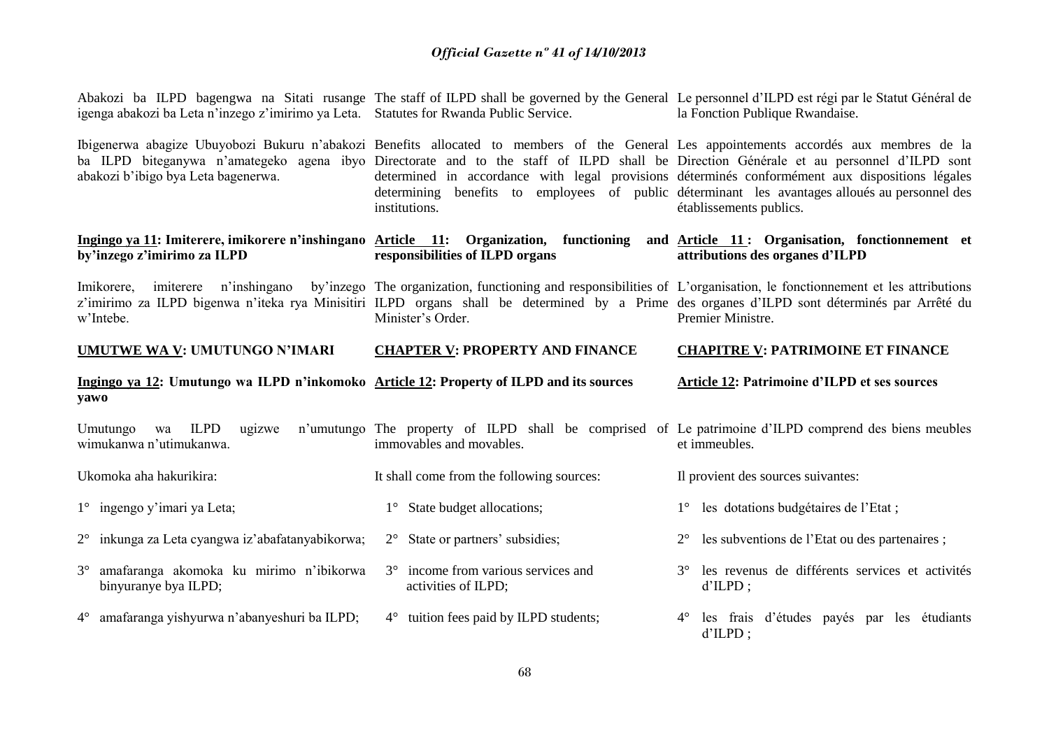Abakozi ba ILPD bagengwa na Sitati rusange igenga abakozi ba Leta n'inzego z'imirimo ya Leta.

Ibigenerwa abagize Ubuyobozi Bukuru n'abakozi ba ILPD biteganywa n'amategeko agena ibyo abakozi b'ibigo bya Leta bagenerwa.

**Ingingo ya 11: Imiterere, imikorere n'inshingano by'inzego z'imirimo za ILPD**

Imikorere, imiterere n'inshingano by'inzego z'imirimo za ILPD bigenwa n'iteka rya Minisitiri w'Intebe.

**UMUTWE WA V: UMUTUNGO N'IMARI**

**Ingingo ya 12: Umutungo wa ILPD n'inkomoko yawo**

Umutungo wa ILPD ugizwe n'umutungo wimukanwa n'utimukanwa.

Ukomoka aha hakurikira:

1° ingengo y'imari ya Leta;

2° inkunga za Leta cyangwa iz'abafatanyabikorwa;

3° amafaranga akomoka ku mirimo n'ibikorwa binyuranye bya ILPD;

4° amafaranga yishyurwa n'abanyeshuri ba ILPD;

The staff of ILPD shall be governed by the General Statutes for Rwanda Public Service.

Benefits allocated to members of the General Directorate and to the staff of ILPD shall be determined in accordance with legal provisions determining benefits to employees of public institutions.

**Article 11: Organization, functioning and responsibilities of ILPD organs**

The organization, functioning and responsibilities of ILPD organs shall be determined by a Prime Minister's Order.

**CHAPTER V: PROPERTY AND FINANCE**

**Article 12: Property of ILPD and its sources**

The property of ILPD shall be comprised of immovables and movables.

It shall come from the following sources:

1° State budget allocations;

2° State or partners' subsidies;

3° income from various services and activities of ILPD;

4° tuition fees paid by ILPD students;

Le personnel d'ILPD est régi par le Statut Général de la Fonction Publique Rwandaise.

Les appointements accordés aux membres de la Direction Générale et au personnel d'ILPD sont déterminés conformément aux dispositions légales déterminant les avantages alloués au personnel des établissements publics.

**Article 11 : Organisation, fonctionnement et attributions des organes d'ILPD**

L'organisation, le fonctionnement et les attributions des organes d'ILPD sont déterminés par Arrêté du Premier Ministre.

**CHAPITRE V: PATRIMOINE ET FINANCE**

**Article 12: Patrimoine d'ILPD et ses sources**

Le patrimoine d'ILPD comprend des biens meubles et immeubles.

Il provient des sources suivantes:

1° les dotations budgétaires de l'Etat ;

2° les subventions de l'Etat ou des partenaires ;

3° les revenus de différents services et activités d'ILPD ;

4° les frais d'études payés par les étudiants d'ILPD ;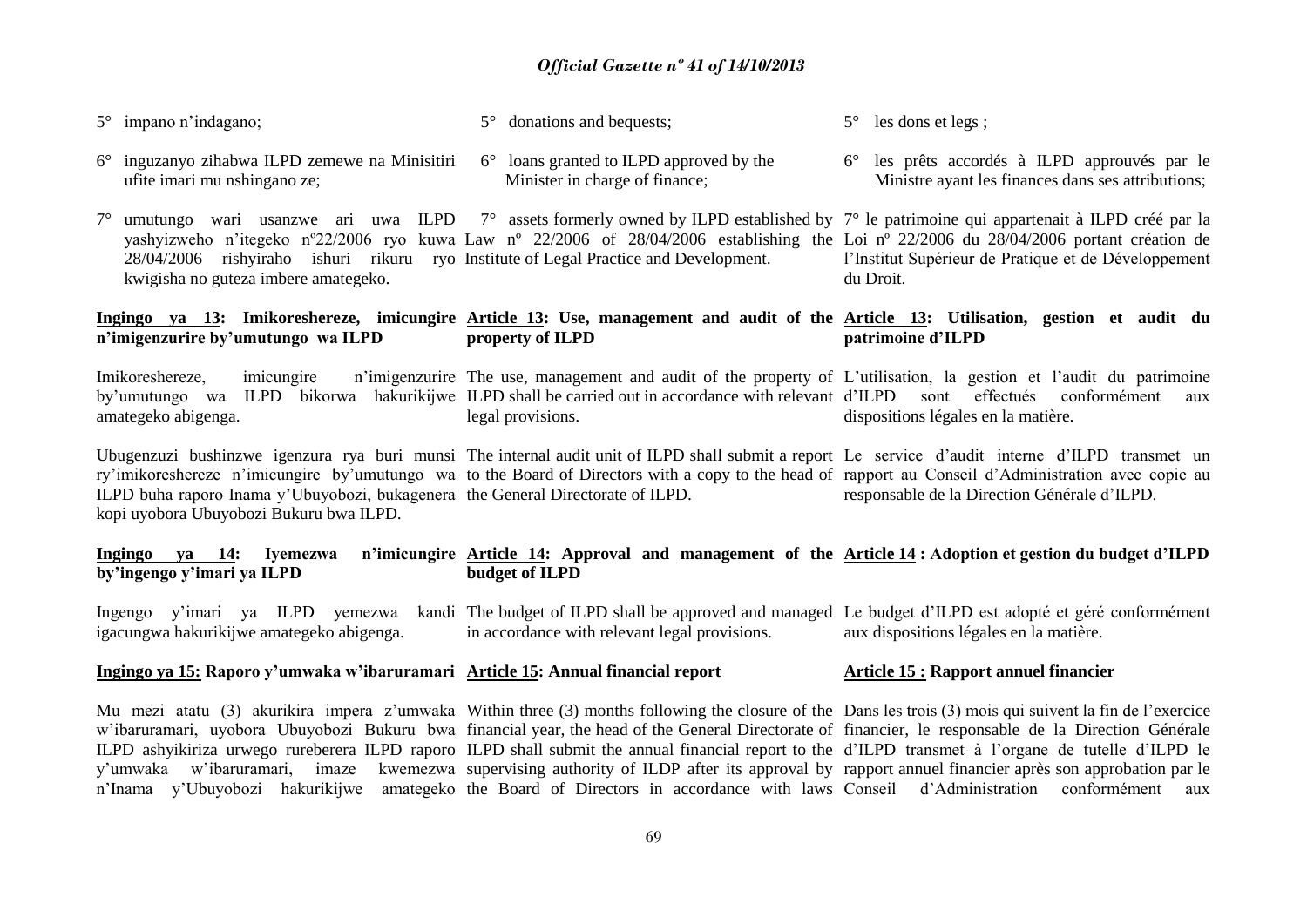5° impano n'indagano;

6° inguzanyo zihabwa ILPD zemewe na Minisitiri ufite imari mu nshingano ze;

7° umutungo wari usanzwe ari uwa ILPD yashyizweho n'itegeko nº22/2006 ryo kuwa 28/04/2006 rishyiraho ishuri rikuru ryo kwigisha no guteza imbere amategeko.

**Ingingo ya 13: Imikoreshereze, imicungire n'imigenzurire by'umutungo wa ILPD**

Imikoreshereze, imicungire n'imigenzurire by'umutungo wa ILPD bikorwa hakurikijwe amategeko abigenga.

Ubugenzuzi bushinzwe igenzura rya buri munsi ry'imikoreshereze n'imicungire by'umutungo wa ILPD buha raporo Inama y'Ubuyobozi, bukagenera kopi uyobora Ubuyobozi Bukuru bwa ILPD.

**Ingingo ya 14: Iyemezwa n'imicungire by'ingengo y'imari ya ILPD**

Ingengo y'imari ya ILPD yemezwa kandi igacungwa hakurikijwe amategeko abigenga.

**Ingingo ya 15: Raporo y'umwaka w'ibaruramari**

Mu mezi atatu (3) akurikira impera z'umwaka w'ibaruramari, uyobora Ubuyobozi Bukuru bwa ILPD ashyikiriza urwego rureberera ILPD raporo y'umwaka w'ibaruramari, imaze kwemezwa n'Inama y'Ubuyobozi hakurikijwe amategeko

5° donations and bequests;

6° loans granted to ILPD approved by the Minister in charge of finance;

7° assets formerly owned by ILPD established by Law nº 22/2006 of 28/04/2006 establishing the Institute of Legal Practice and Development.

**Article 13: Use, management and audit of the property of ILPD**

The use, management and audit of the property of ILPD shall be carried out in accordance with relevant legal provisions.

The internal audit unit of ILPD shall submit a report to the Board of Directors with a copy to the head of the General Directorate of ILPD.

**Article 14: Approval and management of the budget of ILPD**

The budget of ILPD shall be approved and managed in accordance with relevant legal provisions.

**Article 15: Annual financial report**

Within three (3) months following the closure of the financial year, the head of the General Directorate of ILPD shall submit the annual financial report to the supervising authority of ILDP after its approval by the Board of Directors in accordance with laws

5° les dons et legs ;

6° les prêts accordés à ILPD approuvés par le Ministre ayant les finances dans ses attributions;

7° le patrimoine qui appartenait à ILPD créé par la Loi nº 22/2006 du 28/04/2006 portant création de l'Institut Supérieur de Pratique et de Développement du Droit.

**Article 13: Utilisation, gestion et audit du patrimoine d'ILPD**

L'utilisation, la gestion et l'audit du patrimoine d'ILPD sont effectués conformément aux dispositions légales en la matière.

Le service d'audit interne d'ILPD transmet un rapport au Conseil d'Administration avec copie au responsable de la Direction Générale d'ILPD.

**Article 14 : Adoption et gestion du budget d'ILPD**

Le budget d'ILPD est adopté et géré conformément aux dispositions légales en la matière.

**Article 15 : Rapport annuel financier**

Dans les trois (3) mois qui suivent la fin de l'exercice financier, le responsable de la Direction Générale d'ILPD transmet à l'organe de tutelle d'ILPD le rapport annuel financier après son approbation par le Conseil d'Administration conformément aux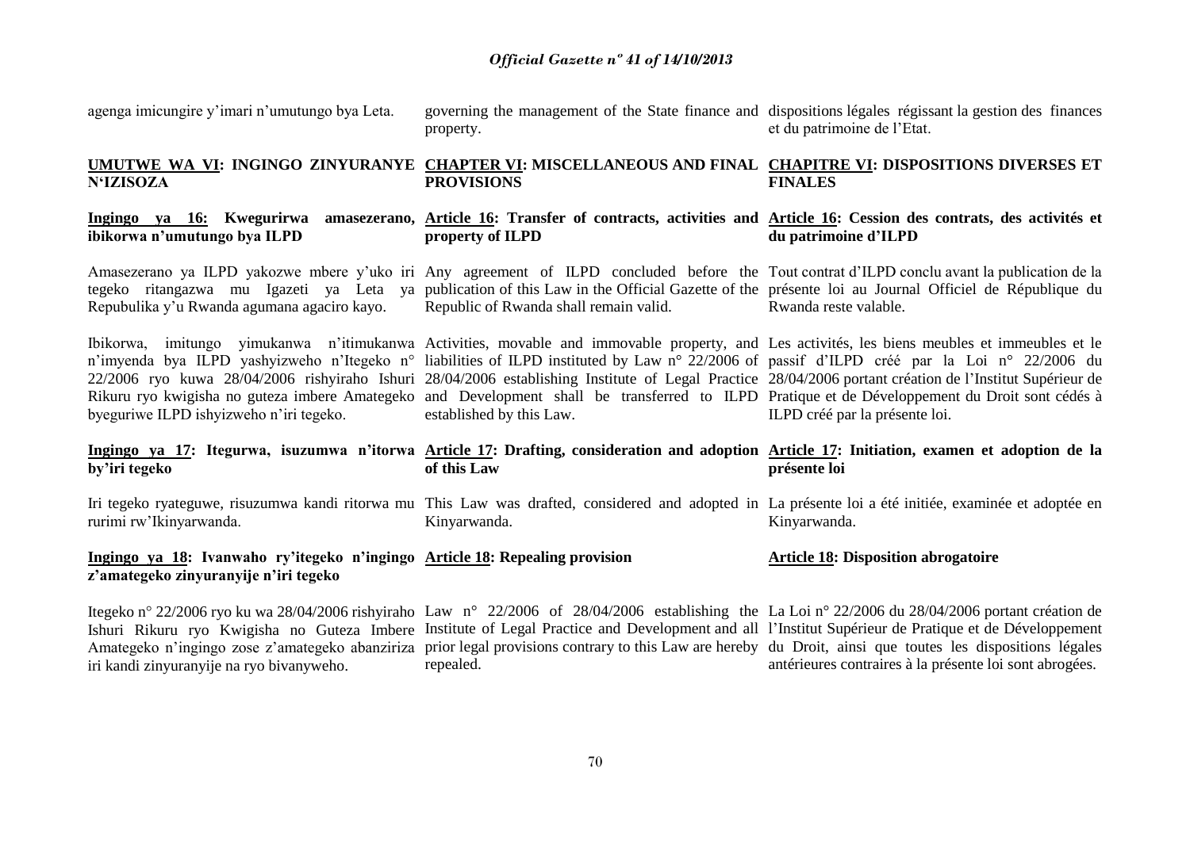agenga imicungire y'imari n'umutungo bya Leta.

governing the management of the State finance and property.

dispositions légales régissant la gestion des finances et du patrimoine de l'Etat.

## UMUTWE WA VI: INGINGO ZINYURANYE N'IZISOZA

## CHAPTER VI: MISCELLANEOUS AND FINAL PROVISIONS

## CHAPITRE VI: DISPOSITIONS DIVERSES ET FINALES

### Ingingo ya 16: Kwegurirwa amasezerano, ibikorwa n'umutungo bya ILPD

Amasezerano ya ILPD yakozwe mbere y'uko iri tegeko ritangazwa mu Igazeti ya Leta ya Repubulika y'u Rwanda agumana agaciro kayo.

Ibikorwa, imitungo yimukanwa n'itimukanwa n'imyenda bya ILPD yashyizweho n'Itegeko n° 22/2006 ryo kuwa 28/04/2006 rishyiraho Ishuri Rikuru ryo kwigisha no guteza imbere Amategeko byeguriwe ILPD ishyizweho n'iri tegeko.

### Article 16: Transfer of contracts, activities and property of ILPD

Any agreement of ILPD concluded before the publication of this Law in the Official Gazette of the Republic of Rwanda shall remain valid.

Activities, movable and immovable property, and liabilities of ILPD instituted by Law n° 22/2006 of 28/04/2006 establishing Institute of Legal Practice and Development shall be transferred to ILPD established by this Law.

### Article 16: Cession des contrats, des activités et du patrimoine d'ILPD

Tout contrat d'ILPD conclu avant la publication de la présente loi au Journal Officiel de République du Rwanda reste valable.

Les activités, les biens meubles et immeubles et le passif d'ILPD créé par la Loi n° 22/2006 du 28/04/2006 portant création de l'Institut Supérieur de Pratique et de Développement du Droit sont cédés à ILPD créé par la présente loi.

### Ingingo ya 17: Itegurwa, isuzumwa n'itorwa by'iri tegeko

Iri tegeko ryateguwe, risuzumwa kandi ritorwa mu rurimi rw'Ikinyarwanda.

### Article 17: Drafting, consideration and adoption of this Law

This Law was drafted, considered and adopted in Kinyarwanda.

### Article 17: Initiation, examen et adoption de la présente loi

La présente loi a été initiée, examinée et adoptée en Kinyarwanda.

### Ingingo ya 18: Ivanwaho ry'itegeko n'ingingo z'amategeko zinyuranyije n'iri tegeko

Itegeko n° 22/2006 ryo ku wa 28/04/2006 rishyiraho Ishuri Rikuru ryo Kwigisha no Guteza Imbere Amategeko n'ingingo zose z'amategeko abanziriza iri kandi zinyuranyije na ryo bivanyweho.

### Article 18: Repealing provision

Law n° 22/2006 of 28/04/2006 establishing the Institute of Legal Practice and Development and all prior legal provisions contrary to this Law are hereby repealed.

### Article 18: Disposition abrogatoire

La Loi n° 22/2006 du 28/04/2006 portant création de l'Institut Supérieur de Pratique et de Développement du Droit, ainsi que toutes les dispositions légales antérieures contraires à la présente loi sont abrogées.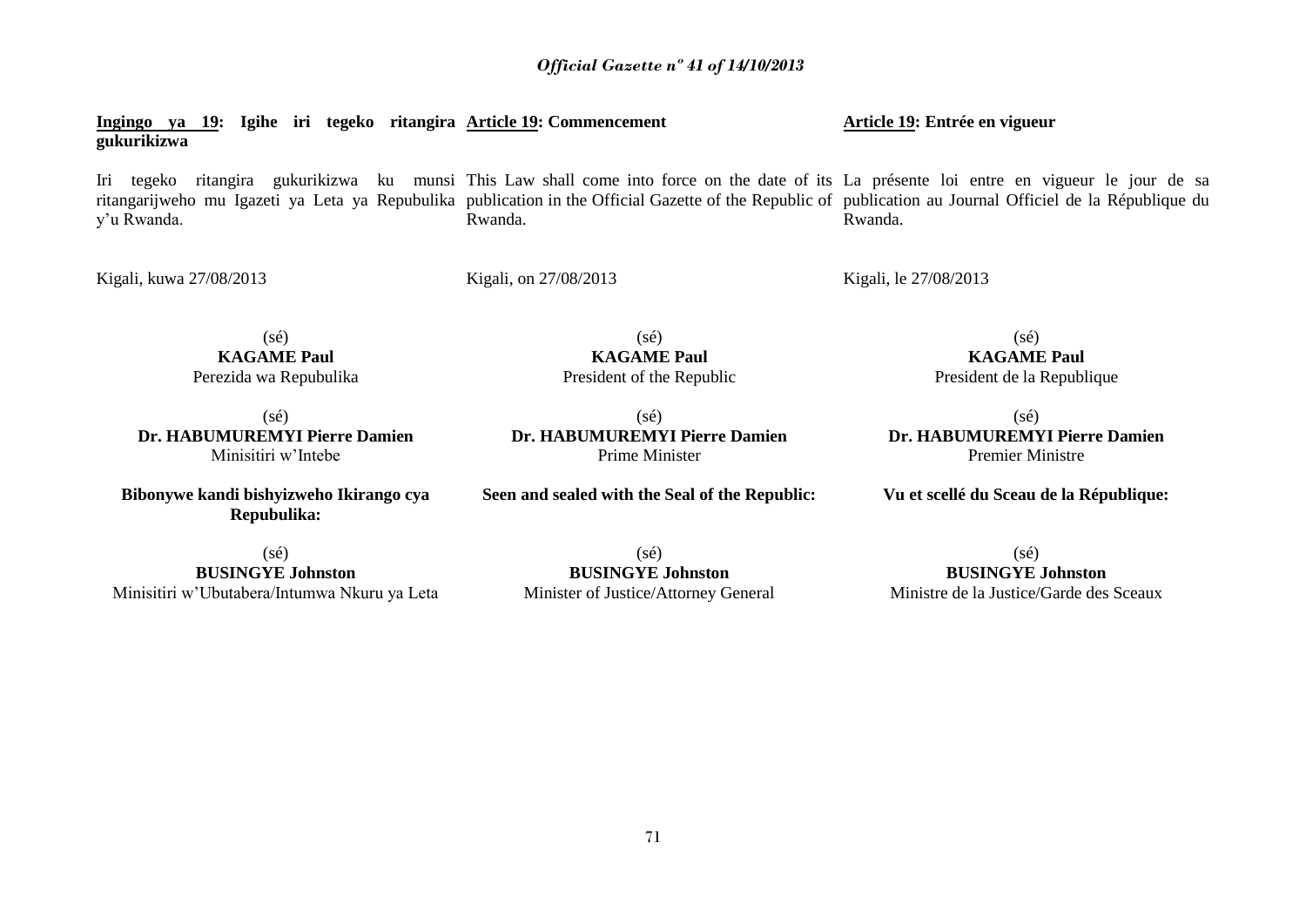**<u>Ingingo ya 19</u>: Igihe iri tegeko ritangira gukurikizwa**

Iri tegeko ritangira gukurikizwa ku munsi ritangarijweho mu Igazeti ya Leta ya Repubulika y'u Rwanda.

Kigali, kuwa 27/08/2013

(sé)
**KAGAME Paul**
Perezida wa Repubulika

(sé)
**Dr. HABUMUREMYI Pierre Damien**
Minisitiri w'Intebe

**Bibonywe kandi bishyizweho Ikirango cya Repubulika:**

(sé)
**BUSINGYE Johnston**
Minisitiri w'Ubutabera/Intumwa Nkuru ya Leta

**<u>Article 19</u>: Commencement**

This Law shall come into force on the date of its publication in the Official Gazette of the Republic of Rwanda.

Kigali, on 27/08/2013

(sé)
**KAGAME Paul**
President of the Republic

(sé)
**Dr. HABUMUREMYI Pierre Damien**
Prime Minister

**Seen and sealed with the Seal of the Republic:**

(sé)
**BUSINGYE Johnston**
Minister of Justice/Attorney General

**<u>Article 19</u>: Entrée en vigueur**

La présente loi entre en vigueur le jour de sa publication au Journal Officiel de la République du Rwanda.

Kigali, le 27/08/2013

(sé)
**KAGAME Paul**
President de la Republique

(sé)
**Dr. HABUMUREMYI Pierre Damien**
Premier Ministre

**Vu et scellé du Sceau de la République:**

(sé)
**BUSINGYE Johnston**
Ministre de la Justice/Garde des Sceaux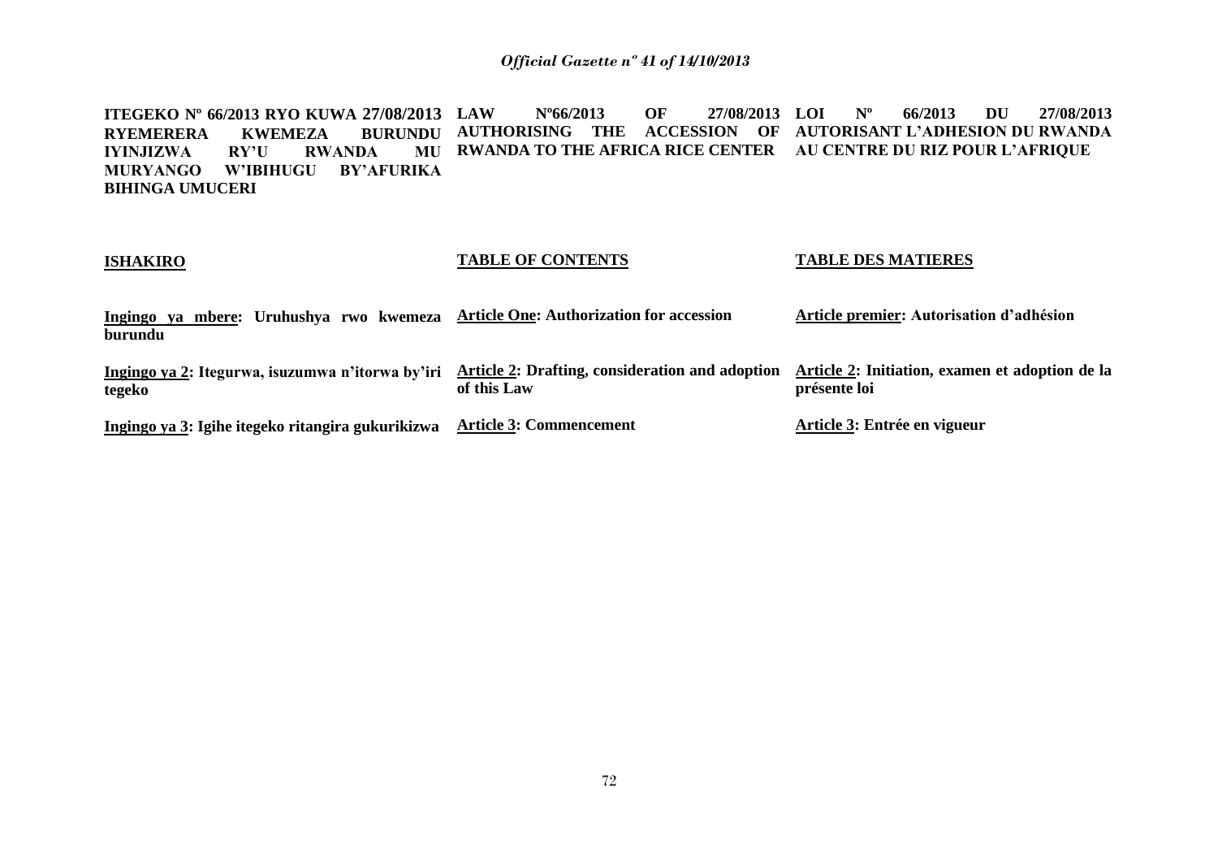**ITEGEKO Nº 66/2013 RYO KUWA 27/08/2013 RYEMERERA KWEMEZA BURUNDU IYINJIZWA RY'U RWANDA MU MURYANGO W'IBIHUGU BY'AFURIKA BIHINGA UMUCERI**

**LAW Nº66/2013 OF 27/08/2013 AUTHORISING THE ACCESSION OF RWANDA TO THE AFRICA RICE CENTER**

**LOI Nº 66/2013 DU 27/08/2013 AUTORISANT L'ADHESION DU RWANDA AU CENTRE DU RIZ POUR L'AFRIQUE**

**ISHAKIRO**

**Ingingo ya mbere: Uruhushya rwo kwemeza burundu**

**Ingingo ya 2: Itegurwa, isuzumwa n'itorwa by'iri tegeko**

**Ingingo ya 3: Igihe itegeko ritangira gukurikizwa**

**TABLE OF CONTENTS**

**Article One: Authorization for accession**

**Article 2: Drafting, consideration and adoption of this Law**

**Article 3: Commencement**

**TABLE DES MATIERES**

**Article premier: Autorisation d'adhésion**

**Article 2: Initiation, examen et adoption de la présente loi**

**Article 3: Entrée en vigueur**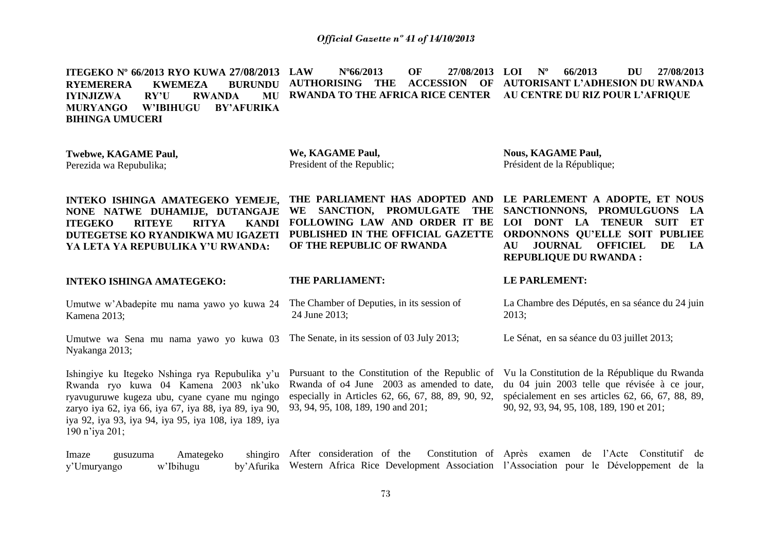**ITEGEKO Nº 66/2013 RYO KUWA 27/08/2013 RYEMERERA KWEMEZA BURUNDU IYINJIZWA RY'U RWANDA MU MURYANGO W'IBIHUGU BY'AFURIKA BIHINGA UMUCERI**

**Twebwe, KAGAME Paul,**
Perezida wa Repubulika;

**INTEKO ISHINGA AMATEGEKO YEMEJE, NONE NATWE DUHAMIJE, DUTANGAJE ITEGEKO RITEYE RITYA KANDI DUTEGETSE KO RYANDIKWA MU IGAZETI YA LETA YA REPUBULIKA Y'U RWANDA:**

**INTEKO ISHINGA AMATEGEKO:**

Umutwe w'Abadepite mu nama yawo yo kuwa 24 Kamena 2013;

Umutwe wa Sena mu nama yawo yo kuwa 03 Nyakanga 2013;

Ishingiye ku Itegeko Nshinga rya Repubulika y'u Rwanda ryo kuwa 04 Kamena 2003 nk'uko ryavuguruwe kugeza ubu, cyane cyane mu ngingo zaryo iya 62, iya 66, iya 67, iya 88, iya 89, iya 90, iya 92, iya 93, iya 94, iya 95, iya 108, iya 189, iya 190 n'iya 201;

Imaze gusuzuma Amategeko shingiro y'Umuryango w'Ibihugu by'Afurika

**LAW Nº66/2013 OF 27/08/2013 AUTHORISING THE ACCESSION OF RWANDA TO THE AFRICA RICE CENTER**

**We, KAGAME Paul,**
President of the Republic;

**THE PARLIAMENT HAS ADOPTED AND WE SANCTION, PROMULGATE THE FOLLOWING LAW AND ORDER IT BE PUBLISHED IN THE OFFICIAL GAZETTE OF THE REPUBLIC OF RWANDA**

**THE PARLIAMENT:**

The Chamber of Deputies, in its session of 24 June 2013;

The Senate, in its session of 03 July 2013;

Pursuant to the Constitution of the Republic of Rwanda of o4 June 2003 as amended to date, especially in Articles 62, 66, 67, 88, 89, 90, 92, 93, 94, 95, 108, 189, 190 and 201;

After consideration of the Constitution of Western Africa Rice Development Association

**LOI Nº 66/2013 DU 27/08/2013 AUTORISANT L'ADHESION DU RWANDA AU CENTRE DU RIZ POUR L'AFRIQUE**

**Nous, KAGAME Paul,**
Président de la République;

**LE PARLEMENT A ADOPTE, ET NOUS SANCTIONNONS, PROMULGUONS LA LOI DONT LA TENEUR SUIT ET ORDONNONS QU'ELLE SOIT PUBLIEE AU JOURNAL OFFICIEL DE LA REPUBLIQUE DU RWANDA :**

**LE PARLEMENT:**

La Chambre des Députés, en sa séance du 24 juin 2013;

Le Sénat, en sa séance du 03 juillet 2013;

Vu la Constitution de la République du Rwanda du 04 juin 2003 telle que révisée à ce jour, spécialement en ses articles 62, 66, 67, 88, 89, 90, 92, 93, 94, 95, 108, 189, 190 et 201;

Après examen de l'Acte Constitutif de l'Association pour le Développement de la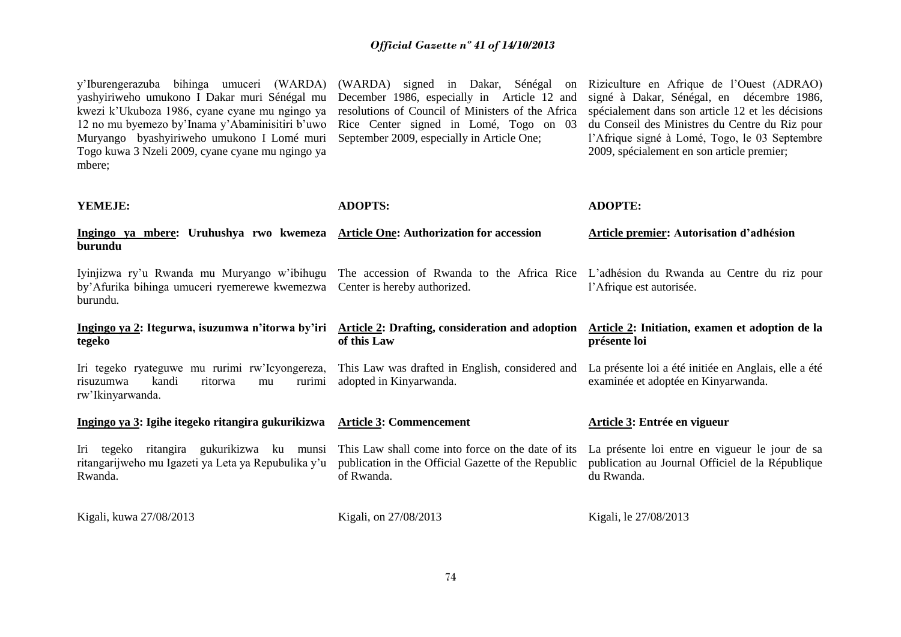y'Iburengerazuba bihinga umuceri (WARDA) yashyiriweho umukono I Dakar muri Sénégal mu kwezi k'Ukuboza 1986, cyane cyane mu ngingo ya 12 no mu byemezo by'Inama y'Abaminisitiri b'uwo Muryango byashyiriweho umukono I Lomé muri Togo kuwa 3 Nzeli 2009, cyane cyane mu ngingo ya mbere;

**YEMEJE:**

**<u>Ingingo ya mbere</u>: Uruhushya rwo kwemeza burundu**

Iyinjizwa ry'u Rwanda mu Muryango w'ibihugu by'Afurika bihinga umuceri ryemerewe kwemezwa burundu.

**<u>Ingingo ya 2</u>: Itegurwa, isuzumwa n'itorwa by'iri tegeko**

Iri tegeko ryateguwe mu rurimi rw'Icyongereza, risuzumwa kandi ritorwa mu rurimi rw'Ikinyarwanda.

**<u>Ingingo ya 3</u>: Igihe itegeko ritangira gukurikizwa**

Iri tegeko ritangira gukurikizwa ku munsi ritangarijweho mu Igazeti ya Leta ya Repubulika y'u Rwanda.

Kigali, kuwa 27/08/2013

(WARDA) signed in Dakar, Sénégal on December 1986, especially in Article 12 and resolutions of Council of Ministers of the Africa Rice Center signed in Lomé, Togo on 03 September 2009, especially in Article One;

**ADOPTS:**

**<u>Article One</u>: Authorization for accession**

The accession of Rwanda to the Africa Rice Center is hereby authorized.

**<u>Article 2</u>: Drafting, consideration and adoption of this Law**

This Law was drafted in English, considered and adopted in Kinyarwanda.

**<u>Article 3</u>: Commencement**

This Law shall come into force on the date of its publication in the Official Gazette of the Republic of Rwanda.

Kigali, on 27/08/2013

Riziculture en Afrique de l'Ouest (ADRAO) signé à Dakar, Sénégal, en décembre 1986, spécialement dans son article 12 et les décisions du Conseil des Ministres du Centre du Riz pour l'Afrique signé à Lomé, Togo, le 03 Septembre 2009, spécialement en son article premier;

**ADOPTE:**

**<u>Article premier</u>: Autorisation d'adhésion**

L'adhésion du Rwanda au Centre du riz pour l'Afrique est autorisée.

**<u>Article 2</u>: Initiation, examen et adoption de la présente loi**

La présente loi a été initiée en Anglais, elle a été examinée et adoptée en Kinyarwanda.

**<u>Article 3</u>: Entrée en vigueur**

La présente loi entre en vigueur le jour de sa publication au Journal Officiel de la République du Rwanda.

Kigali, le 27/08/2013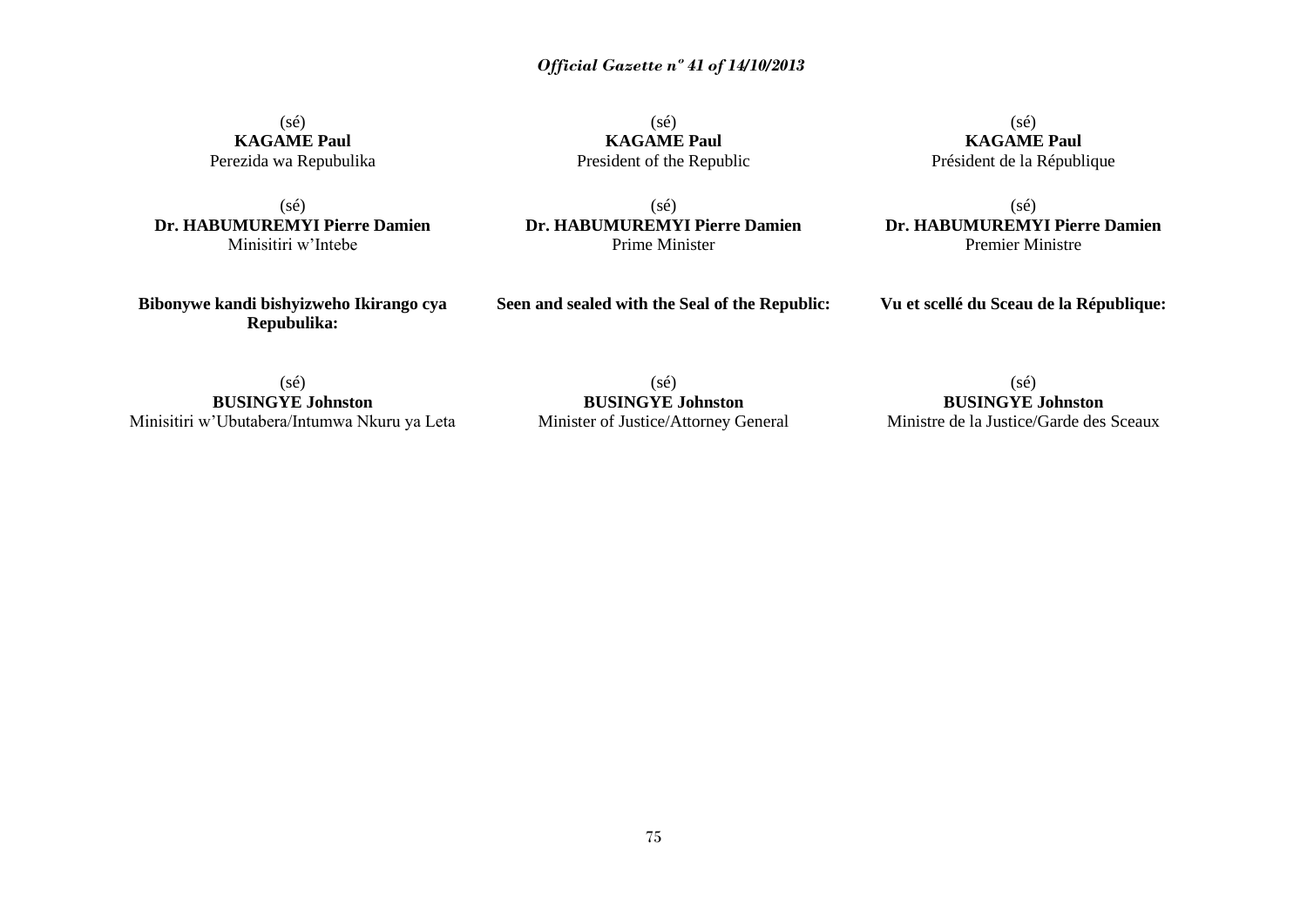(sé)
**KAGAME Paul**
Perezida wa Repubulika

(sé)
**Dr. HABUMUREMYI Pierre Damien**
Minisitiri w'Intebe

**Bibonywe kandi bishyizweho Ikirango cya Repubulika:**

(sé)
**BUSINGYE Johnston**
Minisitiri w'Ubutabera/Intumwa Nkuru ya Leta

(sé)
**KAGAME Paul**
President of the Republic

(sé)
**Dr. HABUMUREMYI Pierre Damien**
Prime Minister

**Seen and sealed with the Seal of the Republic:**

(sé)
**BUSINGYE Johnston**
Minister of Justice/Attorney General

(sé)
**KAGAME Paul**
Président de la République

(sé)
**Dr. HABUMUREMYI Pierre Damien**
Premier Ministre

**Vu et scellé du Sceau de la République:**

(sé)
**BUSINGYE Johnston**
Ministre de la Justice/Garde des Sceaux